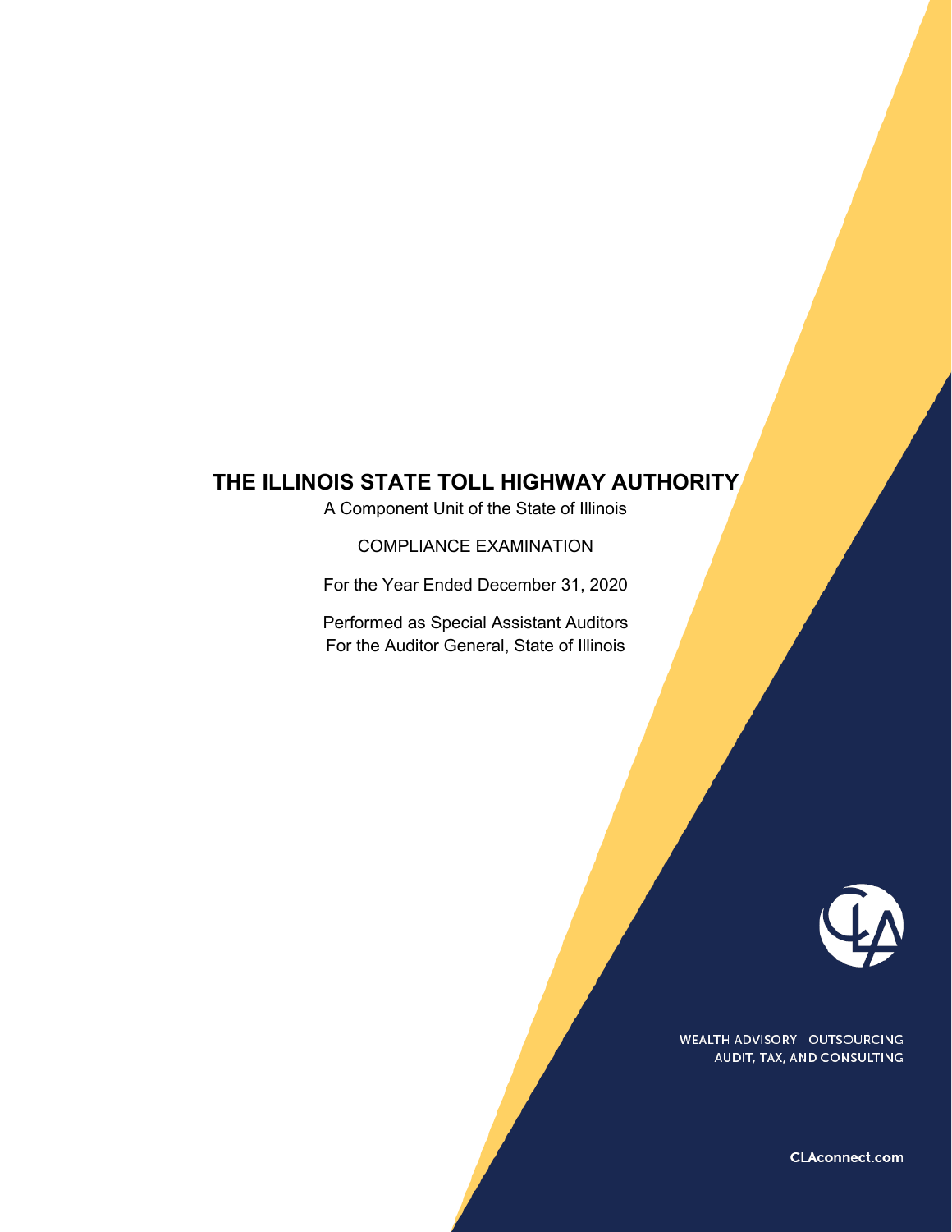# THE ILLINOIS STATE TOLL HIGHWAY AUTHORITY

A Component Unit of the State of Illinois

COMPLIANCE EXAMINATION

For the Year Ended December 31, 2020

Performed as Special Assistant Auditors
For the Auditor General, State of Illinois

WEALTH ADVISORY | OUTSOURCING
AUDIT, TAX, AND CONSULTING

CLAconnect.com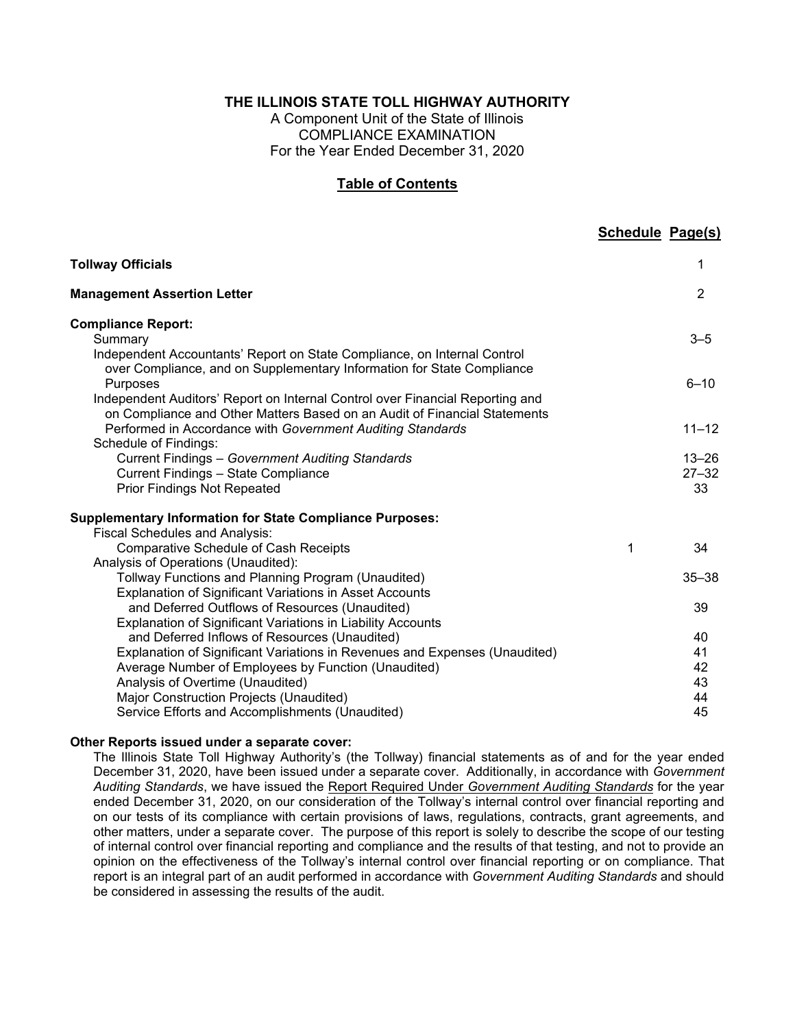# THE ILLINOIS STATE TOLL HIGHWAY AUTHORITY

A Component Unit of the State of Illinois
COMPLIANCE EXAMINATION
For the Year Ended December 31, 2020

## Table of Contents

| | Schedule | Page(s) |
|---|---|---|
| **Tollway Officials** | | 1 |
| **Management Assertion Letter** | | 2 |
| **Compliance Report:** | | |
| Summary | | 3–5 |
| Independent Accountants' Report on State Compliance, on Internal Control over Compliance, and on Supplementary Information for State Compliance Purposes | | 6–10 |
| Independent Auditors' Report on Internal Control over Financial Reporting and on Compliance and Other Matters Based on an Audit of Financial Statements Performed in Accordance with *Government Auditing Standards* | | 11–12 |
| Schedule of Findings: | | |
| Current Findings – *Government Auditing Standards* | | 13–26 |
| Current Findings – State Compliance | | 27–32 |
| Prior Findings Not Repeated | | 33 |
| **Supplementary Information for State Compliance Purposes:** | | |
| Fiscal Schedules and Analysis: | | |
| Comparative Schedule of Cash Receipts | 1 | 34 |
| Analysis of Operations (Unaudited): | | |
| Tollway Functions and Planning Program (Unaudited) | | 35–38 |
| Explanation of Significant Variations in Asset Accounts and Deferred Outflows of Resources (Unaudited) | | 39 |
| Explanation of Significant Variations in Liability Accounts and Deferred Inflows of Resources (Unaudited) | | 40 |
| Explanation of Significant Variations in Revenues and Expenses (Unaudited) | | 41 |
| Average Number of Employees by Function (Unaudited) | | 42 |
| Analysis of Overtime (Unaudited) | | 43 |
| Major Construction Projects (Unaudited) | | 44 |
| Service Efforts and Accomplishments (Unaudited) | | 45 |

**Other Reports issued under a separate cover:**

The Illinois State Toll Highway Authority's (the Tollway) financial statements as of and for the year ended December 31, 2020, have been issued under a separate cover. Additionally, in accordance with *Government Auditing Standards*, we have issued the Report Required Under *Government Auditing Standards* for the year ended December 31, 2020, on our consideration of the Tollway's internal control over financial reporting and on our tests of its compliance with certain provisions of laws, regulations, contracts, grant agreements, and other matters, under a separate cover. The purpose of this report is solely to describe the scope of our testing of internal control over financial reporting and compliance and the results of that testing, and not to provide an opinion on the effectiveness of the Tollway's internal control over financial reporting or on compliance. That report is an integral part of an audit performed in accordance with *Government Auditing Standards* and should be considered in assessing the results of the audit.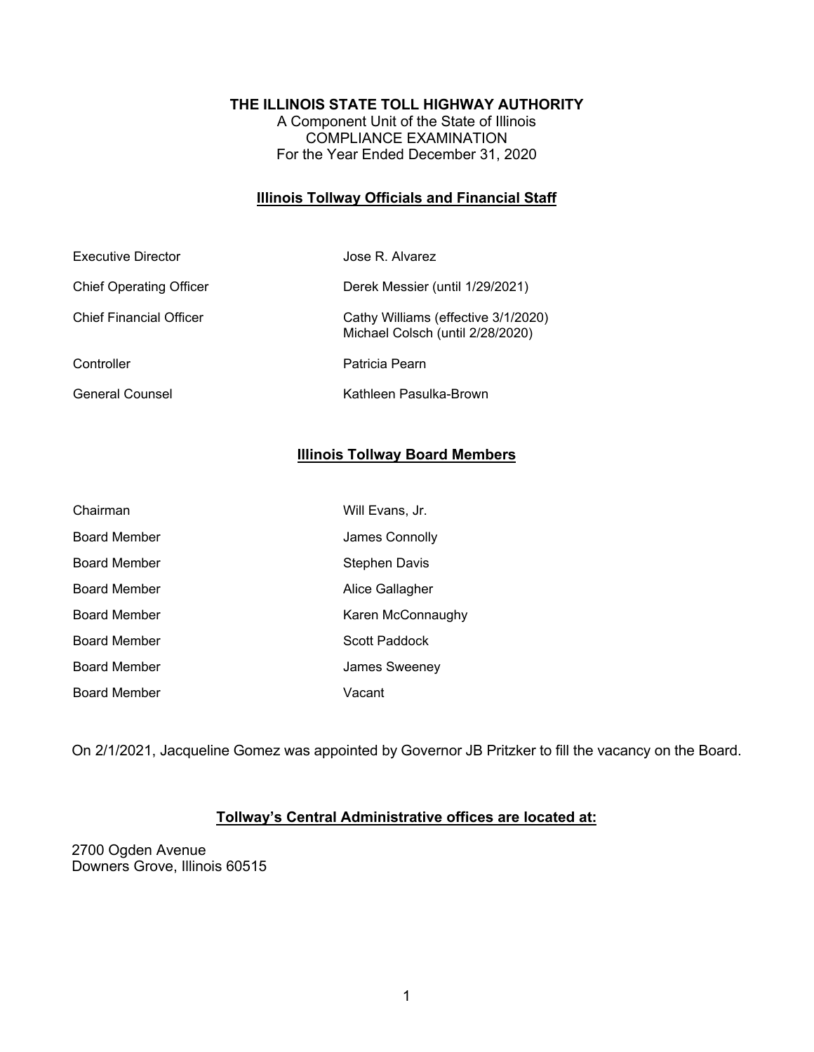**THE ILLINOIS STATE TOLL HIGHWAY AUTHORITY**
A Component Unit of the State of Illinois
COMPLIANCE EXAMINATION
For the Year Ended December 31, 2020

## Illinois Tollway Officials and Financial Staff

| | |
|---|---|
| Executive Director | Jose R. Alvarez |
| Chief Operating Officer | Derek Messier (until 1/29/2021) |
| Chief Financial Officer | Cathy Williams (effective 3/1/2020)<br>Michael Colsch (until 2/28/2020) |
| Controller | Patricia Pearn |
| General Counsel | Kathleen Pasulka-Brown |

## Illinois Tollway Board Members

| | |
|---|---|
| Chairman | Will Evans, Jr. |
| Board Member | James Connolly |
| Board Member | Stephen Davis |
| Board Member | Alice Gallagher |
| Board Member | Karen McConnaughy |
| Board Member | Scott Paddock |
| Board Member | James Sweeney |
| Board Member | Vacant |

On 2/1/2021, Jacqueline Gomez was appointed by Governor JB Pritzker to fill the vacancy on the Board.

## Tollway's Central Administrative offices are located at:

2700 Ogden Avenue
Downers Grove, Illinois 60515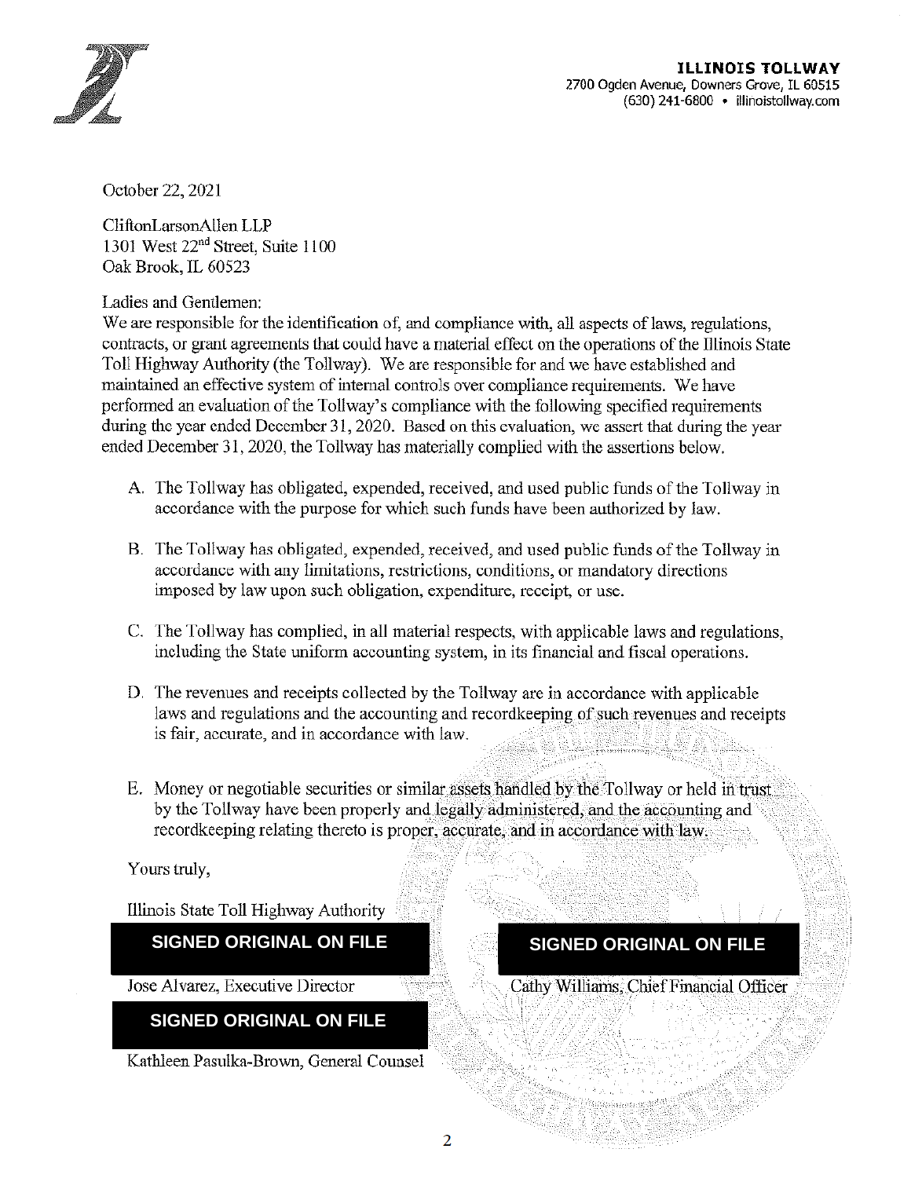**ILLINOIS TOLLWAY**
2700 Ogden Avenue, Downers Grove, IL 60515
(630) 241-6800 • illinoistollway.com

October 22, 2021

CliftonLarsonAllen LLP
1301 West 22nd Street, Suite 1100
Oak Brook, IL 60523

Ladies and Gentlemen:

We are responsible for the identification of, and compliance with, all aspects of laws, regulations, contracts, or grant agreements that could have a material effect on the operations of the Illinois State Toll Highway Authority (the Tollway). We are responsible for and we have established and maintained an effective system of internal controls over compliance requirements. We have performed an evaluation of the Tollway's compliance with the following specified requirements during the year ended December 31, 2020. Based on this evaluation, we assert that during the year ended December 31, 2020, the Tollway has materially complied with the assertions below.

A. The Tollway has obligated, expended, received, and used public funds of the Tollway in accordance with the purpose for which such funds have been authorized by law.

B. The Tollway has obligated, expended, received, and used public funds of the Tollway in accordance with any limitations, restrictions, conditions, or mandatory directions imposed by law upon such obligation, expenditure, receipt, or use.

C. The Tollway has complied, in all material respects, with applicable laws and regulations, including the State uniform accounting system, in its financial and fiscal operations.

D. The revenues and receipts collected by the Tollway are in accordance with applicable laws and regulations and the accounting and recordkeeping of such revenues and receipts is fair, accurate, and in accordance with law.

E. Money or negotiable securities or similar assets handled by the Tollway or held in trust by the Tollway have been properly and legally administered, and the accounting and recordkeeping relating thereto is proper, accurate, and in accordance with law.

Yours truly,

Illinois State Toll Highway Authority

SIGNED ORIGINAL ON FILE

Jose Alvarez, Executive Director

SIGNED ORIGINAL ON FILE

Cathy Williams, Chief Financial Officer

SIGNED ORIGINAL ON FILE

Kathleen Pasulka-Brown, General Counsel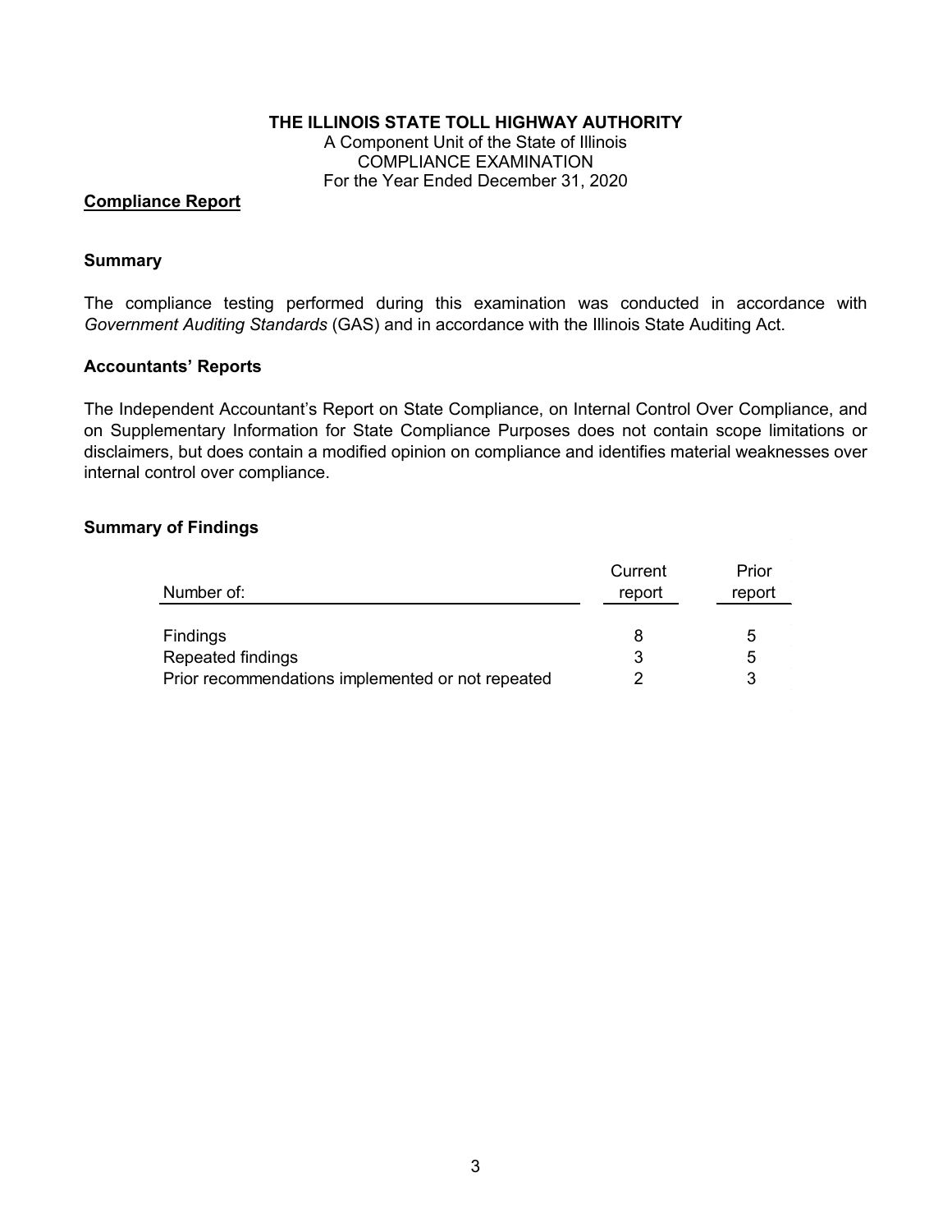**THE ILLINOIS STATE TOLL HIGHWAY AUTHORITY**
A Component Unit of the State of Illinois
COMPLIANCE EXAMINATION
For the Year Ended December 31, 2020

## Compliance Report

### Summary

The compliance testing performed during this examination was conducted in accordance with *Government Auditing Standards* (GAS) and in accordance with the Illinois State Auditing Act.

### Accountants' Reports

The Independent Accountant's Report on State Compliance, on Internal Control Over Compliance, and on Supplementary Information for State Compliance Purposes does not contain scope limitations or disclaimers, but does contain a modified opinion on compliance and identifies material weaknesses over internal control over compliance.

### Summary of Findings

| Number of: | Current report | Prior report |
|---|---|---|
| Findings | 8 | 5 |
| Repeated findings | 3 | 5 |
| Prior recommendations implemented or not repeated | 2 | 3 |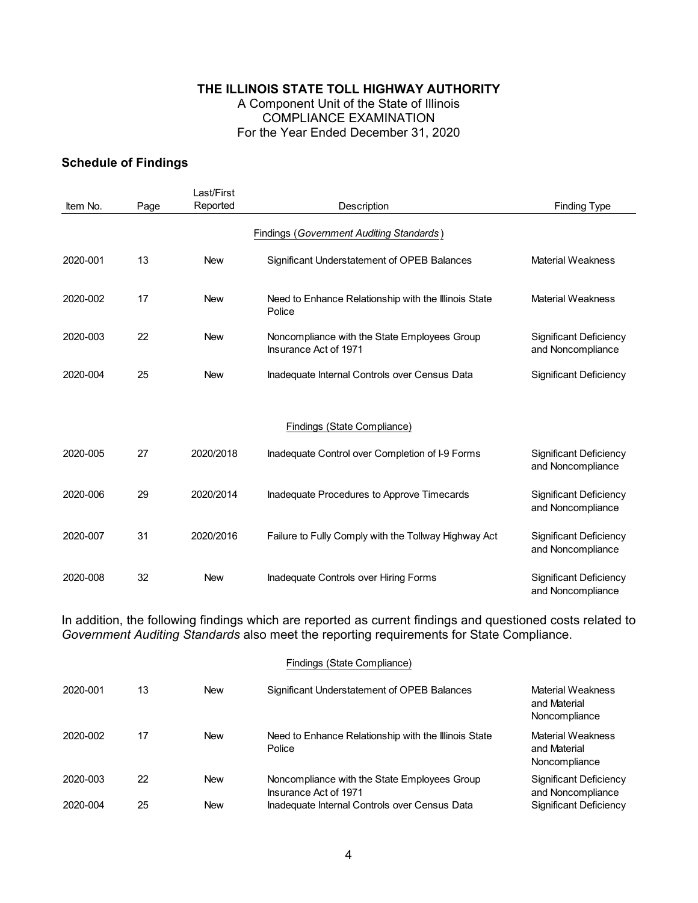**THE ILLINOIS STATE TOLL HIGHWAY AUTHORITY**
A Component Unit of the State of Illinois
COMPLIANCE EXAMINATION
For the Year Ended December 31, 2020

## Schedule of Findings

| Item No. | Page | Last/First Reported | Description | Finding Type |
|---|---|---|---|---|
| | | | Findings (*Government Auditing Standards*) | |
| 2020-001 | 13 | New | Significant Understatement of OPEB Balances | Material Weakness |
| 2020-002 | 17 | New | Need to Enhance Relationship with the Illinois State Police | Material Weakness |
| 2020-003 | 22 | New | Noncompliance with the State Employees Group Insurance Act of 1971 | Significant Deficiency and Noncompliance |
| 2020-004 | 25 | New | Inadequate Internal Controls over Census Data | Significant Deficiency |
| | | | Findings (State Compliance) | |
| 2020-005 | 27 | 2020/2018 | Inadequate Control over Completion of I-9 Forms | Significant Deficiency and Noncompliance |
| 2020-006 | 29 | 2020/2014 | Inadequate Procedures to Approve Timecards | Significant Deficiency and Noncompliance |
| 2020-007 | 31 | 2020/2016 | Failure to Fully Comply with the Tollway Highway Act | Significant Deficiency and Noncompliance |
| 2020-008 | 32 | New | Inadequate Controls over Hiring Forms | Significant Deficiency and Noncompliance |

In addition, the following findings which are reported as current findings and questioned costs related to *Government Auditing Standards* also meet the reporting requirements for State Compliance.

| Item No. | Page | Last/First Reported | Description | Finding Type |
|---|---|---|---|---|
| | | | Findings (State Compliance) | |
| 2020-001 | 13 | New | Significant Understatement of OPEB Balances | Material Weakness and Material Noncompliance |
| 2020-002 | 17 | New | Need to Enhance Relationship with the Illinois State Police | Material Weakness and Material Noncompliance |
| 2020-003 | 22 | New | Noncompliance with the State Employees Group Insurance Act of 1971 | Significant Deficiency and Noncompliance |
| 2020-004 | 25 | New | Inadequate Internal Controls over Census Data | Significant Deficiency |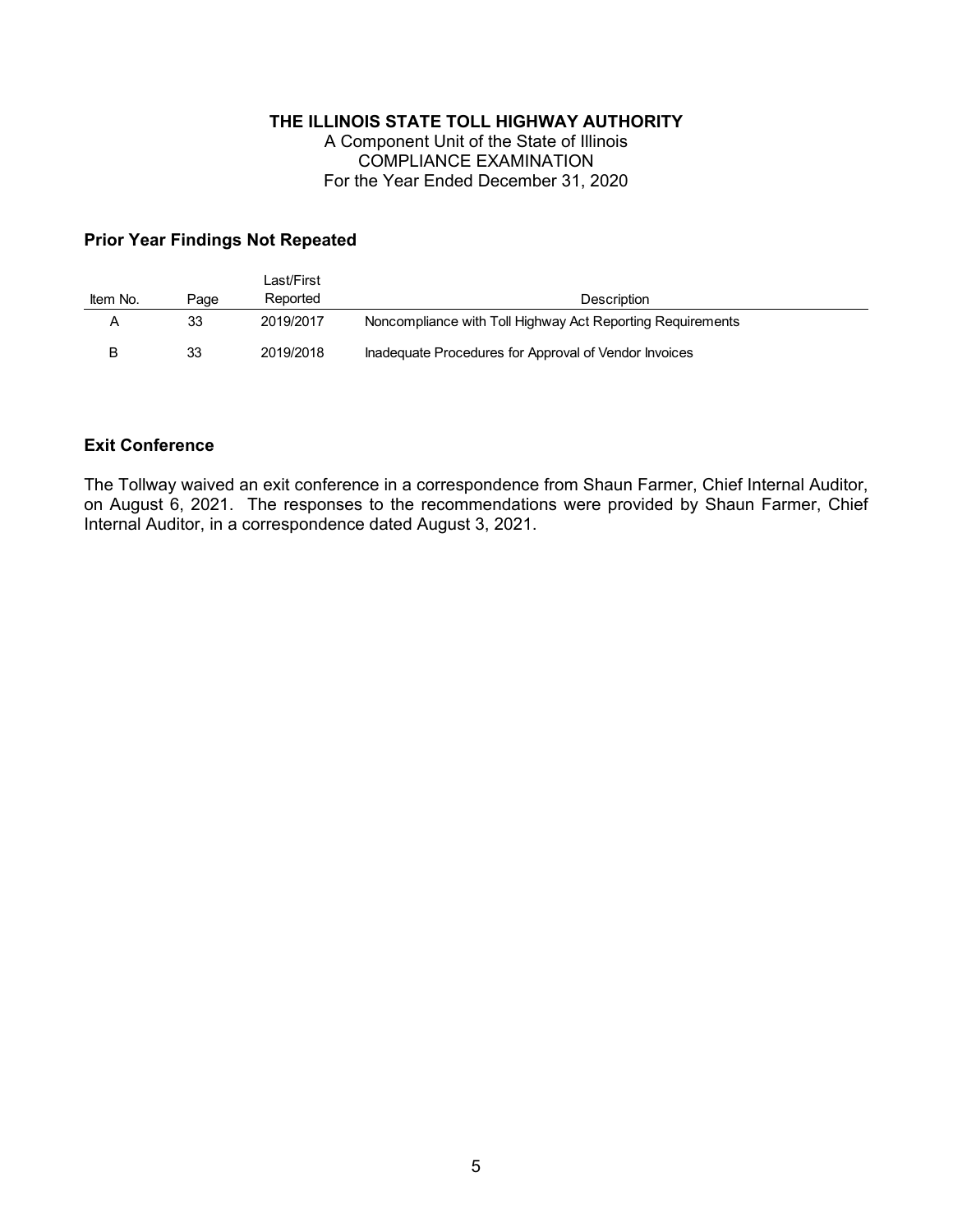**THE ILLINOIS STATE TOLL HIGHWAY AUTHORITY**
A Component Unit of the State of Illinois
COMPLIANCE EXAMINATION
For the Year Ended December 31, 2020

### Prior Year Findings Not Repeated

| Item No. | Page | Last/First Reported | Description |
|---|---|---|---|
| A | 33 | 2019/2017 | Noncompliance with Toll Highway Act Reporting Requirements |
| B | 33 | 2019/2018 | Inadequate Procedures for Approval of Vendor Invoices |

### Exit Conference

The Tollway waived an exit conference in a correspondence from Shaun Farmer, Chief Internal Auditor, on August 6, 2021. The responses to the recommendations were provided by Shaun Farmer, Chief Internal Auditor, in a correspondence dated August 3, 2021.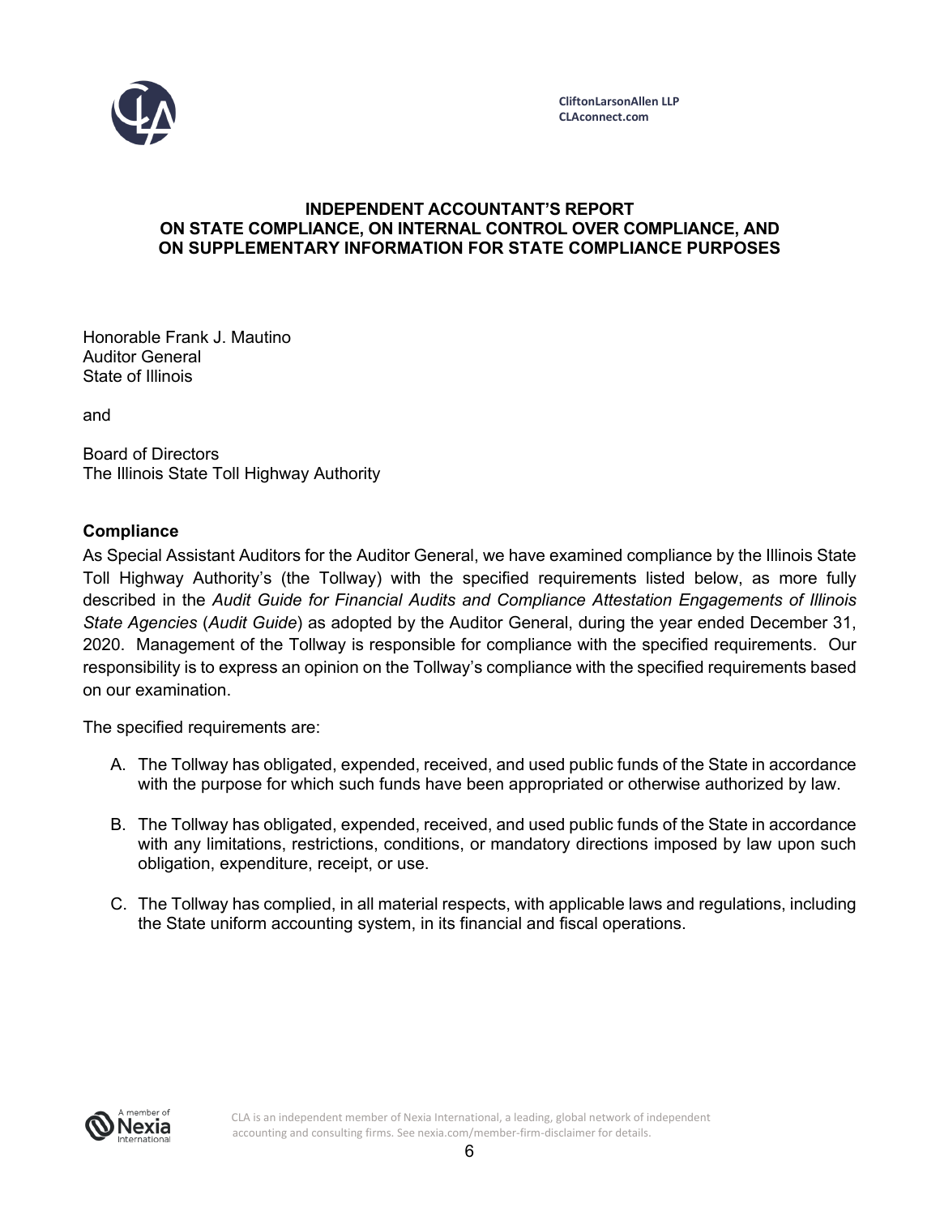CliftonLarsonAllen LLP
CLAconnect.com

**INDEPENDENT ACCOUNTANT'S REPORT**
**ON STATE COMPLIANCE, ON INTERNAL CONTROL OVER COMPLIANCE, AND ON SUPPLEMENTARY INFORMATION FOR STATE COMPLIANCE PURPOSES**

Honorable Frank J. Mautino
Auditor General
State of Illinois

and

Board of Directors
The Illinois State Toll Highway Authority

**Compliance**

As Special Assistant Auditors for the Auditor General, we have examined compliance by the Illinois State Toll Highway Authority's (the Tollway) with the specified requirements listed below, as more fully described in the *Audit Guide for Financial Audits and Compliance Attestation Engagements of Illinois State Agencies* (*Audit Guide*) as adopted by the Auditor General, during the year ended December 31, 2020. Management of the Tollway is responsible for compliance with the specified requirements. Our responsibility is to express an opinion on the Tollway's compliance with the specified requirements based on our examination.

The specified requirements are:

A. The Tollway has obligated, expended, received, and used public funds of the State in accordance with the purpose for which such funds have been appropriated or otherwise authorized by law.

B. The Tollway has obligated, expended, received, and used public funds of the State in accordance with any limitations, restrictions, conditions, or mandatory directions imposed by law upon such obligation, expenditure, receipt, or use.

C. The Tollway has complied, in all material respects, with applicable laws and regulations, including the State uniform accounting system, in its financial and fiscal operations.

CLA is an independent member of Nexia International, a leading, global network of independent accounting and consulting firms. See nexia.com/member-firm-disclaimer for details.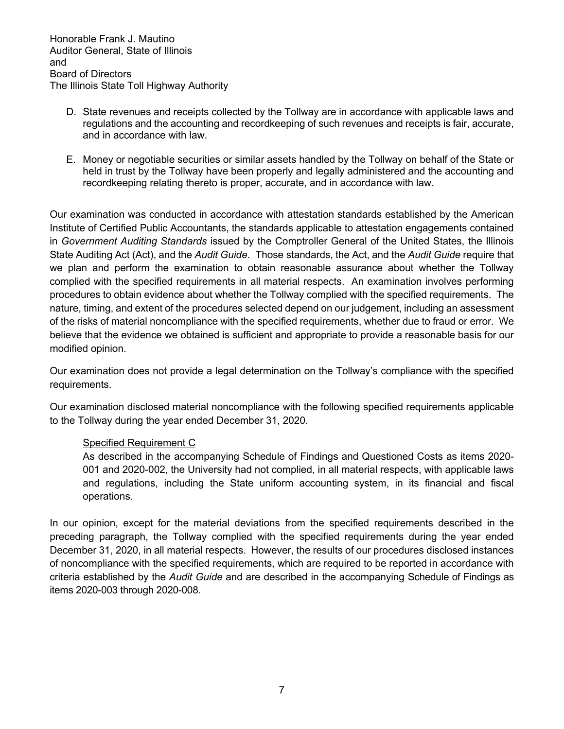Honorable Frank J. Mautino
Auditor General, State of Illinois
and
Board of Directors
The Illinois State Toll Highway Authority

D. State revenues and receipts collected by the Tollway are in accordance with applicable laws and regulations and the accounting and recordkeeping of such revenues and receipts is fair, accurate, and in accordance with law.

E. Money or negotiable securities or similar assets handled by the Tollway on behalf of the State or held in trust by the Tollway have been properly and legally administered and the accounting and recordkeeping relating thereto is proper, accurate, and in accordance with law.

Our examination was conducted in accordance with attestation standards established by the American Institute of Certified Public Accountants, the standards applicable to attestation engagements contained in *Government Auditing Standards* issued by the Comptroller General of the United States, the Illinois State Auditing Act (Act), and the *Audit Guide*. Those standards, the Act, and the *Audit Guide* require that we plan and perform the examination to obtain reasonable assurance about whether the Tollway complied with the specified requirements in all material respects. An examination involves performing procedures to obtain evidence about whether the Tollway complied with the specified requirements. The nature, timing, and extent of the procedures selected depend on our judgement, including an assessment of the risks of material noncompliance with the specified requirements, whether due to fraud or error. We believe that the evidence we obtained is sufficient and appropriate to provide a reasonable basis for our modified opinion.

Our examination does not provide a legal determination on the Tollway's compliance with the specified requirements.

Our examination disclosed material noncompliance with the following specified requirements applicable to the Tollway during the year ended December 31, 2020.

<u>Specified Requirement C</u>
As described in the accompanying Schedule of Findings and Questioned Costs as items 2020-001 and 2020-002, the University had not complied, in all material respects, with applicable laws and regulations, including the State uniform accounting system, in its financial and fiscal operations.

In our opinion, except for the material deviations from the specified requirements described in the preceding paragraph, the Tollway complied with the specified requirements during the year ended December 31, 2020, in all material respects. However, the results of our procedures disclosed instances of noncompliance with the specified requirements, which are required to be reported in accordance with criteria established by the *Audit Guide* and are described in the accompanying Schedule of Findings as items 2020-003 through 2020-008.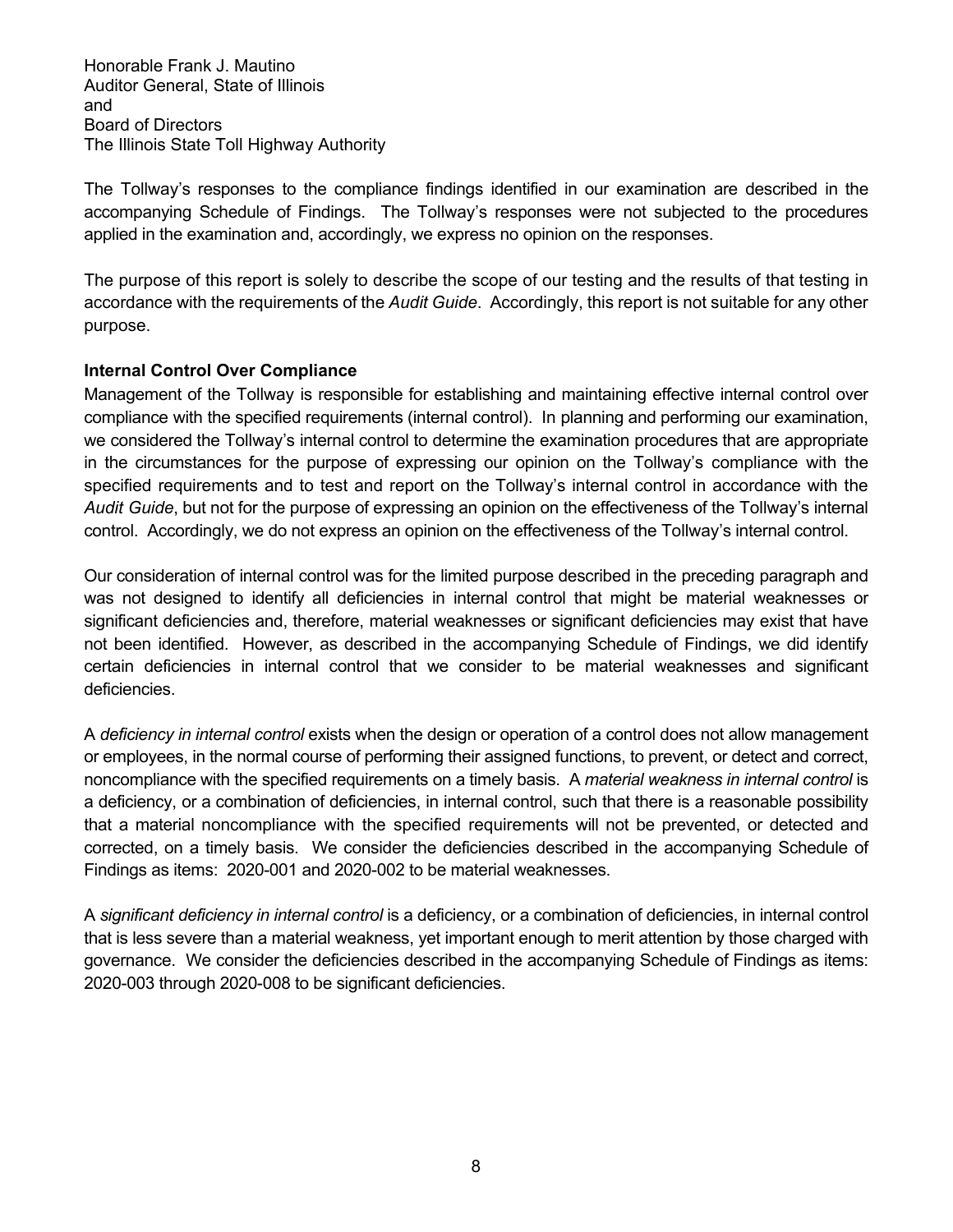Honorable Frank J. Mautino
Auditor General, State of Illinois
and
Board of Directors
The Illinois State Toll Highway Authority

The Tollway's responses to the compliance findings identified in our examination are described in the accompanying Schedule of Findings. The Tollway's responses were not subjected to the procedures applied in the examination and, accordingly, we express no opinion on the responses.

The purpose of this report is solely to describe the scope of our testing and the results of that testing in accordance with the requirements of the *Audit Guide*. Accordingly, this report is not suitable for any other purpose.

**Internal Control Over Compliance**

Management of the Tollway is responsible for establishing and maintaining effective internal control over compliance with the specified requirements (internal control). In planning and performing our examination, we considered the Tollway's internal control to determine the examination procedures that are appropriate in the circumstances for the purpose of expressing our opinion on the Tollway's compliance with the specified requirements and to test and report on the Tollway's internal control in accordance with the *Audit Guide*, but not for the purpose of expressing an opinion on the effectiveness of the Tollway's internal control. Accordingly, we do not express an opinion on the effectiveness of the Tollway's internal control.

Our consideration of internal control was for the limited purpose described in the preceding paragraph and was not designed to identify all deficiencies in internal control that might be material weaknesses or significant deficiencies and, therefore, material weaknesses or significant deficiencies may exist that have not been identified. However, as described in the accompanying Schedule of Findings, we did identify certain deficiencies in internal control that we consider to be material weaknesses and significant deficiencies.

A *deficiency in internal control* exists when the design or operation of a control does not allow management or employees, in the normal course of performing their assigned functions, to prevent, or detect and correct, noncompliance with the specified requirements on a timely basis. A *material weakness in internal control* is a deficiency, or a combination of deficiencies, in internal control, such that there is a reasonable possibility that a material noncompliance with the specified requirements will not be prevented, or detected and corrected, on a timely basis. We consider the deficiencies described in the accompanying Schedule of Findings as items: 2020-001 and 2020-002 to be material weaknesses.

A *significant deficiency in internal control* is a deficiency, or a combination of deficiencies, in internal control that is less severe than a material weakness, yet important enough to merit attention by those charged with governance. We consider the deficiencies described in the accompanying Schedule of Findings as items: 2020-003 through 2020-008 to be significant deficiencies.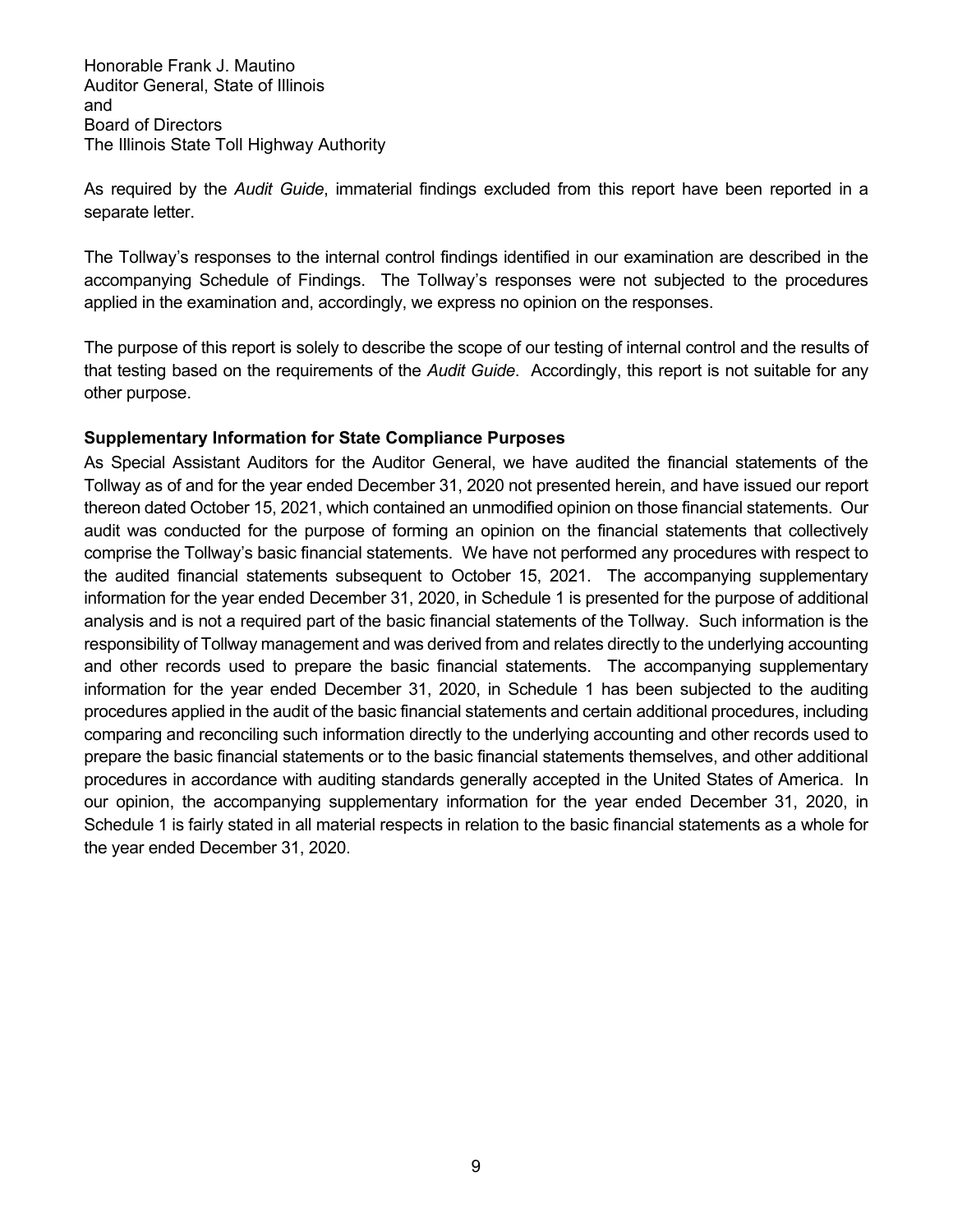Honorable Frank J. Mautino
Auditor General, State of Illinois
and
Board of Directors
The Illinois State Toll Highway Authority

As required by the *Audit Guide*, immaterial findings excluded from this report have been reported in a separate letter.

The Tollway's responses to the internal control findings identified in our examination are described in the accompanying Schedule of Findings. The Tollway's responses were not subjected to the procedures applied in the examination and, accordingly, we express no opinion on the responses.

The purpose of this report is solely to describe the scope of our testing of internal control and the results of that testing based on the requirements of the *Audit Guide*. Accordingly, this report is not suitable for any other purpose.

**Supplementary Information for State Compliance Purposes**

As Special Assistant Auditors for the Auditor General, we have audited the financial statements of the Tollway as of and for the year ended December 31, 2020 not presented herein, and have issued our report thereon dated October 15, 2021, which contained an unmodified opinion on those financial statements. Our audit was conducted for the purpose of forming an opinion on the financial statements that collectively comprise the Tollway's basic financial statements. We have not performed any procedures with respect to the audited financial statements subsequent to October 15, 2021. The accompanying supplementary information for the year ended December 31, 2020, in Schedule 1 is presented for the purpose of additional analysis and is not a required part of the basic financial statements of the Tollway. Such information is the responsibility of Tollway management and was derived from and relates directly to the underlying accounting and other records used to prepare the basic financial statements. The accompanying supplementary information for the year ended December 31, 2020, in Schedule 1 has been subjected to the auditing procedures applied in the audit of the basic financial statements and certain additional procedures, including comparing and reconciling such information directly to the underlying accounting and other records used to prepare the basic financial statements or to the basic financial statements themselves, and other additional procedures in accordance with auditing standards generally accepted in the United States of America. In our opinion, the accompanying supplementary information for the year ended December 31, 2020, in Schedule 1 is fairly stated in all material respects in relation to the basic financial statements as a whole for the year ended December 31, 2020.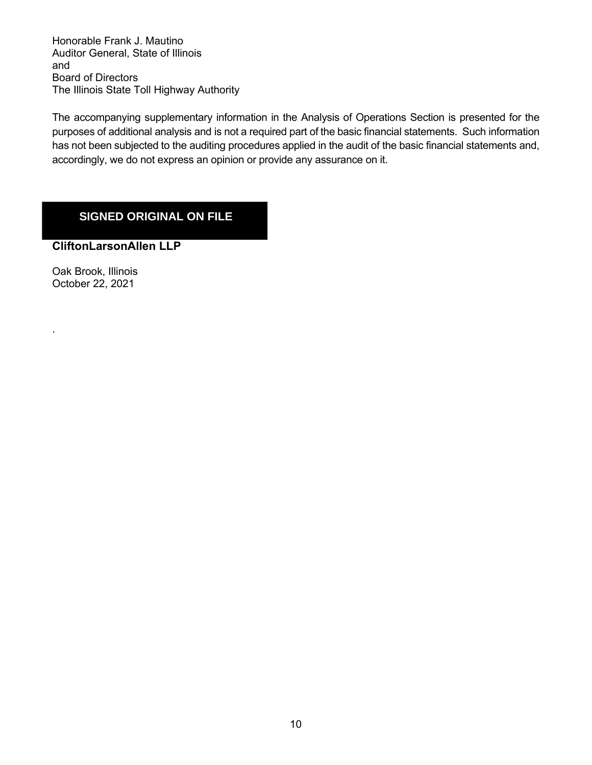Honorable Frank J. Mautino
Auditor General, State of Illinois
and
Board of Directors
The Illinois State Toll Highway Authority

The accompanying supplementary information in the Analysis of Operations Section is presented for the purposes of additional analysis and is not a required part of the basic financial statements. Such information has not been subjected to the auditing procedures applied in the audit of the basic financial statements and, accordingly, we do not express an opinion or provide any assurance on it.

**SIGNED ORIGINAL ON FILE**

**CliftonLarsonAllen LLP**

Oak Brook, Illinois
October 22, 2021

.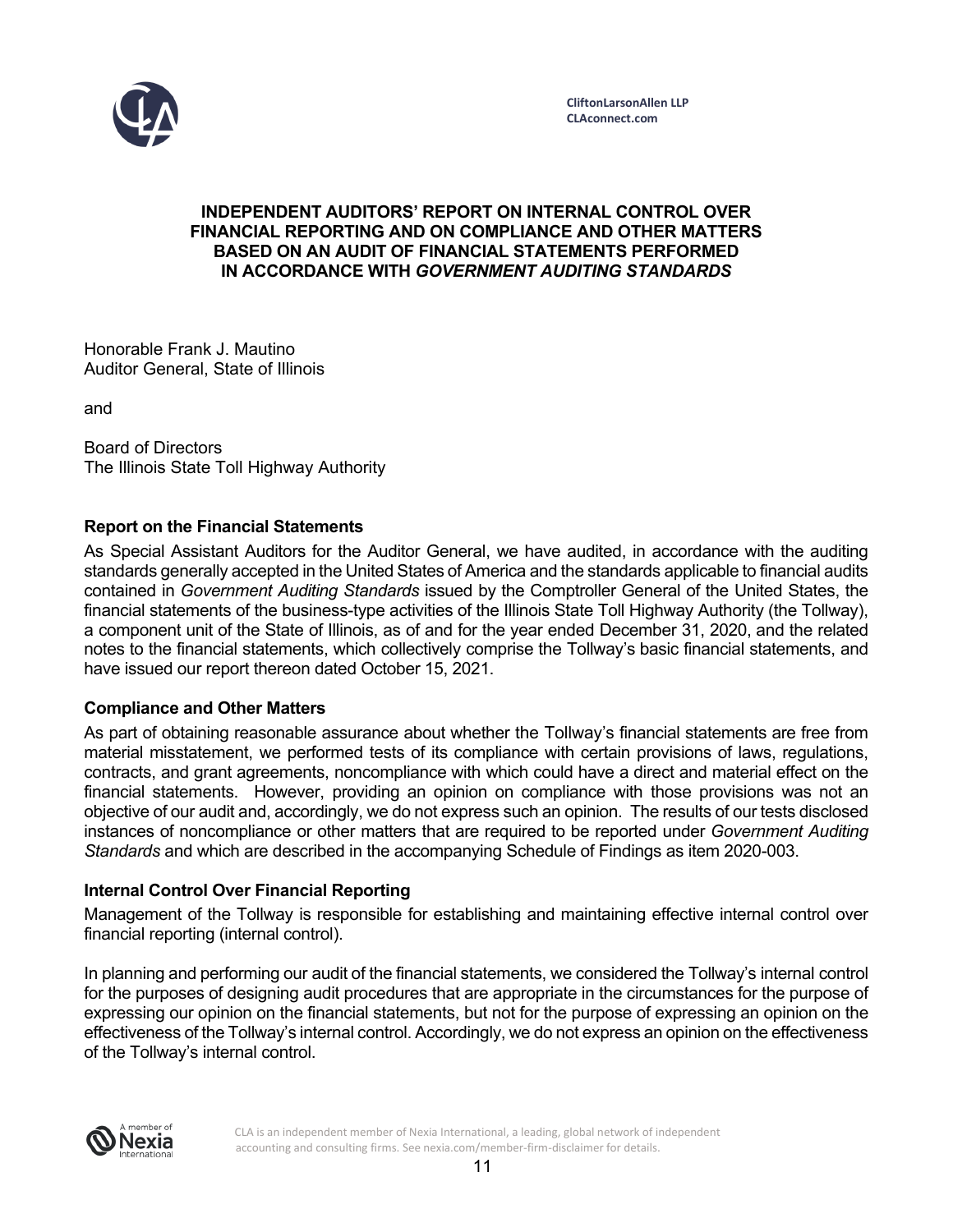CliftonLarsonAllen LLP
CLAconnect.com

# INDEPENDENT AUDITORS' REPORT ON INTERNAL CONTROL OVER FINANCIAL REPORTING AND ON COMPLIANCE AND OTHER MATTERS BASED ON AN AUDIT OF FINANCIAL STATEMENTS PERFORMED IN ACCORDANCE WITH *GOVERNMENT AUDITING STANDARDS*

Honorable Frank J. Mautino
Auditor General, State of Illinois

and

Board of Directors
The Illinois State Toll Highway Authority

## Report on the Financial Statements

As Special Assistant Auditors for the Auditor General, we have audited, in accordance with the auditing standards generally accepted in the United States of America and the standards applicable to financial audits contained in *Government Auditing Standards* issued by the Comptroller General of the United States, the financial statements of the business-type activities of the Illinois State Toll Highway Authority (the Tollway), a component unit of the State of Illinois, as of and for the year ended December 31, 2020, and the related notes to the financial statements, which collectively comprise the Tollway's basic financial statements, and have issued our report thereon dated October 15, 2021.

## Compliance and Other Matters

As part of obtaining reasonable assurance about whether the Tollway's financial statements are free from material misstatement, we performed tests of its compliance with certain provisions of laws, regulations, contracts, and grant agreements, noncompliance with which could have a direct and material effect on the financial statements. However, providing an opinion on compliance with those provisions was not an objective of our audit and, accordingly, we do not express such an opinion. The results of our tests disclosed instances of noncompliance or other matters that are required to be reported under *Government Auditing Standards* and which are described in the accompanying Schedule of Findings as item 2020-003.

## Internal Control Over Financial Reporting

Management of the Tollway is responsible for establishing and maintaining effective internal control over financial reporting (internal control).

In planning and performing our audit of the financial statements, we considered the Tollway's internal control for the purposes of designing audit procedures that are appropriate in the circumstances for the purpose of expressing our opinion on the financial statements, but not for the purpose of expressing an opinion on the effectiveness of the Tollway's internal control. Accordingly, we do not express an opinion on the effectiveness of the Tollway's internal control.

CLA is an independent member of Nexia International, a leading, global network of independent accounting and consulting firms. See nexia.com/member-firm-disclaimer for details.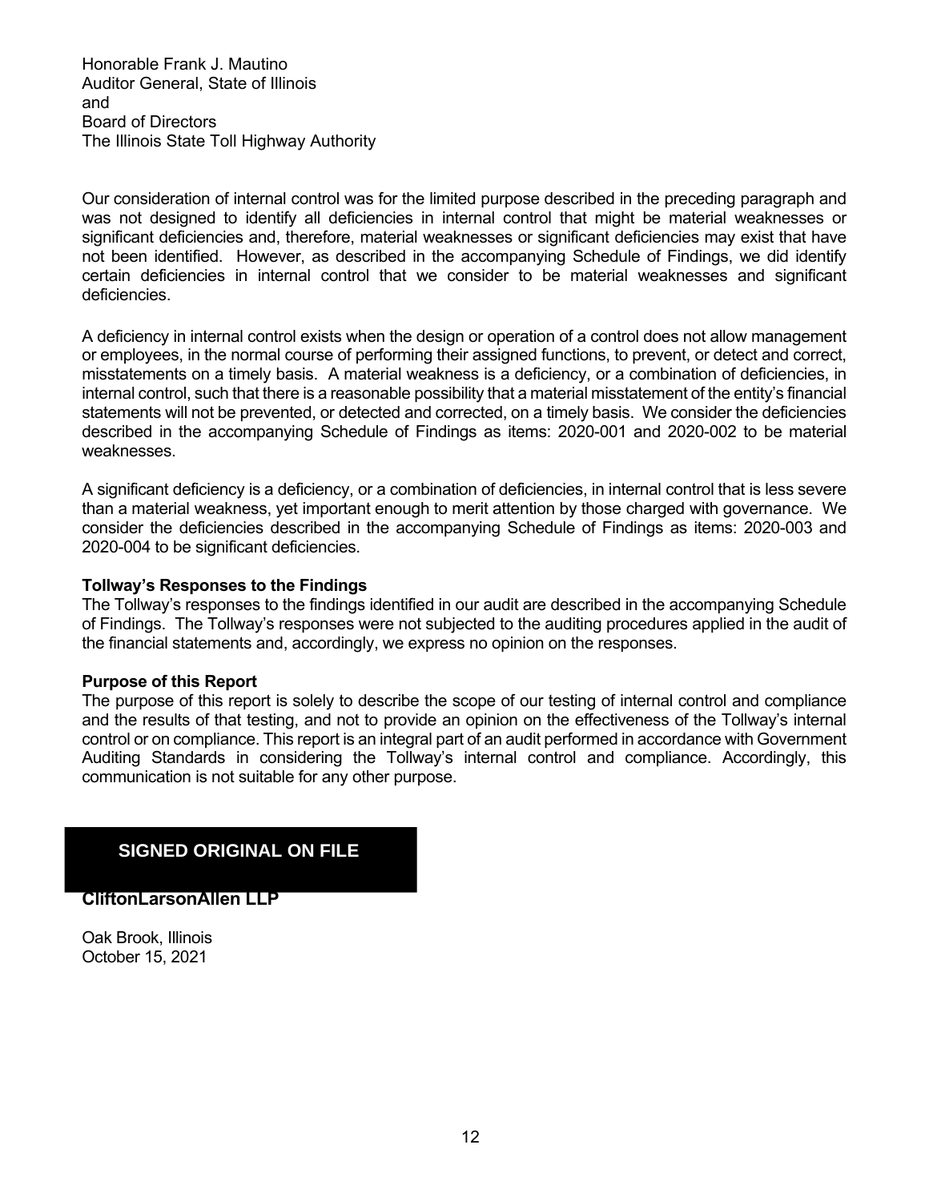Honorable Frank J. Mautino
Auditor General, State of Illinois
and
Board of Directors
The Illinois State Toll Highway Authority

Our consideration of internal control was for the limited purpose described in the preceding paragraph and was not designed to identify all deficiencies in internal control that might be material weaknesses or significant deficiencies and, therefore, material weaknesses or significant deficiencies may exist that have not been identified. However, as described in the accompanying Schedule of Findings, we did identify certain deficiencies in internal control that we consider to be material weaknesses and significant deficiencies.

A deficiency in internal control exists when the design or operation of a control does not allow management or employees, in the normal course of performing their assigned functions, to prevent, or detect and correct, misstatements on a timely basis. A material weakness is a deficiency, or a combination of deficiencies, in internal control, such that there is a reasonable possibility that a material misstatement of the entity's financial statements will not be prevented, or detected and corrected, on a timely basis. We consider the deficiencies described in the accompanying Schedule of Findings as items: 2020-001 and 2020-002 to be material weaknesses.

A significant deficiency is a deficiency, or a combination of deficiencies, in internal control that is less severe than a material weakness, yet important enough to merit attention by those charged with governance. We consider the deficiencies described in the accompanying Schedule of Findings as items: 2020-003 and 2020-004 to be significant deficiencies.

**Tollway's Responses to the Findings**

The Tollway's responses to the findings identified in our audit are described in the accompanying Schedule of Findings. The Tollway's responses were not subjected to the auditing procedures applied in the audit of the financial statements and, accordingly, we express no opinion on the responses.

**Purpose of this Report**

The purpose of this report is solely to describe the scope of our testing of internal control and compliance and the results of that testing, and not to provide an opinion on the effectiveness of the Tollway's internal control or on compliance. This report is an integral part of an audit performed in accordance with Government Auditing Standards in considering the Tollway's internal control and compliance. Accordingly, this communication is not suitable for any other purpose.

**SIGNED ORIGINAL ON FILE**

**CliftonLarsonAllen LLP**

Oak Brook, Illinois
October 15, 2021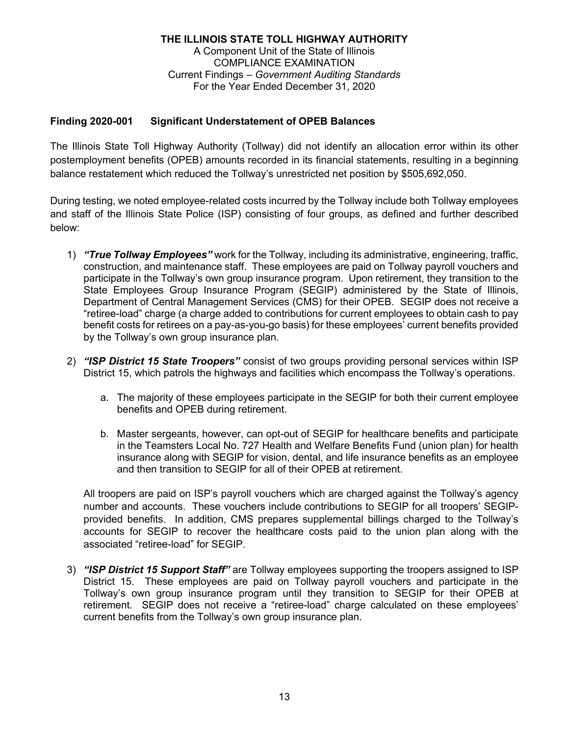**THE ILLINOIS STATE TOLL HIGHWAY AUTHORITY**
A Component Unit of the State of Illinois
COMPLIANCE EXAMINATION
Current Findings – *Government Auditing Standards*
For the Year Ended December 31, 2020

## Finding 2020-001 Significant Understatement of OPEB Balances

The Illinois State Toll Highway Authority (Tollway) did not identify an allocation error within its other postemployment benefits (OPEB) amounts recorded in its financial statements, resulting in a beginning balance restatement which reduced the Tollway's unrestricted net position by $505,692,050.

During testing, we noted employee-related costs incurred by the Tollway include both Tollway employees and staff of the Illinois State Police (ISP) consisting of four groups, as defined and further described below:

1) ***"True Tollway Employees"*** work for the Tollway, including its administrative, engineering, traffic, construction, and maintenance staff. These employees are paid on Tollway payroll vouchers and participate in the Tollway's own group insurance program. Upon retirement, they transition to the State Employees Group Insurance Program (SEGIP) administered by the State of Illinois, Department of Central Management Services (CMS) for their OPEB. SEGIP does not receive a "retiree-load" charge (a charge added to contributions for current employees to obtain cash to pay benefit costs for retirees on a pay-as-you-go basis) for these employees' current benefits provided by the Tollway's own group insurance plan.

2) ***"ISP District 15 State Troopers"*** consist of two groups providing personal services within ISP District 15, which patrols the highways and facilities which encompass the Tollway's operations.

   a. The majority of these employees participate in the SEGIP for both their current employee benefits and OPEB during retirement.

   b. Master sergeants, however, can opt-out of SEGIP for healthcare benefits and participate in the Teamsters Local No. 727 Health and Welfare Benefits Fund (union plan) for health insurance along with SEGIP for vision, dental, and life insurance benefits as an employee and then transition to SEGIP for all of their OPEB at retirement.

   All troopers are paid on ISP's payroll vouchers which are charged against the Tollway's agency number and accounts. These vouchers include contributions to SEGIP for all troopers' SEGIP-provided benefits. In addition, CMS prepares supplemental billings charged to the Tollway's accounts for SEGIP to recover the healthcare costs paid to the union plan along with the associated "retiree-load" for SEGIP.

3) ***"ISP District 15 Support Staff"*** are Tollway employees supporting the troopers assigned to ISP District 15. These employees are paid on Tollway payroll vouchers and participate in the Tollway's own group insurance program until they transition to SEGIP for their OPEB at retirement. SEGIP does not receive a "retiree-load" charge calculated on these employees' current benefits from the Tollway's own group insurance plan.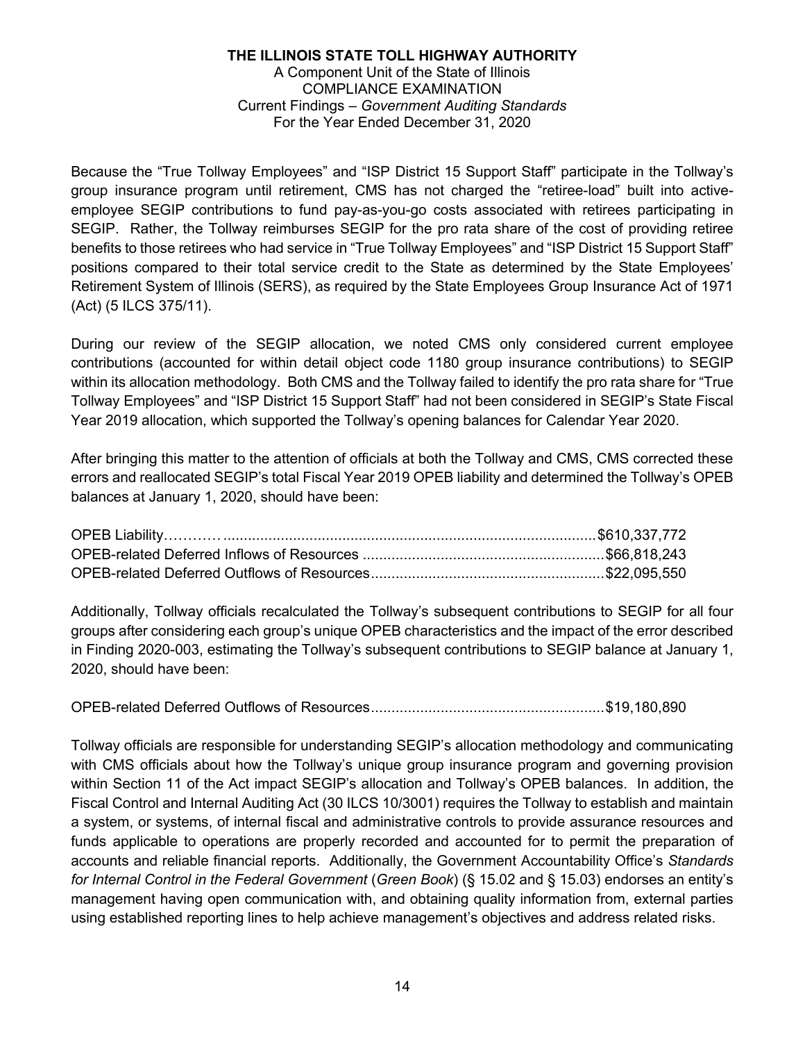Because the "True Tollway Employees" and "ISP District 15 Support Staff" participate in the Tollway's group insurance program until retirement, CMS has not charged the "retiree-load" built into active-employee SEGIP contributions to fund pay-as-you-go costs associated with retirees participating in SEGIP. Rather, the Tollway reimburses SEGIP for the pro rata share of the cost of providing retiree benefits to those retirees who had service in "True Tollway Employees" and "ISP District 15 Support Staff" positions compared to their total service credit to the State as determined by the State Employees' Retirement System of Illinois (SERS), as required by the State Employees Group Insurance Act of 1971 (Act) (5 ILCS 375/11).

During our review of the SEGIP allocation, we noted CMS only considered current employee contributions (accounted for within detail object code 1180 group insurance contributions) to SEGIP within its allocation methodology. Both CMS and the Tollway failed to identify the pro rata share for "True Tollway Employees" and "ISP District 15 Support Staff" had not been considered in SEGIP's State Fiscal Year 2019 allocation, which supported the Tollway's opening balances for Calendar Year 2020.

After bringing this matter to the attention of officials at both the Tollway and CMS, CMS corrected these errors and reallocated SEGIP's total Fiscal Year 2019 OPEB liability and determined the Tollway's OPEB balances at January 1, 2020, should have been:

| | |
|---|---|
| OPEB Liability | $610,337,772 |
| OPEB-related Deferred Inflows of Resources | $66,818,243 |
| OPEB-related Deferred Outflows of Resources | $22,095,550 |

Additionally, Tollway officials recalculated the Tollway's subsequent contributions to SEGIP for all four groups after considering each group's unique OPEB characteristics and the impact of the error described in Finding 2020-003, estimating the Tollway's subsequent contributions to SEGIP balance at January 1, 2020, should have been:

| | |
|---|---|
| OPEB-related Deferred Outflows of Resources | $19,180,890 |

Tollway officials are responsible for understanding SEGIP's allocation methodology and communicating with CMS officials about how the Tollway's unique group insurance program and governing provision within Section 11 of the Act impact SEGIP's allocation and Tollway's OPEB balances. In addition, the Fiscal Control and Internal Auditing Act (30 ILCS 10/3001) requires the Tollway to establish and maintain a system, or systems, of internal fiscal and administrative controls to provide assurance resources and funds applicable to operations are properly recorded and accounted for to permit the preparation of accounts and reliable financial reports. Additionally, the Government Accountability Office's *Standards for Internal Control in the Federal Government* (*Green Book*) (§ 15.02 and § 15.03) endorses an entity's management having open communication with, and obtaining quality information from, external parties using established reporting lines to help achieve management's objectives and address related risks.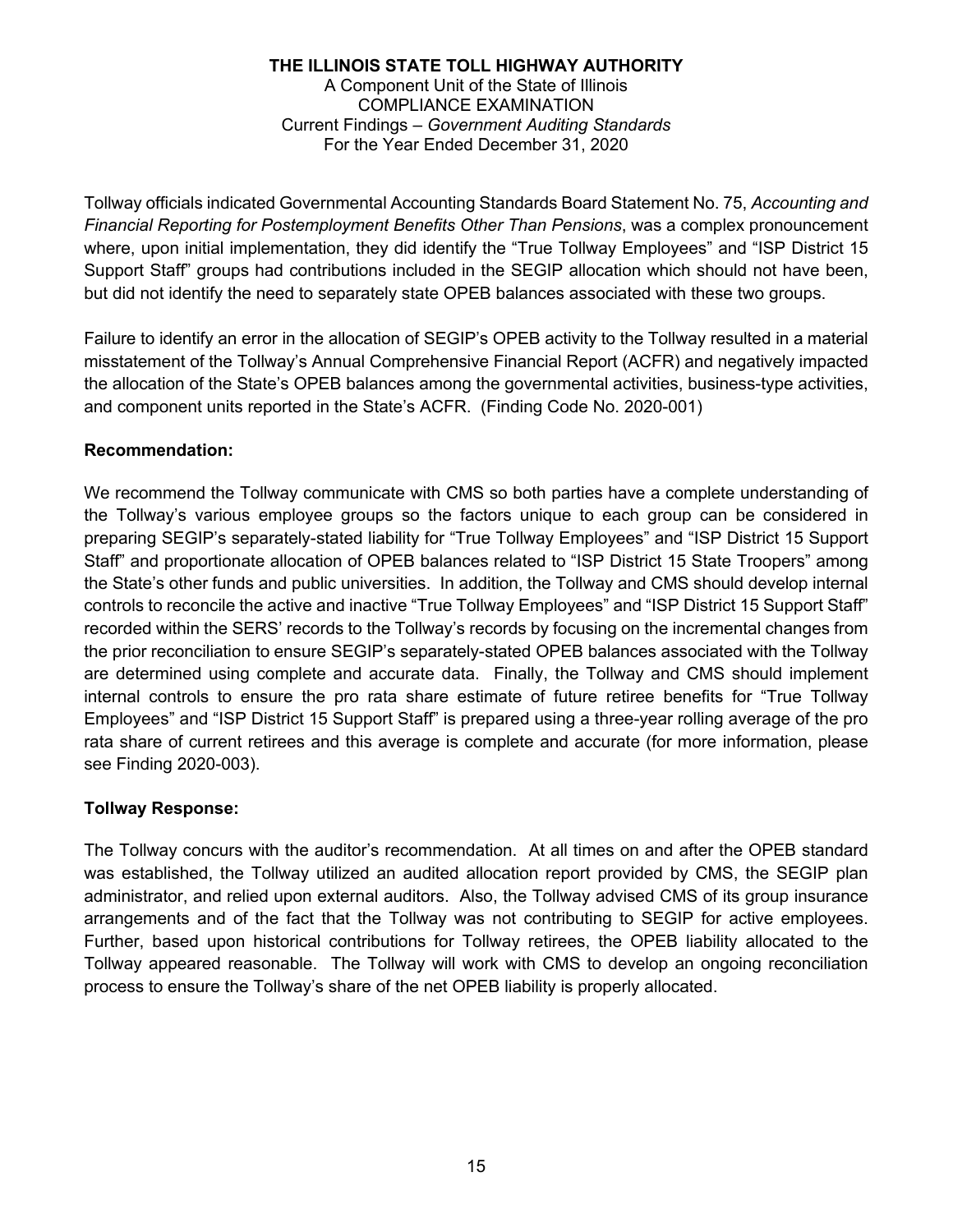Tollway officials indicated Governmental Accounting Standards Board Statement No. 75, *Accounting and Financial Reporting for Postemployment Benefits Other Than Pensions*, was a complex pronouncement where, upon initial implementation, they did identify the "True Tollway Employees" and "ISP District 15 Support Staff" groups had contributions included in the SEGIP allocation which should not have been, but did not identify the need to separately state OPEB balances associated with these two groups.

Failure to identify an error in the allocation of SEGIP's OPEB activity to the Tollway resulted in a material misstatement of the Tollway's Annual Comprehensive Financial Report (ACFR) and negatively impacted the allocation of the State's OPEB balances among the governmental activities, business-type activities, and component units reported in the State's ACFR. (Finding Code No. 2020-001)

**Recommendation:**

We recommend the Tollway communicate with CMS so both parties have a complete understanding of the Tollway's various employee groups so the factors unique to each group can be considered in preparing SEGIP's separately-stated liability for "True Tollway Employees" and "ISP District 15 Support Staff" and proportionate allocation of OPEB balances related to "ISP District 15 State Troopers" among the State's other funds and public universities. In addition, the Tollway and CMS should develop internal controls to reconcile the active and inactive "True Tollway Employees" and "ISP District 15 Support Staff" recorded within the SERS' records to the Tollway's records by focusing on the incremental changes from the prior reconciliation to ensure SEGIP's separately-stated OPEB balances associated with the Tollway are determined using complete and accurate data. Finally, the Tollway and CMS should implement internal controls to ensure the pro rata share estimate of future retiree benefits for "True Tollway Employees" and "ISP District 15 Support Staff" is prepared using a three-year rolling average of the pro rata share of current retirees and this average is complete and accurate (for more information, please see Finding 2020-003).

**Tollway Response:**

The Tollway concurs with the auditor's recommendation. At all times on and after the OPEB standard was established, the Tollway utilized an audited allocation report provided by CMS, the SEGIP plan administrator, and relied upon external auditors. Also, the Tollway advised CMS of its group insurance arrangements and of the fact that the Tollway was not contributing to SEGIP for active employees. Further, based upon historical contributions for Tollway retirees, the OPEB liability allocated to the Tollway appeared reasonable. The Tollway will work with CMS to develop an ongoing reconciliation process to ensure the Tollway's share of the net OPEB liability is properly allocated.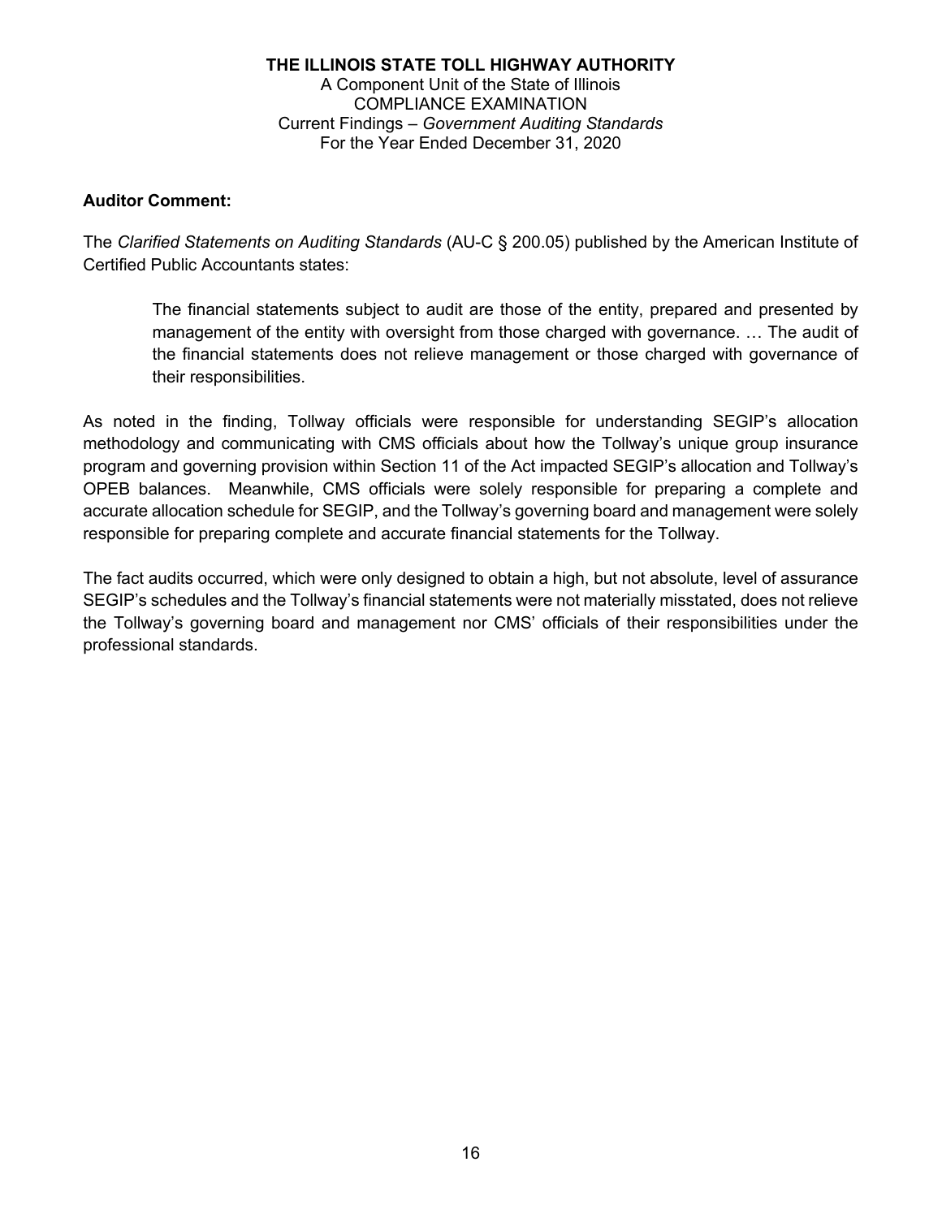**Auditor Comment:**

The *Clarified Statements on Auditing Standards* (AU-C § 200.05) published by the American Institute of Certified Public Accountants states:

> The financial statements subject to audit are those of the entity, prepared and presented by management of the entity with oversight from those charged with governance. … The audit of the financial statements does not relieve management or those charged with governance of their responsibilities.

As noted in the finding, Tollway officials were responsible for understanding SEGIP's allocation methodology and communicating with CMS officials about how the Tollway's unique group insurance program and governing provision within Section 11 of the Act impacted SEGIP's allocation and Tollway's OPEB balances. Meanwhile, CMS officials were solely responsible for preparing a complete and accurate allocation schedule for SEGIP, and the Tollway's governing board and management were solely responsible for preparing complete and accurate financial statements for the Tollway.

The fact audits occurred, which were only designed to obtain a high, but not absolute, level of assurance SEGIP's schedules and the Tollway's financial statements were not materially misstated, does not relieve the Tollway's governing board and management nor CMS' officials of their responsibilities under the professional standards.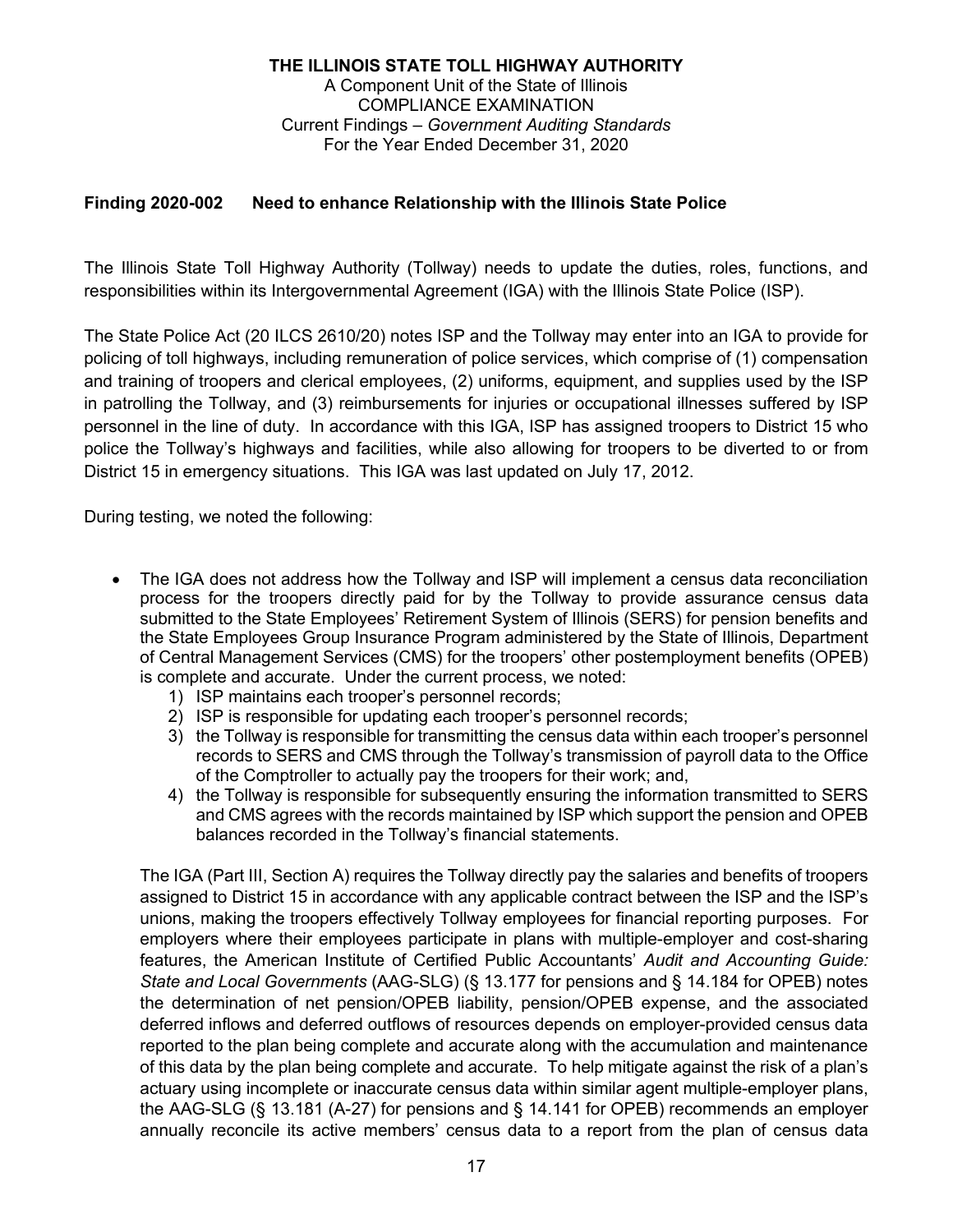**THE ILLINOIS STATE TOLL HIGHWAY AUTHORITY**
A Component Unit of the State of Illinois
COMPLIANCE EXAMINATION
Current Findings – *Government Auditing Standards*
For the Year Ended December 31, 2020

**Finding 2020-002 Need to enhance Relationship with the Illinois State Police**

The Illinois State Toll Highway Authority (Tollway) needs to update the duties, roles, functions, and responsibilities within its Intergovernmental Agreement (IGA) with the Illinois State Police (ISP).

The State Police Act (20 ILCS 2610/20) notes ISP and the Tollway may enter into an IGA to provide for policing of toll highways, including remuneration of police services, which comprise of (1) compensation and training of troopers and clerical employees, (2) uniforms, equipment, and supplies used by the ISP in patrolling the Tollway, and (3) reimbursements for injuries or occupational illnesses suffered by ISP personnel in the line of duty. In accordance with this IGA, ISP has assigned troopers to District 15 who police the Tollway's highways and facilities, while also allowing for troopers to be diverted to or from District 15 in emergency situations. This IGA was last updated on July 17, 2012.

During testing, we noted the following:

- The IGA does not address how the Tollway and ISP will implement a census data reconciliation process for the troopers directly paid for by the Tollway to provide assurance census data submitted to the State Employees' Retirement System of Illinois (SERS) for pension benefits and the State Employees Group Insurance Program administered by the State of Illinois, Department of Central Management Services (CMS) for the troopers' other postemployment benefits (OPEB) is complete and accurate. Under the current process, we noted:
  1) ISP maintains each trooper's personnel records;
  2) ISP is responsible for updating each trooper's personnel records;
  3) the Tollway is responsible for transmitting the census data within each trooper's personnel records to SERS and CMS through the Tollway's transmission of payroll data to the Office of the Comptroller to actually pay the troopers for their work; and,
  4) the Tollway is responsible for subsequently ensuring the information transmitted to SERS and CMS agrees with the records maintained by ISP which support the pension and OPEB balances recorded in the Tollway's financial statements.

  The IGA (Part III, Section A) requires the Tollway directly pay the salaries and benefits of troopers assigned to District 15 in accordance with any applicable contract between the ISP and the ISP's unions, making the troopers effectively Tollway employees for financial reporting purposes. For employers where their employees participate in plans with multiple-employer and cost-sharing features, the American Institute of Certified Public Accountants' *Audit and Accounting Guide: State and Local Governments* (AAG-SLG) (§ 13.177 for pensions and § 14.184 for OPEB) notes the determination of net pension/OPEB liability, pension/OPEB expense, and the associated deferred inflows and deferred outflows of resources depends on employer-provided census data reported to the plan being complete and accurate along with the accumulation and maintenance of this data by the plan being complete and accurate. To help mitigate against the risk of a plan's actuary using incomplete or inaccurate census data within similar agent multiple-employer plans, the AAG-SLG (§ 13.181 (A-27) for pensions and § 14.141 for OPEB) recommends an employer annually reconcile its active members' census data to a report from the plan of census data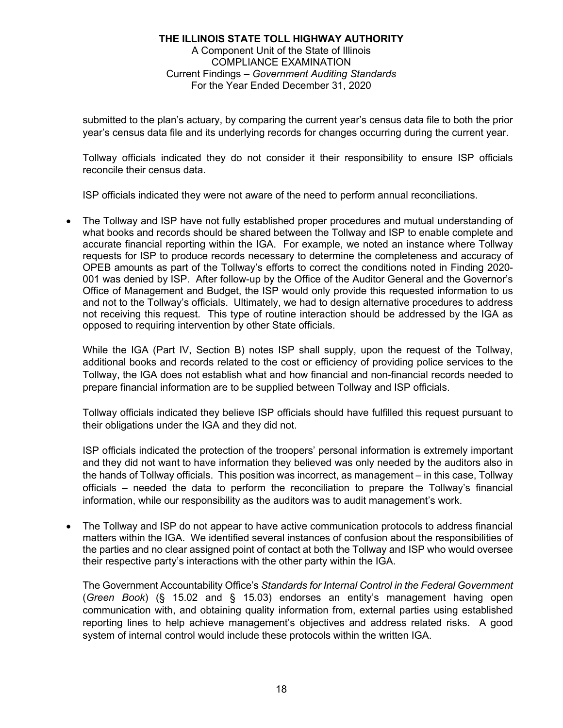submitted to the plan's actuary, by comparing the current year's census data file to both the prior year's census data file and its underlying records for changes occurring during the current year.

Tollway officials indicated they do not consider it their responsibility to ensure ISP officials reconcile their census data.

ISP officials indicated they were not aware of the need to perform annual reconciliations.

- The Tollway and ISP have not fully established proper procedures and mutual understanding of what books and records should be shared between the Tollway and ISP to enable complete and accurate financial reporting within the IGA. For example, we noted an instance where Tollway requests for ISP to produce records necessary to determine the completeness and accuracy of OPEB amounts as part of the Tollway's efforts to correct the conditions noted in Finding 2020-001 was denied by ISP. After follow-up by the Office of the Auditor General and the Governor's Office of Management and Budget, the ISP would only provide this requested information to us and not to the Tollway's officials. Ultimately, we had to design alternative procedures to address not receiving this request. This type of routine interaction should be addressed by the IGA as opposed to requiring intervention by other State officials.

  While the IGA (Part IV, Section B) notes ISP shall supply, upon the request of the Tollway, additional books and records related to the cost or efficiency of providing police services to the Tollway, the IGA does not establish what and how financial and non-financial records needed to prepare financial information are to be supplied between Tollway and ISP officials.

  Tollway officials indicated they believe ISP officials should have fulfilled this request pursuant to their obligations under the IGA and they did not.

  ISP officials indicated the protection of the troopers' personal information is extremely important and they did not want to have information they believed was only needed by the auditors also in the hands of Tollway officials. This position was incorrect, as management – in this case, Tollway officials – needed the data to perform the reconciliation to prepare the Tollway's financial information, while our responsibility as the auditors was to audit management's work.

- The Tollway and ISP do not appear to have active communication protocols to address financial matters within the IGA. We identified several instances of confusion about the responsibilities of the parties and no clear assigned point of contact at both the Tollway and ISP who would oversee their respective party's interactions with the other party within the IGA.

  The Government Accountability Office's *Standards for Internal Control in the Federal Government* (*Green Book*) (§ 15.02 and § 15.03) endorses an entity's management having open communication with, and obtaining quality information from, external parties using established reporting lines to help achieve management's objectives and address related risks. A good system of internal control would include these protocols within the written IGA.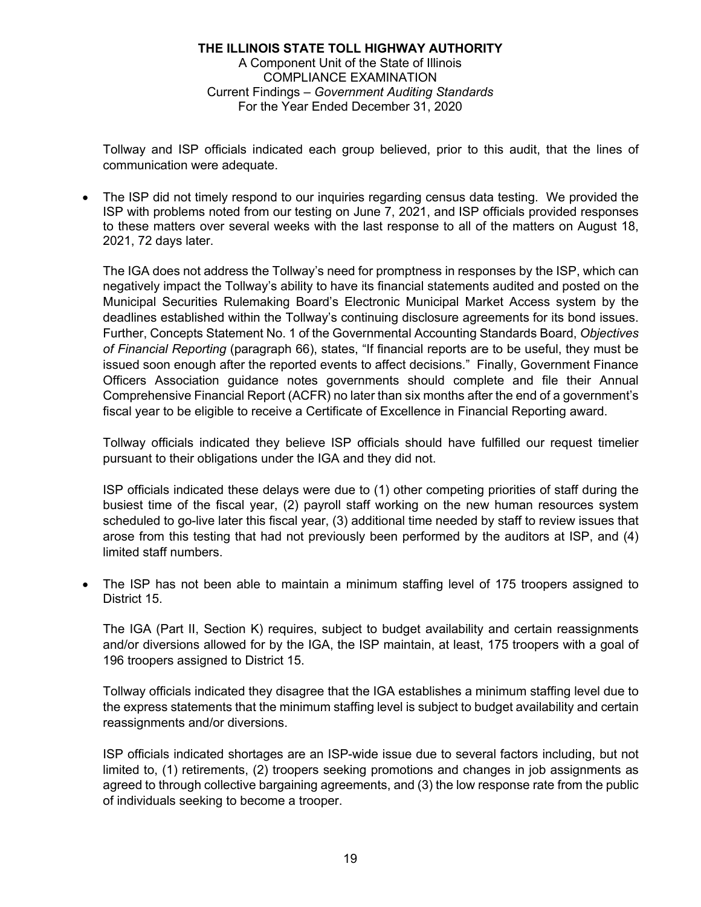Tollway and ISP officials indicated each group believed, prior to this audit, that the lines of communication were adequate.

- The ISP did not timely respond to our inquiries regarding census data testing. We provided the ISP with problems noted from our testing on June 7, 2021, and ISP officials provided responses to these matters over several weeks with the last response to all of the matters on August 18, 2021, 72 days later.

  The IGA does not address the Tollway's need for promptness in responses by the ISP, which can negatively impact the Tollway's ability to have its financial statements audited and posted on the Municipal Securities Rulemaking Board's Electronic Municipal Market Access system by the deadlines established within the Tollway's continuing disclosure agreements for its bond issues. Further, Concepts Statement No. 1 of the Governmental Accounting Standards Board, *Objectives of Financial Reporting* (paragraph 66), states, "If financial reports are to be useful, they must be issued soon enough after the reported events to affect decisions." Finally, Government Finance Officers Association guidance notes governments should complete and file their Annual Comprehensive Financial Report (ACFR) no later than six months after the end of a government's fiscal year to be eligible to receive a Certificate of Excellence in Financial Reporting award.

  Tollway officials indicated they believe ISP officials should have fulfilled our request timelier pursuant to their obligations under the IGA and they did not.

  ISP officials indicated these delays were due to (1) other competing priorities of staff during the busiest time of the fiscal year, (2) payroll staff working on the new human resources system scheduled to go-live later this fiscal year, (3) additional time needed by staff to review issues that arose from this testing that had not previously been performed by the auditors at ISP, and (4) limited staff numbers.

- The ISP has not been able to maintain a minimum staffing level of 175 troopers assigned to District 15.

  The IGA (Part II, Section K) requires, subject to budget availability and certain reassignments and/or diversions allowed for by the IGA, the ISP maintain, at least, 175 troopers with a goal of 196 troopers assigned to District 15.

  Tollway officials indicated they disagree that the IGA establishes a minimum staffing level due to the express statements that the minimum staffing level is subject to budget availability and certain reassignments and/or diversions.

  ISP officials indicated shortages are an ISP-wide issue due to several factors including, but not limited to, (1) retirements, (2) troopers seeking promotions and changes in job assignments as agreed to through collective bargaining agreements, and (3) the low response rate from the public of individuals seeking to become a trooper.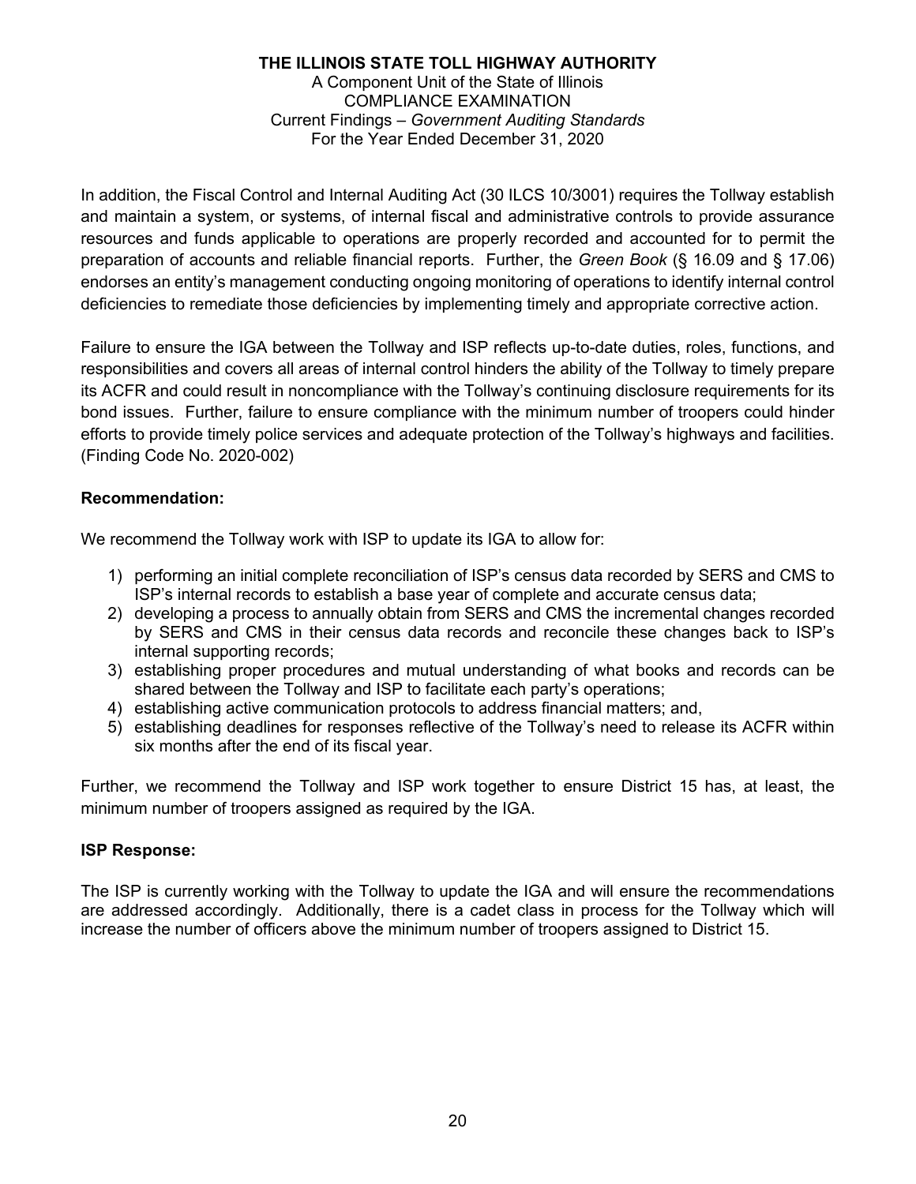In addition, the Fiscal Control and Internal Auditing Act (30 ILCS 10/3001) requires the Tollway establish and maintain a system, or systems, of internal fiscal and administrative controls to provide assurance resources and funds applicable to operations are properly recorded and accounted for to permit the preparation of accounts and reliable financial reports. Further, the *Green Book* (§ 16.09 and § 17.06) endorses an entity's management conducting ongoing monitoring of operations to identify internal control deficiencies to remediate those deficiencies by implementing timely and appropriate corrective action.

Failure to ensure the IGA between the Tollway and ISP reflects up-to-date duties, roles, functions, and responsibilities and covers all areas of internal control hinders the ability of the Tollway to timely prepare its ACFR and could result in noncompliance with the Tollway's continuing disclosure requirements for its bond issues. Further, failure to ensure compliance with the minimum number of troopers could hinder efforts to provide timely police services and adequate protection of the Tollway's highways and facilities. (Finding Code No. 2020-002)

**Recommendation:**

We recommend the Tollway work with ISP to update its IGA to allow for:

1) performing an initial complete reconciliation of ISP's census data recorded by SERS and CMS to ISP's internal records to establish a base year of complete and accurate census data;
2) developing a process to annually obtain from SERS and CMS the incremental changes recorded by SERS and CMS in their census data records and reconcile these changes back to ISP's internal supporting records;
3) establishing proper procedures and mutual understanding of what books and records can be shared between the Tollway and ISP to facilitate each party's operations;
4) establishing active communication protocols to address financial matters; and,
5) establishing deadlines for responses reflective of the Tollway's need to release its ACFR within six months after the end of its fiscal year.

Further, we recommend the Tollway and ISP work together to ensure District 15 has, at least, the minimum number of troopers assigned as required by the IGA.

**ISP Response:**

The ISP is currently working with the Tollway to update the IGA and will ensure the recommendations are addressed accordingly. Additionally, there is a cadet class in process for the Tollway which will increase the number of officers above the minimum number of troopers assigned to District 15.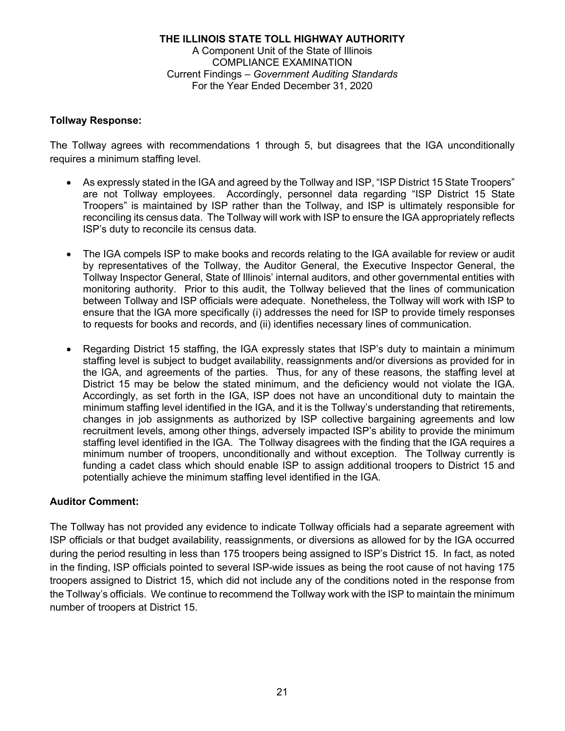**Tollway Response:**

The Tollway agrees with recommendations 1 through 5, but disagrees that the IGA unconditionally requires a minimum staffing level.

- As expressly stated in the IGA and agreed by the Tollway and ISP, "ISP District 15 State Troopers" are not Tollway employees. Accordingly, personnel data regarding "ISP District 15 State Troopers" is maintained by ISP rather than the Tollway, and ISP is ultimately responsible for reconciling its census data. The Tollway will work with ISP to ensure the IGA appropriately reflects ISP's duty to reconcile its census data.

- The IGA compels ISP to make books and records relating to the IGA available for review or audit by representatives of the Tollway, the Auditor General, the Executive Inspector General, the Tollway Inspector General, State of Illinois' internal auditors, and other governmental entities with monitoring authority. Prior to this audit, the Tollway believed that the lines of communication between Tollway and ISP officials were adequate. Nonetheless, the Tollway will work with ISP to ensure that the IGA more specifically (i) addresses the need for ISP to provide timely responses to requests for books and records, and (ii) identifies necessary lines of communication.

- Regarding District 15 staffing, the IGA expressly states that ISP's duty to maintain a minimum staffing level is subject to budget availability, reassignments and/or diversions as provided for in the IGA, and agreements of the parties. Thus, for any of these reasons, the staffing level at District 15 may be below the stated minimum, and the deficiency would not violate the IGA. Accordingly, as set forth in the IGA, ISP does not have an unconditional duty to maintain the minimum staffing level identified in the IGA, and it is the Tollway's understanding that retirements, changes in job assignments as authorized by ISP collective bargaining agreements and low recruitment levels, among other things, adversely impacted ISP's ability to provide the minimum staffing level identified in the IGA. The Tollway disagrees with the finding that the IGA requires a minimum number of troopers, unconditionally and without exception. The Tollway currently is funding a cadet class which should enable ISP to assign additional troopers to District 15 and potentially achieve the minimum staffing level identified in the IGA.

**Auditor Comment:**

The Tollway has not provided any evidence to indicate Tollway officials had a separate agreement with ISP officials or that budget availability, reassignments, or diversions as allowed for by the IGA occurred during the period resulting in less than 175 troopers being assigned to ISP's District 15. In fact, as noted in the finding, ISP officials pointed to several ISP-wide issues as being the root cause of not having 175 troopers assigned to District 15, which did not include any of the conditions noted in the response from the Tollway's officials. We continue to recommend the Tollway work with the ISP to maintain the minimum number of troopers at District 15.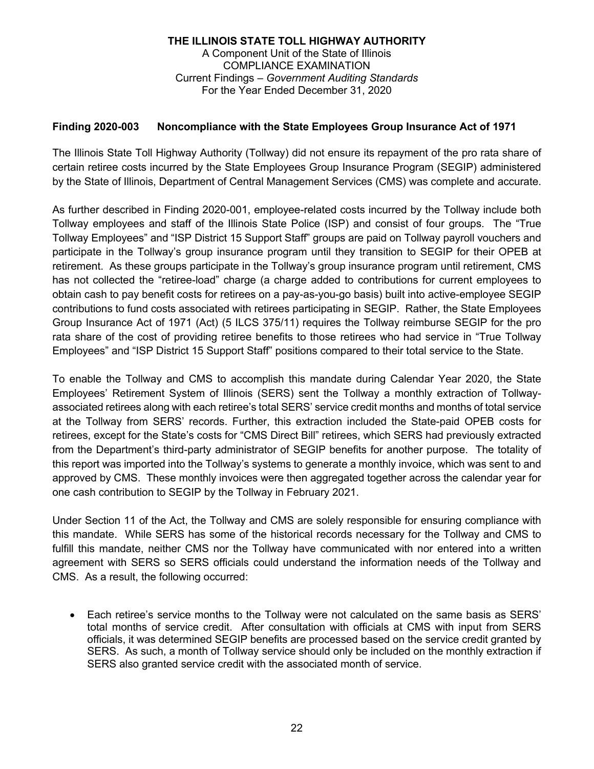**THE ILLINOIS STATE TOLL HIGHWAY AUTHORITY**
A Component Unit of the State of Illinois
COMPLIANCE EXAMINATION
Current Findings – *Government Auditing Standards*
For the Year Ended December 31, 2020

**Finding 2020-003 Noncompliance with the State Employees Group Insurance Act of 1971**

The Illinois State Toll Highway Authority (Tollway) did not ensure its repayment of the pro rata share of certain retiree costs incurred by the State Employees Group Insurance Program (SEGIP) administered by the State of Illinois, Department of Central Management Services (CMS) was complete and accurate.

As further described in Finding 2020-001, employee-related costs incurred by the Tollway include both Tollway employees and staff of the Illinois State Police (ISP) and consist of four groups. The "True Tollway Employees" and "ISP District 15 Support Staff" groups are paid on Tollway payroll vouchers and participate in the Tollway's group insurance program until they transition to SEGIP for their OPEB at retirement. As these groups participate in the Tollway's group insurance program until retirement, CMS has not collected the "retiree-load" charge (a charge added to contributions for current employees to obtain cash to pay benefit costs for retirees on a pay-as-you-go basis) built into active-employee SEGIP contributions to fund costs associated with retirees participating in SEGIP. Rather, the State Employees Group Insurance Act of 1971 (Act) (5 ILCS 375/11) requires the Tollway reimburse SEGIP for the pro rata share of the cost of providing retiree benefits to those retirees who had service in "True Tollway Employees" and "ISP District 15 Support Staff" positions compared to their total service to the State.

To enable the Tollway and CMS to accomplish this mandate during Calendar Year 2020, the State Employees' Retirement System of Illinois (SERS) sent the Tollway a monthly extraction of Tollway-associated retirees along with each retiree's total SERS' service credit months and months of total service at the Tollway from SERS' records. Further, this extraction included the State-paid OPEB costs for retirees, except for the State's costs for "CMS Direct Bill" retirees, which SERS had previously extracted from the Department's third-party administrator of SEGIP benefits for another purpose. The totality of this report was imported into the Tollway's systems to generate a monthly invoice, which was sent to and approved by CMS. These monthly invoices were then aggregated together across the calendar year for one cash contribution to SEGIP by the Tollway in February 2021.

Under Section 11 of the Act, the Tollway and CMS are solely responsible for ensuring compliance with this mandate. While SERS has some of the historical records necessary for the Tollway and CMS to fulfill this mandate, neither CMS nor the Tollway have communicated with nor entered into a written agreement with SERS so SERS officials could understand the information needs of the Tollway and CMS. As a result, the following occurred:

- Each retiree's service months to the Tollway were not calculated on the same basis as SERS' total months of service credit. After consultation with officials at CMS with input from SERS officials, it was determined SEGIP benefits are processed based on the service credit granted by SERS. As such, a month of Tollway service should only be included on the monthly extraction if SERS also granted service credit with the associated month of service.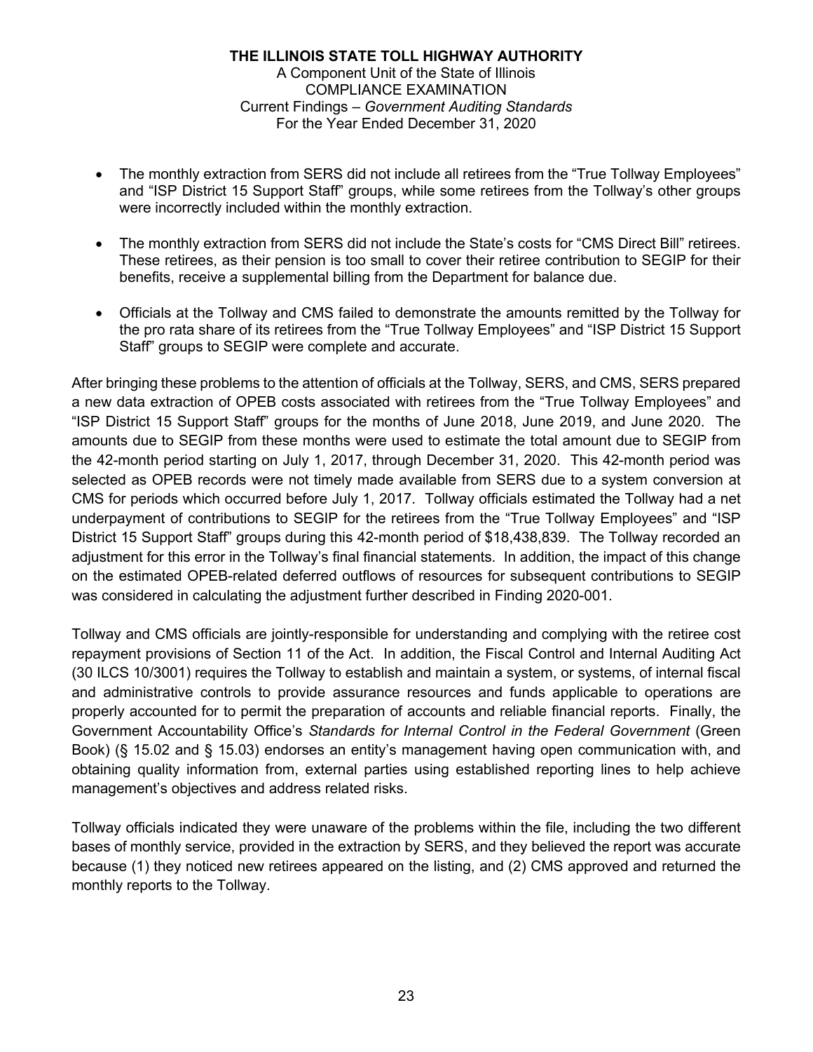- The monthly extraction from SERS did not include all retirees from the “True Tollway Employees” and “ISP District 15 Support Staff” groups, while some retirees from the Tollway’s other groups were incorrectly included within the monthly extraction.

- The monthly extraction from SERS did not include the State’s costs for “CMS Direct Bill” retirees. These retirees, as their pension is too small to cover their retiree contribution to SEGIP for their benefits, receive a supplemental billing from the Department for balance due.

- Officials at the Tollway and CMS failed to demonstrate the amounts remitted by the Tollway for the pro rata share of its retirees from the “True Tollway Employees” and “ISP District 15 Support Staff” groups to SEGIP were complete and accurate.

After bringing these problems to the attention of officials at the Tollway, SERS, and CMS, SERS prepared a new data extraction of OPEB costs associated with retirees from the “True Tollway Employees” and “ISP District 15 Support Staff” groups for the months of June 2018, June 2019, and June 2020. The amounts due to SEGIP from these months were used to estimate the total amount due to SEGIP from the 42-month period starting on July 1, 2017, through December 31, 2020. This 42-month period was selected as OPEB records were not timely made available from SERS due to a system conversion at CMS for periods which occurred before July 1, 2017. Tollway officials estimated the Tollway had a net underpayment of contributions to SEGIP for the retirees from the “True Tollway Employees” and “ISP District 15 Support Staff” groups during this 42-month period of $18,438,839. The Tollway recorded an adjustment for this error in the Tollway’s final financial statements. In addition, the impact of this change on the estimated OPEB-related deferred outflows of resources for subsequent contributions to SEGIP was considered in calculating the adjustment further described in Finding 2020-001.

Tollway and CMS officials are jointly-responsible for understanding and complying with the retiree cost repayment provisions of Section 11 of the Act. In addition, the Fiscal Control and Internal Auditing Act (30 ILCS 10/3001) requires the Tollway to establish and maintain a system, or systems, of internal fiscal and administrative controls to provide assurance resources and funds applicable to operations are properly accounted for to permit the preparation of accounts and reliable financial reports. Finally, the Government Accountability Office’s *Standards for Internal Control in the Federal Government* (Green Book) (§ 15.02 and § 15.03) endorses an entity’s management having open communication with, and obtaining quality information from, external parties using established reporting lines to help achieve management’s objectives and address related risks.

Tollway officials indicated they were unaware of the problems within the file, including the two different bases of monthly service, provided in the extraction by SERS, and they believed the report was accurate because (1) they noticed new retirees appeared on the listing, and (2) CMS approved and returned the monthly reports to the Tollway.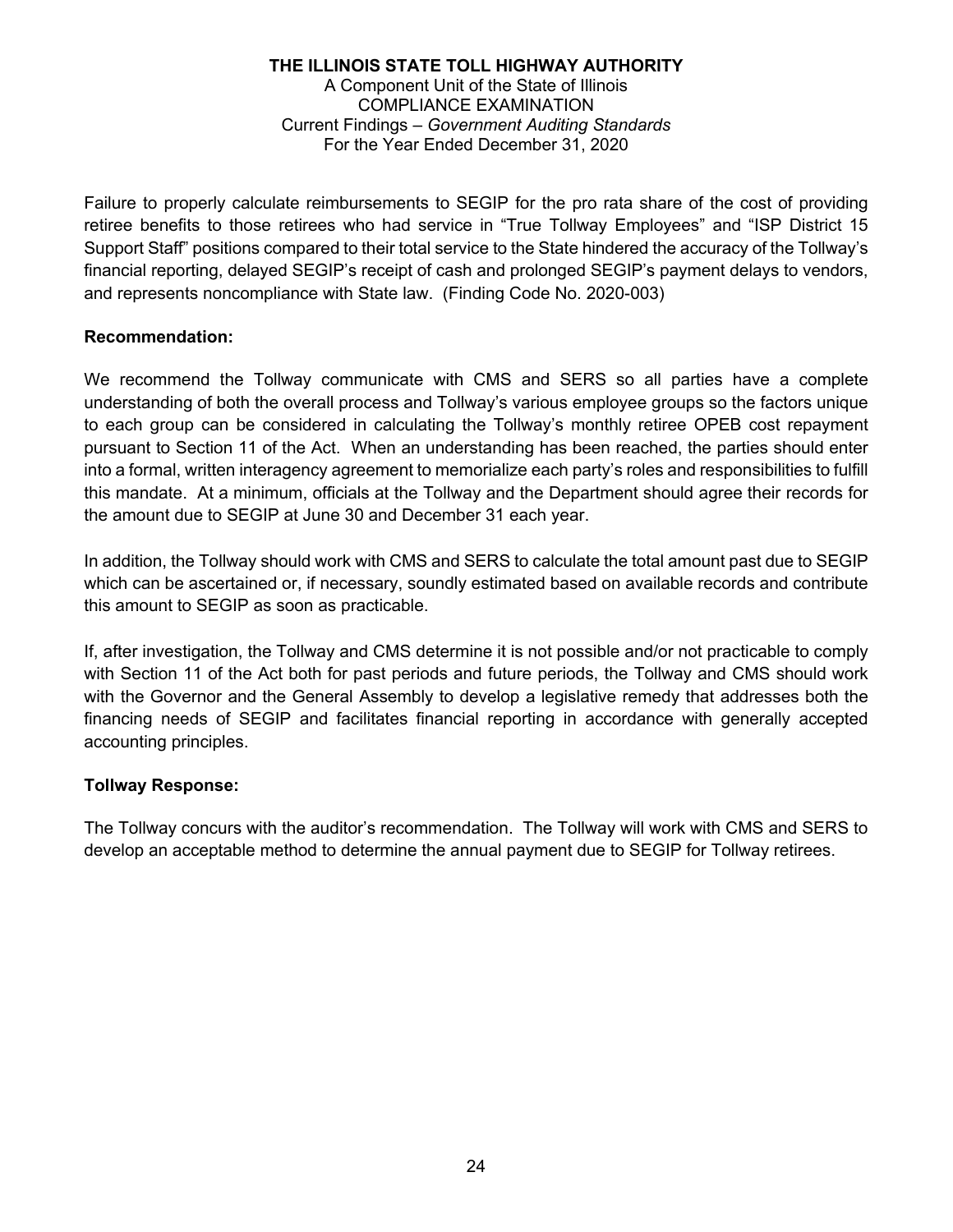Failure to properly calculate reimbursements to SEGIP for the pro rata share of the cost of providing retiree benefits to those retirees who had service in "True Tollway Employees" and "ISP District 15 Support Staff" positions compared to their total service to the State hindered the accuracy of the Tollway's financial reporting, delayed SEGIP's receipt of cash and prolonged SEGIP's payment delays to vendors, and represents noncompliance with State law. (Finding Code No. 2020-003)

**Recommendation:**

We recommend the Tollway communicate with CMS and SERS so all parties have a complete understanding of both the overall process and Tollway's various employee groups so the factors unique to each group can be considered in calculating the Tollway's monthly retiree OPEB cost repayment pursuant to Section 11 of the Act. When an understanding has been reached, the parties should enter into a formal, written interagency agreement to memorialize each party's roles and responsibilities to fulfill this mandate. At a minimum, officials at the Tollway and the Department should agree their records for the amount due to SEGIP at June 30 and December 31 each year.

In addition, the Tollway should work with CMS and SERS to calculate the total amount past due to SEGIP which can be ascertained or, if necessary, soundly estimated based on available records and contribute this amount to SEGIP as soon as practicable.

If, after investigation, the Tollway and CMS determine it is not possible and/or not practicable to comply with Section 11 of the Act both for past periods and future periods, the Tollway and CMS should work with the Governor and the General Assembly to develop a legislative remedy that addresses both the financing needs of SEGIP and facilitates financial reporting in accordance with generally accepted accounting principles.

**Tollway Response:**

The Tollway concurs with the auditor's recommendation. The Tollway will work with CMS and SERS to develop an acceptable method to determine the annual payment due to SEGIP for Tollway retirees.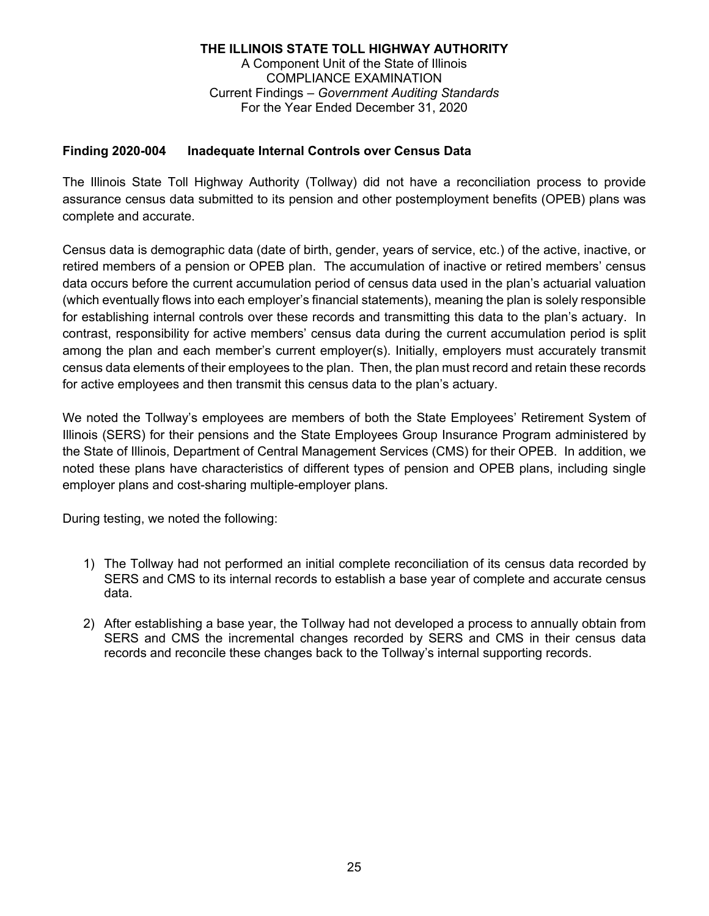**THE ILLINOIS STATE TOLL HIGHWAY AUTHORITY**
A Component Unit of the State of Illinois
COMPLIANCE EXAMINATION
Current Findings – *Government Auditing Standards*
For the Year Ended December 31, 2020

### Finding 2020-004 Inadequate Internal Controls over Census Data

The Illinois State Toll Highway Authority (Tollway) did not have a reconciliation process to provide assurance census data submitted to its pension and other postemployment benefits (OPEB) plans was complete and accurate.

Census data is demographic data (date of birth, gender, years of service, etc.) of the active, inactive, or retired members of a pension or OPEB plan. The accumulation of inactive or retired members' census data occurs before the current accumulation period of census data used in the plan's actuarial valuation (which eventually flows into each employer's financial statements), meaning the plan is solely responsible for establishing internal controls over these records and transmitting this data to the plan's actuary. In contrast, responsibility for active members' census data during the current accumulation period is split among the plan and each member's current employer(s). Initially, employers must accurately transmit census data elements of their employees to the plan. Then, the plan must record and retain these records for active employees and then transmit this census data to the plan's actuary.

We noted the Tollway's employees are members of both the State Employees' Retirement System of Illinois (SERS) for their pensions and the State Employees Group Insurance Program administered by the State of Illinois, Department of Central Management Services (CMS) for their OPEB. In addition, we noted these plans have characteristics of different types of pension and OPEB plans, including single employer plans and cost-sharing multiple-employer plans.

During testing, we noted the following:

1) The Tollway had not performed an initial complete reconciliation of its census data recorded by SERS and CMS to its internal records to establish a base year of complete and accurate census data.

2) After establishing a base year, the Tollway had not developed a process to annually obtain from SERS and CMS the incremental changes recorded by SERS and CMS in their census data records and reconcile these changes back to the Tollway's internal supporting records.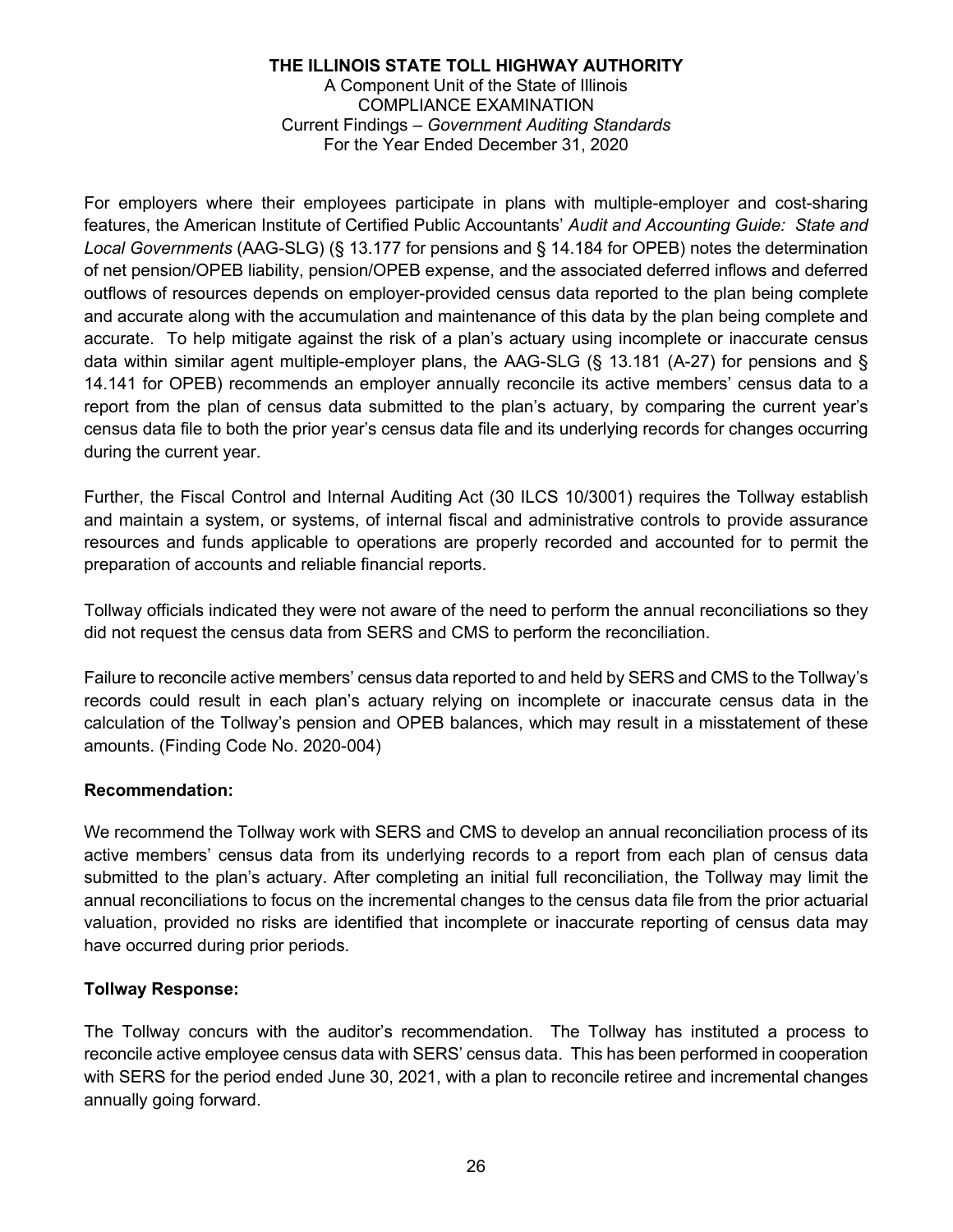For employers where their employees participate in plans with multiple-employer and cost-sharing features, the American Institute of Certified Public Accountants' *Audit and Accounting Guide: State and Local Governments* (AAG-SLG) (§ 13.177 for pensions and § 14.184 for OPEB) notes the determination of net pension/OPEB liability, pension/OPEB expense, and the associated deferred inflows and deferred outflows of resources depends on employer-provided census data reported to the plan being complete and accurate along with the accumulation and maintenance of this data by the plan being complete and accurate. To help mitigate against the risk of a plan's actuary using incomplete or inaccurate census data within similar agent multiple-employer plans, the AAG-SLG (§ 13.181 (A-27) for pensions and § 14.141 for OPEB) recommends an employer annually reconcile its active members' census data to a report from the plan of census data submitted to the plan's actuary, by comparing the current year's census data file to both the prior year's census data file and its underlying records for changes occurring during the current year.

Further, the Fiscal Control and Internal Auditing Act (30 ILCS 10/3001) requires the Tollway establish and maintain a system, or systems, of internal fiscal and administrative controls to provide assurance resources and funds applicable to operations are properly recorded and accounted for to permit the preparation of accounts and reliable financial reports.

Tollway officials indicated they were not aware of the need to perform the annual reconciliations so they did not request the census data from SERS and CMS to perform the reconciliation.

Failure to reconcile active members' census data reported to and held by SERS and CMS to the Tollway's records could result in each plan's actuary relying on incomplete or inaccurate census data in the calculation of the Tollway's pension and OPEB balances, which may result in a misstatement of these amounts. (Finding Code No. 2020-004)

**Recommendation:**

We recommend the Tollway work with SERS and CMS to develop an annual reconciliation process of its active members' census data from its underlying records to a report from each plan of census data submitted to the plan's actuary. After completing an initial full reconciliation, the Tollway may limit the annual reconciliations to focus on the incremental changes to the census data file from the prior actuarial valuation, provided no risks are identified that incomplete or inaccurate reporting of census data may have occurred during prior periods.

**Tollway Response:**

The Tollway concurs with the auditor's recommendation. The Tollway has instituted a process to reconcile active employee census data with SERS' census data. This has been performed in cooperation with SERS for the period ended June 30, 2021, with a plan to reconcile retiree and incremental changes annually going forward.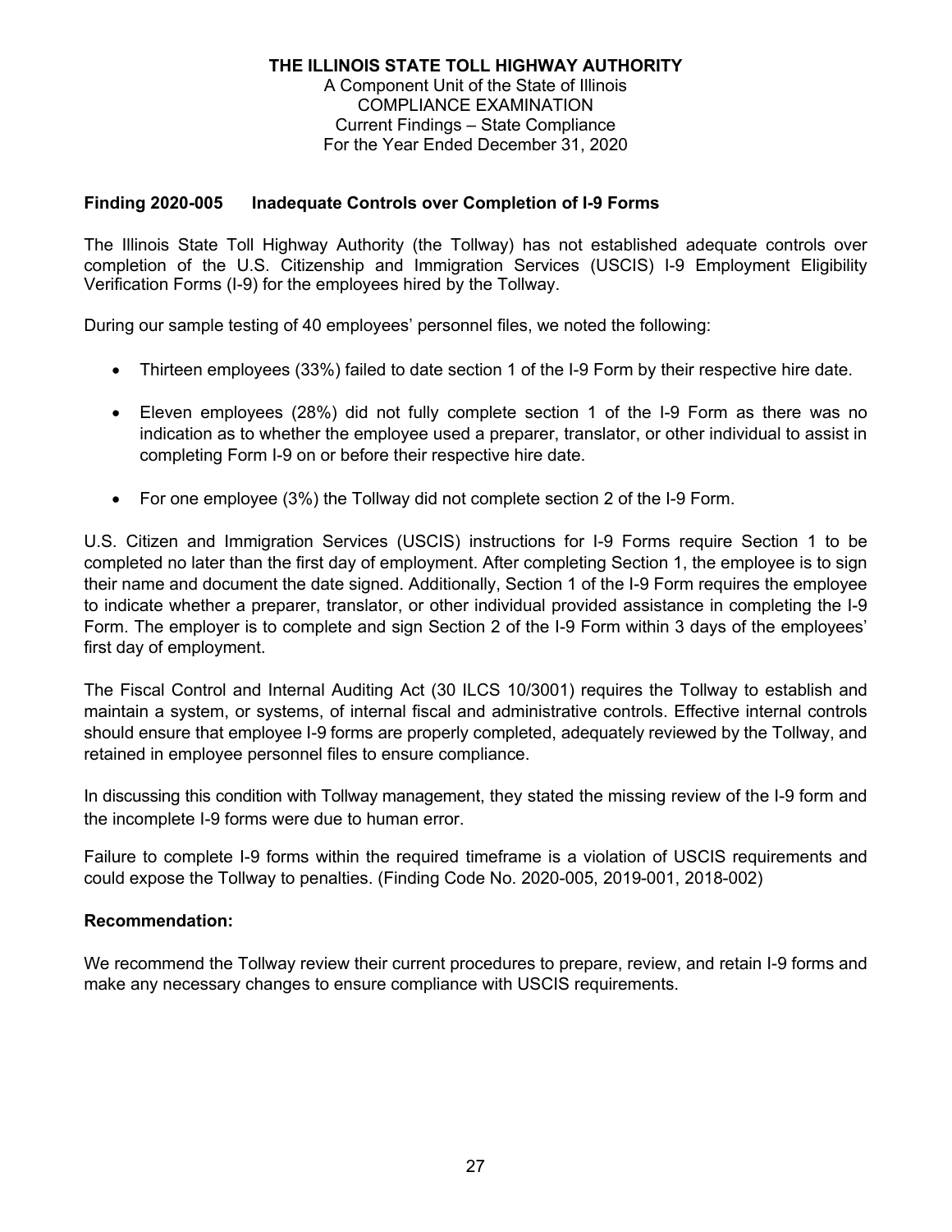**THE ILLINOIS STATE TOLL HIGHWAY AUTHORITY**
A Component Unit of the State of Illinois
COMPLIANCE EXAMINATION
Current Findings – State Compliance
For the Year Ended December 31, 2020

**Finding 2020-005 Inadequate Controls over Completion of I-9 Forms**

The Illinois State Toll Highway Authority (the Tollway) has not established adequate controls over completion of the U.S. Citizenship and Immigration Services (USCIS) I-9 Employment Eligibility Verification Forms (I-9) for the employees hired by the Tollway.

During our sample testing of 40 employees' personnel files, we noted the following:

- Thirteen employees (33%) failed to date section 1 of the I-9 Form by their respective hire date.
- Eleven employees (28%) did not fully complete section 1 of the I-9 Form as there was no indication as to whether the employee used a preparer, translator, or other individual to assist in completing Form I-9 on or before their respective hire date.
- For one employee (3%) the Tollway did not complete section 2 of the I-9 Form.

U.S. Citizen and Immigration Services (USCIS) instructions for I-9 Forms require Section 1 to be completed no later than the first day of employment. After completing Section 1, the employee is to sign their name and document the date signed. Additionally, Section 1 of the I-9 Form requires the employee to indicate whether a preparer, translator, or other individual provided assistance in completing the I-9 Form. The employer is to complete and sign Section 2 of the I-9 Form within 3 days of the employees' first day of employment.

The Fiscal Control and Internal Auditing Act (30 ILCS 10/3001) requires the Tollway to establish and maintain a system, or systems, of internal fiscal and administrative controls. Effective internal controls should ensure that employee I-9 forms are properly completed, adequately reviewed by the Tollway, and retained in employee personnel files to ensure compliance.

In discussing this condition with Tollway management, they stated the missing review of the I-9 form and the incomplete I-9 forms were due to human error.

Failure to complete I-9 forms within the required timeframe is a violation of USCIS requirements and could expose the Tollway to penalties. (Finding Code No. 2020-005, 2019-001, 2018-002)

**Recommendation:**

We recommend the Tollway review their current procedures to prepare, review, and retain I-9 forms and make any necessary changes to ensure compliance with USCIS requirements.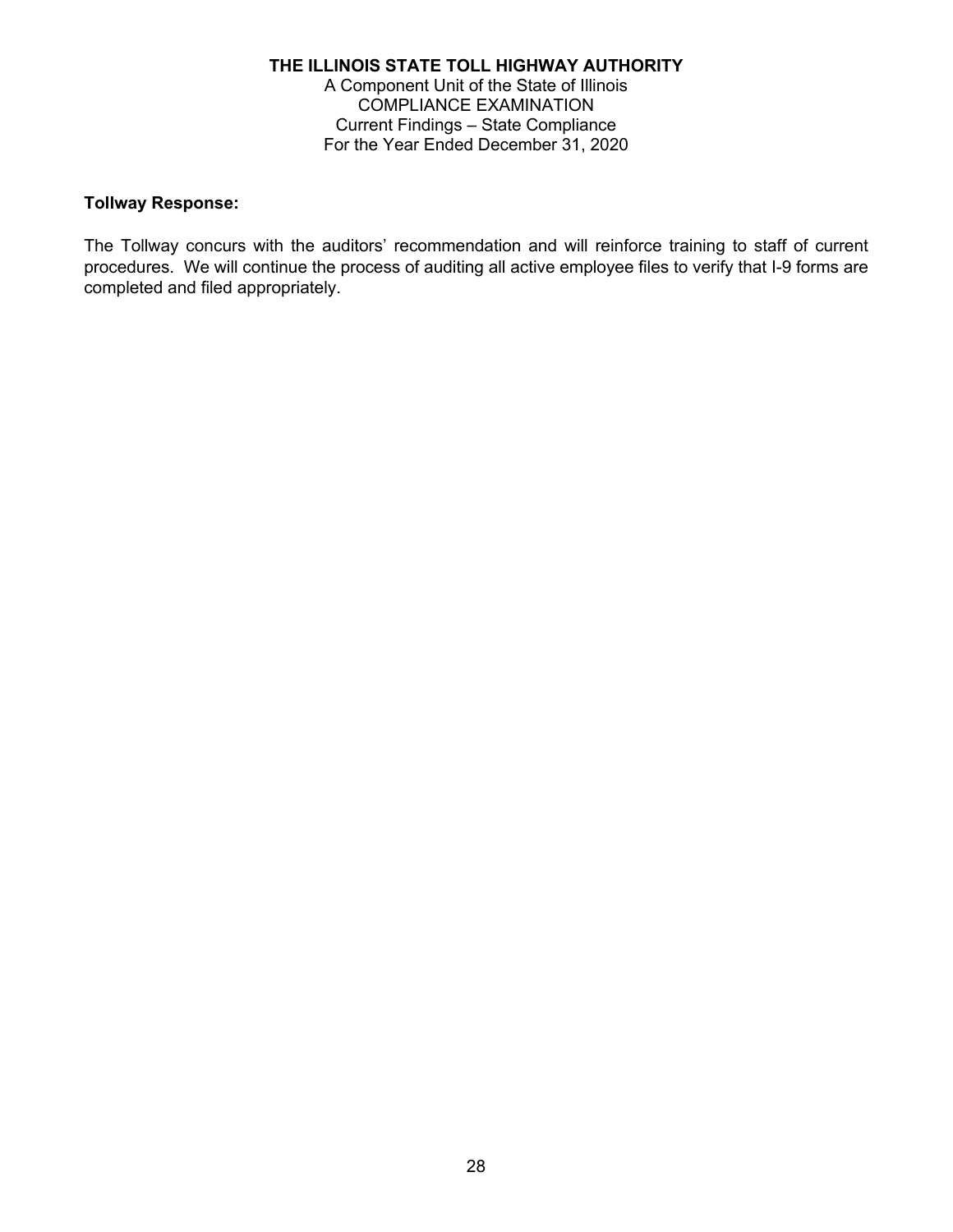**Tollway Response:**

The Tollway concurs with the auditors' recommendation and will reinforce training to staff of current procedures. We will continue the process of auditing all active employee files to verify that I-9 forms are completed and filed appropriately.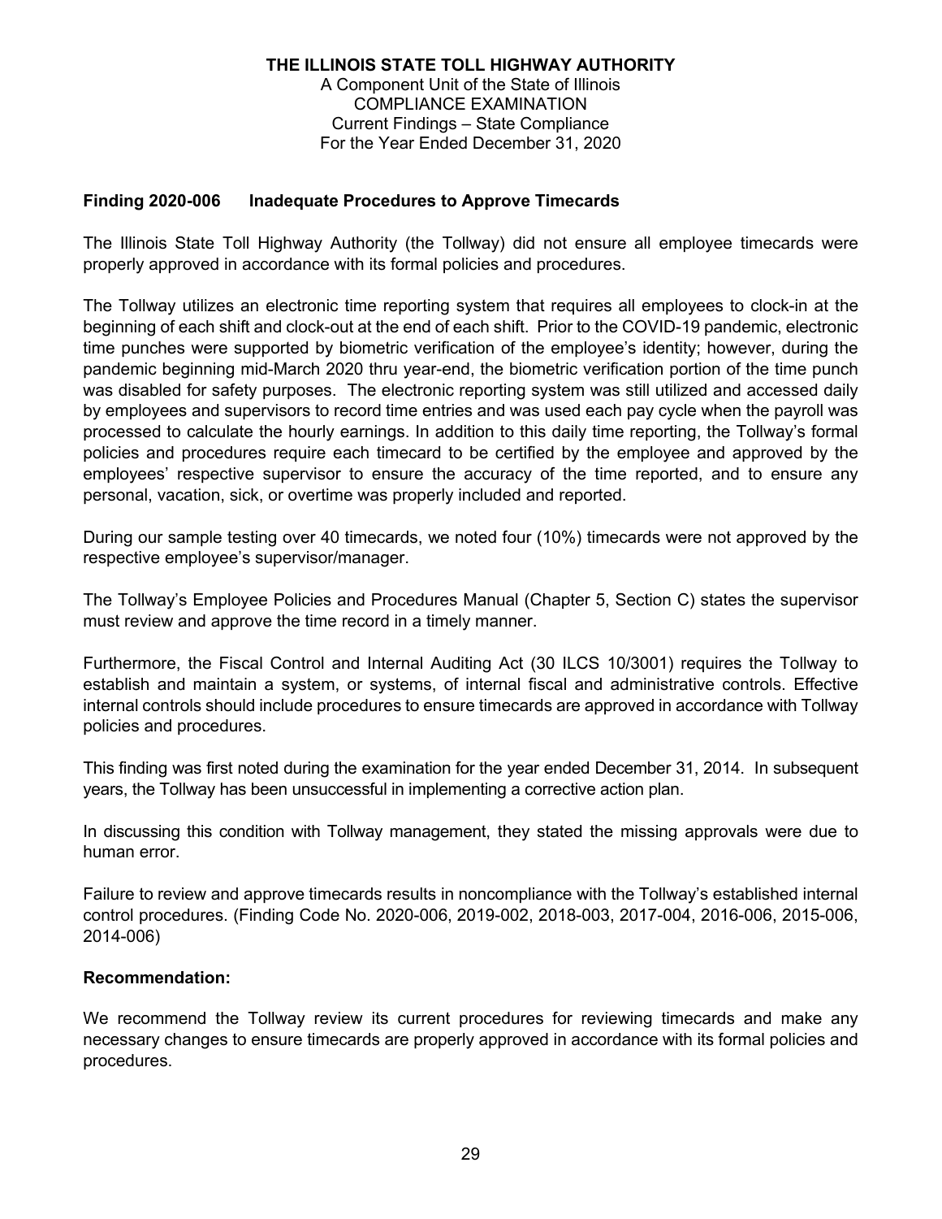**THE ILLINOIS STATE TOLL HIGHWAY AUTHORITY**
A Component Unit of the State of Illinois
COMPLIANCE EXAMINATION
Current Findings – State Compliance
For the Year Ended December 31, 2020

## Finding 2020-006 Inadequate Procedures to Approve Timecards

The Illinois State Toll Highway Authority (the Tollway) did not ensure all employee timecards were properly approved in accordance with its formal policies and procedures.

The Tollway utilizes an electronic time reporting system that requires all employees to clock-in at the beginning of each shift and clock-out at the end of each shift. Prior to the COVID-19 pandemic, electronic time punches were supported by biometric verification of the employee's identity; however, during the pandemic beginning mid-March 2020 thru year-end, the biometric verification portion of the time punch was disabled for safety purposes. The electronic reporting system was still utilized and accessed daily by employees and supervisors to record time entries and was used each pay cycle when the payroll was processed to calculate the hourly earnings. In addition to this daily time reporting, the Tollway's formal policies and procedures require each timecard to be certified by the employee and approved by the employees' respective supervisor to ensure the accuracy of the time reported, and to ensure any personal, vacation, sick, or overtime was properly included and reported.

During our sample testing over 40 timecards, we noted four (10%) timecards were not approved by the respective employee's supervisor/manager.

The Tollway's Employee Policies and Procedures Manual (Chapter 5, Section C) states the supervisor must review and approve the time record in a timely manner.

Furthermore, the Fiscal Control and Internal Auditing Act (30 ILCS 10/3001) requires the Tollway to establish and maintain a system, or systems, of internal fiscal and administrative controls. Effective internal controls should include procedures to ensure timecards are approved in accordance with Tollway policies and procedures.

This finding was first noted during the examination for the year ended December 31, 2014. In subsequent years, the Tollway has been unsuccessful in implementing a corrective action plan.

In discussing this condition with Tollway management, they stated the missing approvals were due to human error.

Failure to review and approve timecards results in noncompliance with the Tollway's established internal control procedures. (Finding Code No. 2020-006, 2019-002, 2018-003, 2017-004, 2016-006, 2015-006, 2014-006)

**Recommendation:**

We recommend the Tollway review its current procedures for reviewing timecards and make any necessary changes to ensure timecards are properly approved in accordance with its formal policies and procedures.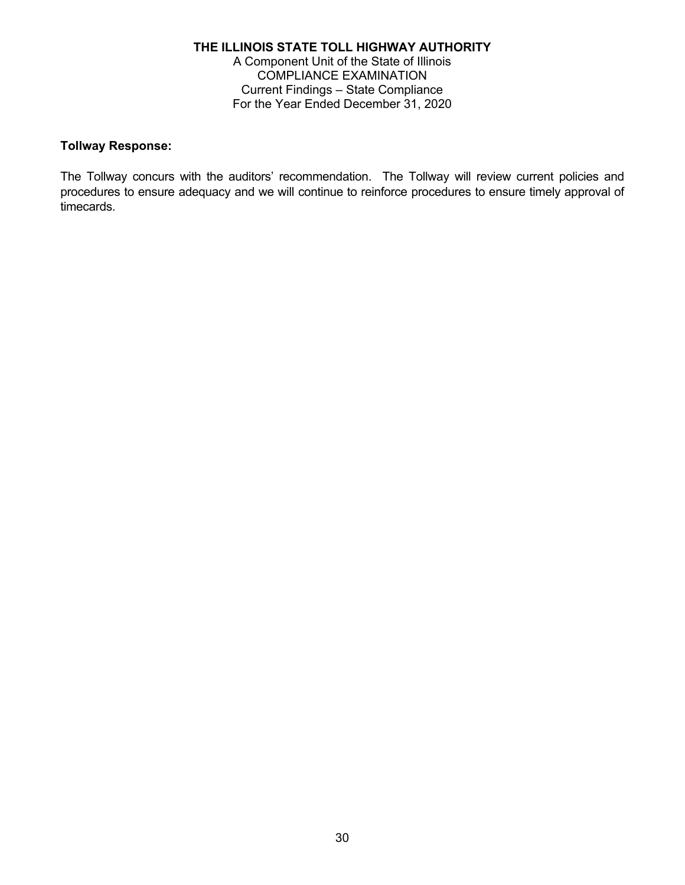**Tollway Response:**

The Tollway concurs with the auditors' recommendation. The Tollway will review current policies and procedures to ensure adequacy and we will continue to reinforce procedures to ensure timely approval of timecards.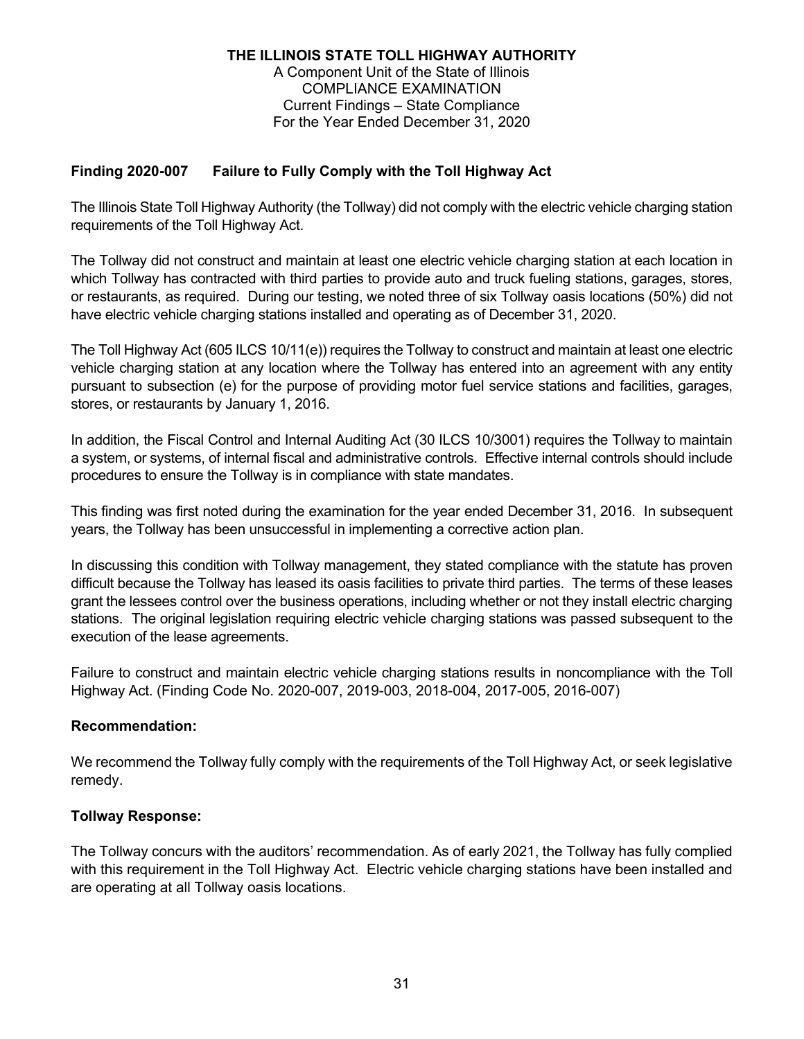**THE ILLINOIS STATE TOLL HIGHWAY AUTHORITY**
A Component Unit of the State of Illinois
COMPLIANCE EXAMINATION
Current Findings – State Compliance
For the Year Ended December 31, 2020

### Finding 2020-007 Failure to Fully Comply with the Toll Highway Act

The Illinois State Toll Highway Authority (the Tollway) did not comply with the electric vehicle charging station requirements of the Toll Highway Act.

The Tollway did not construct and maintain at least one electric vehicle charging station at each location in which Tollway has contracted with third parties to provide auto and truck fueling stations, garages, stores, or restaurants, as required. During our testing, we noted three of six Tollway oasis locations (50%) did not have electric vehicle charging stations installed and operating as of December 31, 2020.

The Toll Highway Act (605 ILCS 10/11(e)) requires the Tollway to construct and maintain at least one electric vehicle charging station at any location where the Tollway has entered into an agreement with any entity pursuant to subsection (e) for the purpose of providing motor fuel service stations and facilities, garages, stores, or restaurants by January 1, 2016.

In addition, the Fiscal Control and Internal Auditing Act (30 ILCS 10/3001) requires the Tollway to maintain a system, or systems, of internal fiscal and administrative controls. Effective internal controls should include procedures to ensure the Tollway is in compliance with state mandates.

This finding was first noted during the examination for the year ended December 31, 2016. In subsequent years, the Tollway has been unsuccessful in implementing a corrective action plan.

In discussing this condition with Tollway management, they stated compliance with the statute has proven difficult because the Tollway has leased its oasis facilities to private third parties. The terms of these leases grant the lessees control over the business operations, including whether or not they install electric charging stations. The original legislation requiring electric vehicle charging stations was passed subsequent to the execution of the lease agreements.

Failure to construct and maintain electric vehicle charging stations results in noncompliance with the Toll Highway Act. (Finding Code No. 2020-007, 2019-003, 2018-004, 2017-005, 2016-007)

**Recommendation:**

We recommend the Tollway fully comply with the requirements of the Toll Highway Act, or seek legislative remedy.

**Tollway Response:**

The Tollway concurs with the auditors' recommendation. As of early 2021, the Tollway has fully complied with this requirement in the Toll Highway Act. Electric vehicle charging stations have been installed and are operating at all Tollway oasis locations.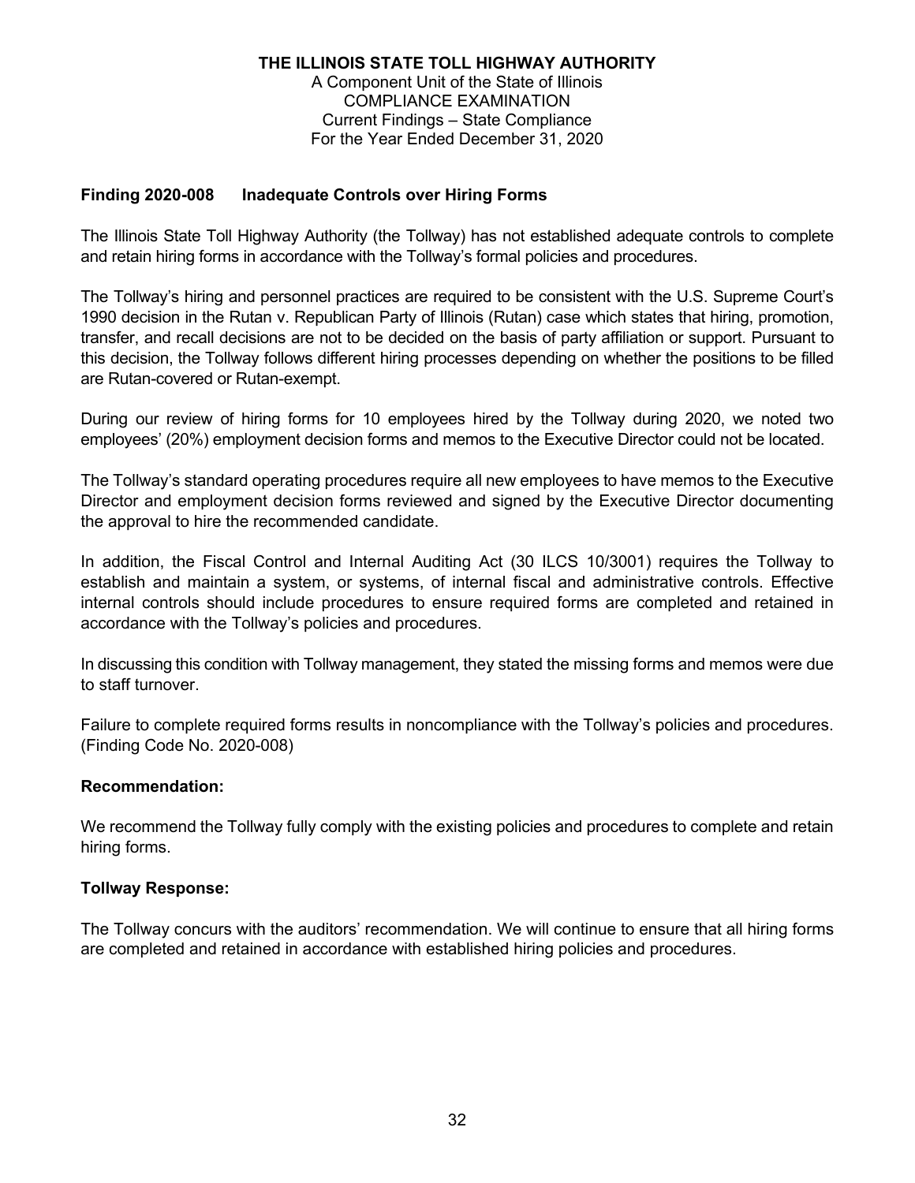**THE ILLINOIS STATE TOLL HIGHWAY AUTHORITY**
A Component Unit of the State of Illinois
COMPLIANCE EXAMINATION
Current Findings – State Compliance
For the Year Ended December 31, 2020

### Finding 2020-008 Inadequate Controls over Hiring Forms

The Illinois State Toll Highway Authority (the Tollway) has not established adequate controls to complete and retain hiring forms in accordance with the Tollway's formal policies and procedures.

The Tollway's hiring and personnel practices are required to be consistent with the U.S. Supreme Court's 1990 decision in the Rutan v. Republican Party of Illinois (Rutan) case which states that hiring, promotion, transfer, and recall decisions are not to be decided on the basis of party affiliation or support. Pursuant to this decision, the Tollway follows different hiring processes depending on whether the positions to be filled are Rutan-covered or Rutan-exempt.

During our review of hiring forms for 10 employees hired by the Tollway during 2020, we noted two employees' (20%) employment decision forms and memos to the Executive Director could not be located.

The Tollway's standard operating procedures require all new employees to have memos to the Executive Director and employment decision forms reviewed and signed by the Executive Director documenting the approval to hire the recommended candidate.

In addition, the Fiscal Control and Internal Auditing Act (30 ILCS 10/3001) requires the Tollway to establish and maintain a system, or systems, of internal fiscal and administrative controls. Effective internal controls should include procedures to ensure required forms are completed and retained in accordance with the Tollway's policies and procedures.

In discussing this condition with Tollway management, they stated the missing forms and memos were due to staff turnover.

Failure to complete required forms results in noncompliance with the Tollway's policies and procedures. (Finding Code No. 2020-008)

**Recommendation:**

We recommend the Tollway fully comply with the existing policies and procedures to complete and retain hiring forms.

**Tollway Response:**

The Tollway concurs with the auditors' recommendation. We will continue to ensure that all hiring forms are completed and retained in accordance with established hiring policies and procedures.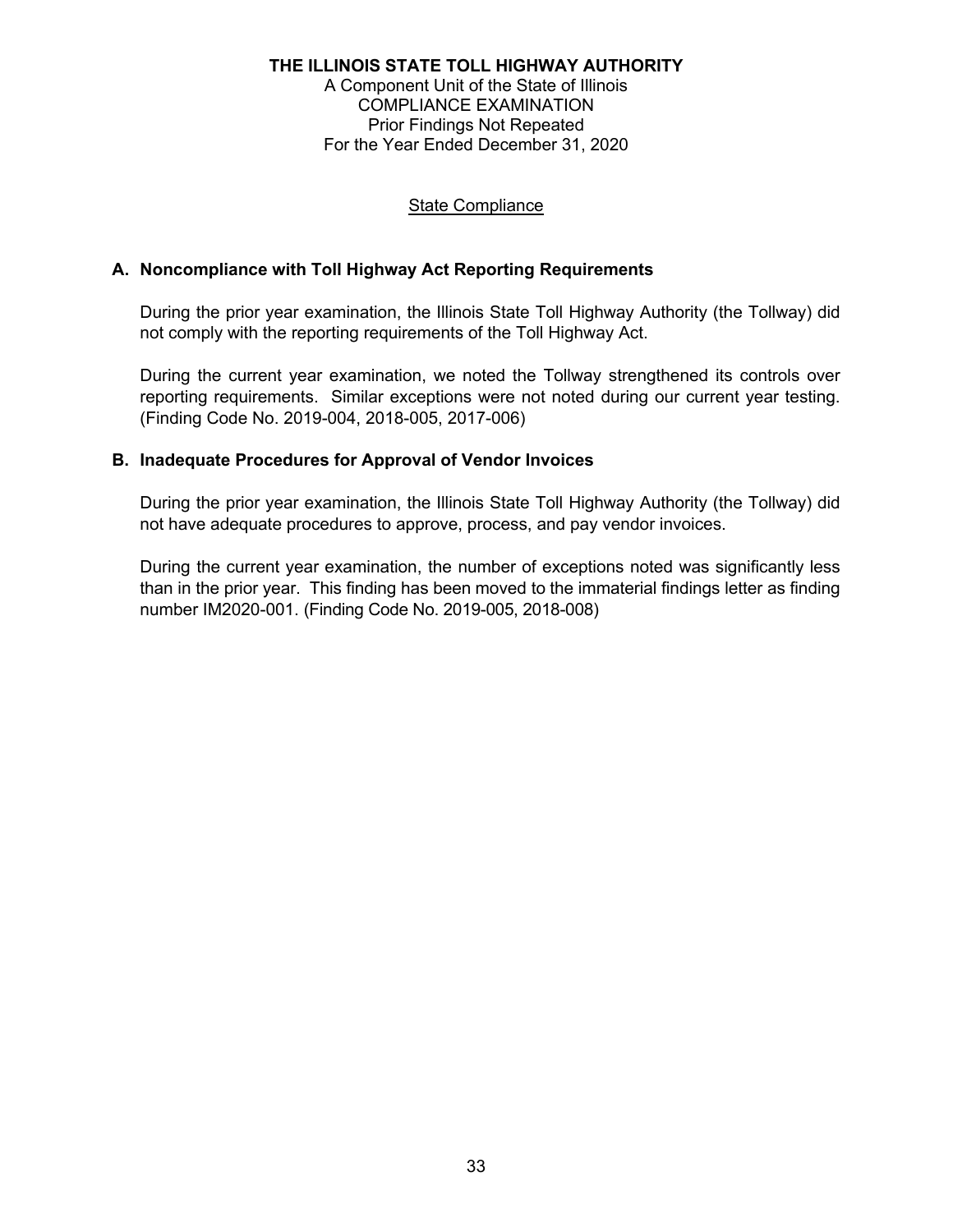**THE ILLINOIS STATE TOLL HIGHWAY AUTHORITY**
A Component Unit of the State of Illinois
COMPLIANCE EXAMINATION
Prior Findings Not Repeated
For the Year Ended December 31, 2020

State Compliance

**A. Noncompliance with Toll Highway Act Reporting Requirements**

During the prior year examination, the Illinois State Toll Highway Authority (the Tollway) did not comply with the reporting requirements of the Toll Highway Act.

During the current year examination, we noted the Tollway strengthened its controls over reporting requirements. Similar exceptions were not noted during our current year testing. (Finding Code No. 2019-004, 2018-005, 2017-006)

**B. Inadequate Procedures for Approval of Vendor Invoices**

During the prior year examination, the Illinois State Toll Highway Authority (the Tollway) did not have adequate procedures to approve, process, and pay vendor invoices.

During the current year examination, the number of exceptions noted was significantly less than in the prior year. This finding has been moved to the immaterial findings letter as finding number IM2020-001. (Finding Code No. 2019-005, 2018-008)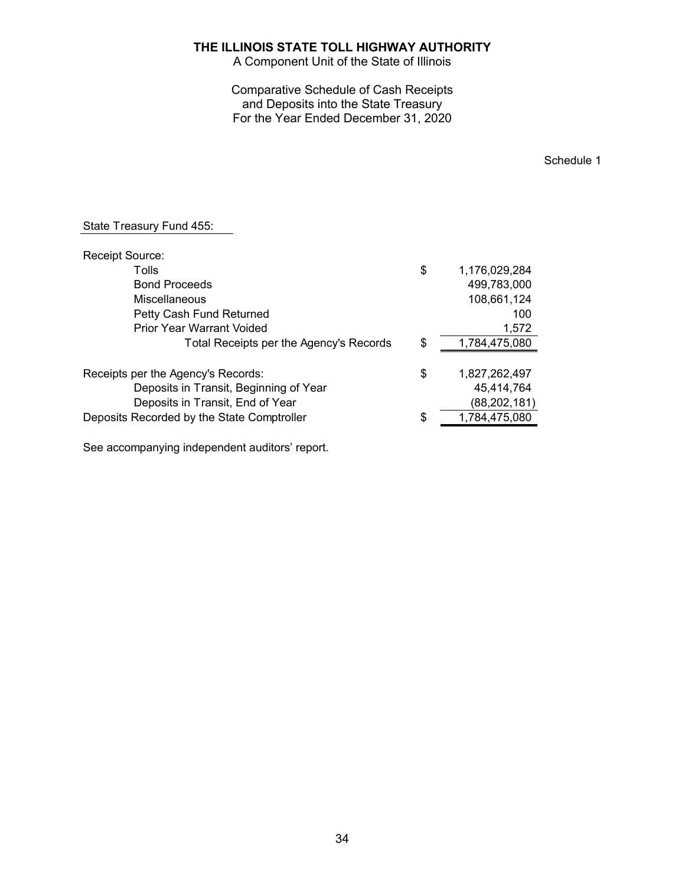# THE ILLINOIS STATE TOLL HIGHWAY AUTHORITY

A Component Unit of the State of Illinois

Comparative Schedule of Cash Receipts and Deposits into the State Treasury
For the Year Ended December 31, 2020

Schedule 1

State Treasury Fund 455:

| | | |
|---|---|---|
| Receipt Source: | | |
| Tolls | $ | 1,176,029,284 |
| Bond Proceeds | | 499,783,000 |
| Miscellaneous | | 108,661,124 |
| Petty Cash Fund Returned | | 100 |
| Prior Year Warrant Voided | | 1,572 |
| Total Receipts per the Agency's Records | $ | 1,784,475,080 |
| | | |
| Receipts per the Agency's Records: | $ | 1,827,262,497 |
| Deposits in Transit, Beginning of Year | | 45,414,764 |
| Deposits in Transit, End of Year | | (88,202,181) |
| Deposits Recorded by the State Comptroller | $ | 1,784,475,080 |

See accompanying independent auditors' report.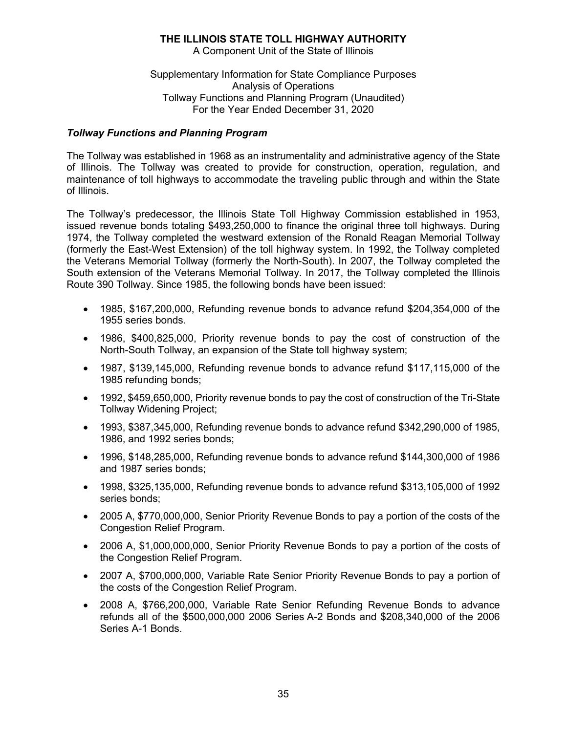# THE ILLINOIS STATE TOLL HIGHWAY AUTHORITY

A Component Unit of the State of Illinois

Supplementary Information for State Compliance Purposes
Analysis of Operations
Tollway Functions and Planning Program (Unaudited)
For the Year Ended December 31, 2020

### *Tollway Functions and Planning Program*

The Tollway was established in 1968 as an instrumentality and administrative agency of the State of Illinois. The Tollway was created to provide for construction, operation, regulation, and maintenance of toll highways to accommodate the traveling public through and within the State of Illinois.

The Tollway's predecessor, the Illinois State Toll Highway Commission established in 1953, issued revenue bonds totaling $493,250,000 to finance the original three toll highways. During 1974, the Tollway completed the westward extension of the Ronald Reagan Memorial Tollway (formerly the East-West Extension) of the toll highway system. In 1992, the Tollway completed the Veterans Memorial Tollway (formerly the North-South). In 2007, the Tollway completed the South extension of the Veterans Memorial Tollway. In 2017, the Tollway completed the Illinois Route 390 Tollway. Since 1985, the following bonds have been issued:

- 1985, $167,200,000, Refunding revenue bonds to advance refund $204,354,000 of the 1955 series bonds.
- 1986, $400,825,000, Priority revenue bonds to pay the cost of construction of the North-South Tollway, an expansion of the State toll highway system;
- 1987, $139,145,000, Refunding revenue bonds to advance refund $117,115,000 of the 1985 refunding bonds;
- 1992, $459,650,000, Priority revenue bonds to pay the cost of construction of the Tri-State Tollway Widening Project;
- 1993, $387,345,000, Refunding revenue bonds to advance refund $342,290,000 of 1985, 1986, and 1992 series bonds;
- 1996, $148,285,000, Refunding revenue bonds to advance refund $144,300,000 of 1986 and 1987 series bonds;
- 1998, $325,135,000, Refunding revenue bonds to advance refund $313,105,000 of 1992 series bonds;
- 2005 A, $770,000,000, Senior Priority Revenue Bonds to pay a portion of the costs of the Congestion Relief Program.
- 2006 A, $1,000,000,000, Senior Priority Revenue Bonds to pay a portion of the costs of the Congestion Relief Program.
- 2007 A, $700,000,000, Variable Rate Senior Priority Revenue Bonds to pay a portion of the costs of the Congestion Relief Program.
- 2008 A, $766,200,000, Variable Rate Senior Refunding Revenue Bonds to advance refunds all of the $500,000,000 2006 Series A-2 Bonds and $208,340,000 of the 2006 Series A-1 Bonds.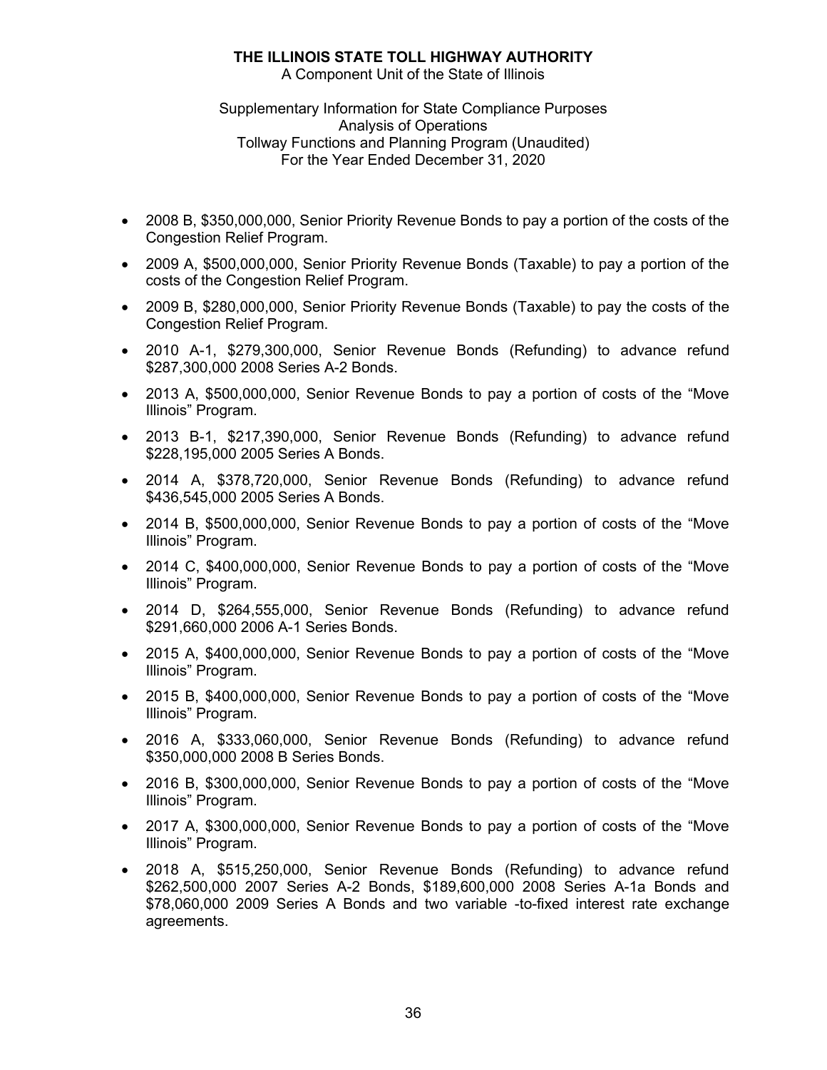# THE ILLINOIS STATE TOLL HIGHWAY AUTHORITY

A Component Unit of the State of Illinois

Supplementary Information for State Compliance Purposes
Analysis of Operations
Tollway Functions and Planning Program (Unaudited)
For the Year Ended December 31, 2020

- 2008 B, $350,000,000, Senior Priority Revenue Bonds to pay a portion of the costs of the Congestion Relief Program.
- 2009 A, $500,000,000, Senior Priority Revenue Bonds (Taxable) to pay a portion of the costs of the Congestion Relief Program.
- 2009 B, $280,000,000, Senior Priority Revenue Bonds (Taxable) to pay the costs of the Congestion Relief Program.
- 2010 A-1, $279,300,000, Senior Revenue Bonds (Refunding) to advance refund $287,300,000 2008 Series A-2 Bonds.
- 2013 A, $500,000,000, Senior Revenue Bonds to pay a portion of costs of the "Move Illinois" Program.
- 2013 B-1, $217,390,000, Senior Revenue Bonds (Refunding) to advance refund $228,195,000 2005 Series A Bonds.
- 2014 A, $378,720,000, Senior Revenue Bonds (Refunding) to advance refund $436,545,000 2005 Series A Bonds.
- 2014 B, $500,000,000, Senior Revenue Bonds to pay a portion of costs of the "Move Illinois" Program.
- 2014 C, $400,000,000, Senior Revenue Bonds to pay a portion of costs of the "Move Illinois" Program.
- 2014 D, $264,555,000, Senior Revenue Bonds (Refunding) to advance refund $291,660,000 2006 A-1 Series Bonds.
- 2015 A, $400,000,000, Senior Revenue Bonds to pay a portion of costs of the "Move Illinois" Program.
- 2015 B, $400,000,000, Senior Revenue Bonds to pay a portion of costs of the "Move Illinois" Program.
- 2016 A, $333,060,000, Senior Revenue Bonds (Refunding) to advance refund $350,000,000 2008 B Series Bonds.
- 2016 B, $300,000,000, Senior Revenue Bonds to pay a portion of costs of the "Move Illinois" Program.
- 2017 A, $300,000,000, Senior Revenue Bonds to pay a portion of costs of the "Move Illinois" Program.
- 2018 A, $515,250,000, Senior Revenue Bonds (Refunding) to advance refund $262,500,000 2007 Series A-2 Bonds, $189,600,000 2008 Series A-1a Bonds and $78,060,000 2009 Series A Bonds and two variable -to-fixed interest rate exchange agreements.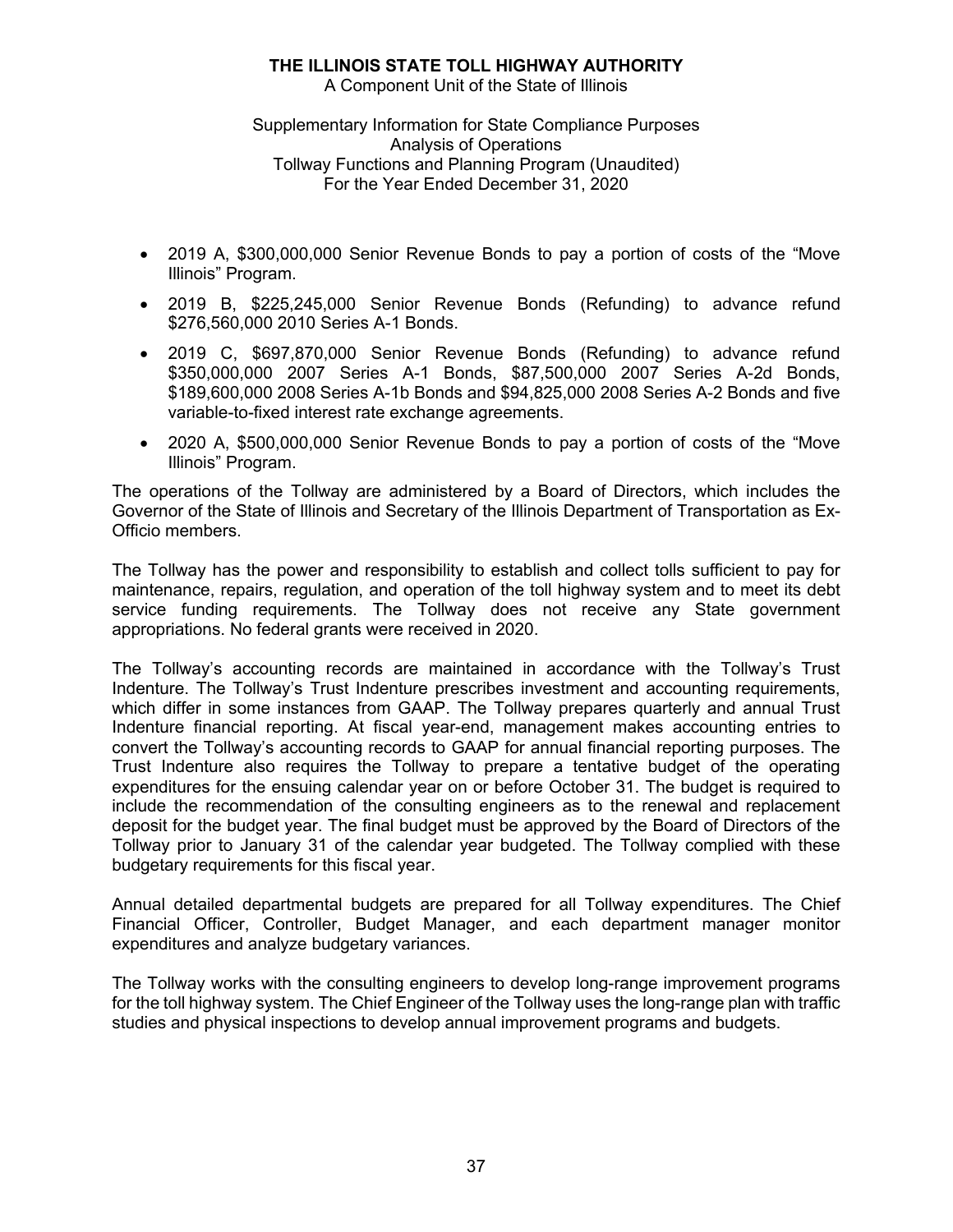# THE ILLINOIS STATE TOLL HIGHWAY AUTHORITY

A Component Unit of the State of Illinois

Supplementary Information for State Compliance Purposes
Analysis of Operations
Tollway Functions and Planning Program (Unaudited)
For the Year Ended December 31, 2020

- 2019 A, $300,000,000 Senior Revenue Bonds to pay a portion of costs of the "Move Illinois" Program.
- 2019 B, $225,245,000 Senior Revenue Bonds (Refunding) to advance refund $276,560,000 2010 Series A-1 Bonds.
- 2019 C, $697,870,000 Senior Revenue Bonds (Refunding) to advance refund $350,000,000 2007 Series A-1 Bonds, $87,500,000 2007 Series A-2d Bonds, $189,600,000 2008 Series A-1b Bonds and $94,825,000 2008 Series A-2 Bonds and five variable-to-fixed interest rate exchange agreements.
- 2020 A, $500,000,000 Senior Revenue Bonds to pay a portion of costs of the "Move Illinois" Program.

The operations of the Tollway are administered by a Board of Directors, which includes the Governor of the State of Illinois and Secretary of the Illinois Department of Transportation as Ex-Officio members.

The Tollway has the power and responsibility to establish and collect tolls sufficient to pay for maintenance, repairs, regulation, and operation of the toll highway system and to meet its debt service funding requirements. The Tollway does not receive any State government appropriations. No federal grants were received in 2020.

The Tollway's accounting records are maintained in accordance with the Tollway's Trust Indenture. The Tollway's Trust Indenture prescribes investment and accounting requirements, which differ in some instances from GAAP. The Tollway prepares quarterly and annual Trust Indenture financial reporting. At fiscal year-end, management makes accounting entries to convert the Tollway's accounting records to GAAP for annual financial reporting purposes. The Trust Indenture also requires the Tollway to prepare a tentative budget of the operating expenditures for the ensuing calendar year on or before October 31. The budget is required to include the recommendation of the consulting engineers as to the renewal and replacement deposit for the budget year. The final budget must be approved by the Board of Directors of the Tollway prior to January 31 of the calendar year budgeted. The Tollway complied with these budgetary requirements for this fiscal year.

Annual detailed departmental budgets are prepared for all Tollway expenditures. The Chief Financial Officer, Controller, Budget Manager, and each department manager monitor expenditures and analyze budgetary variances.

The Tollway works with the consulting engineers to develop long-range improvement programs for the toll highway system. The Chief Engineer of the Tollway uses the long-range plan with traffic studies and physical inspections to develop annual improvement programs and budgets.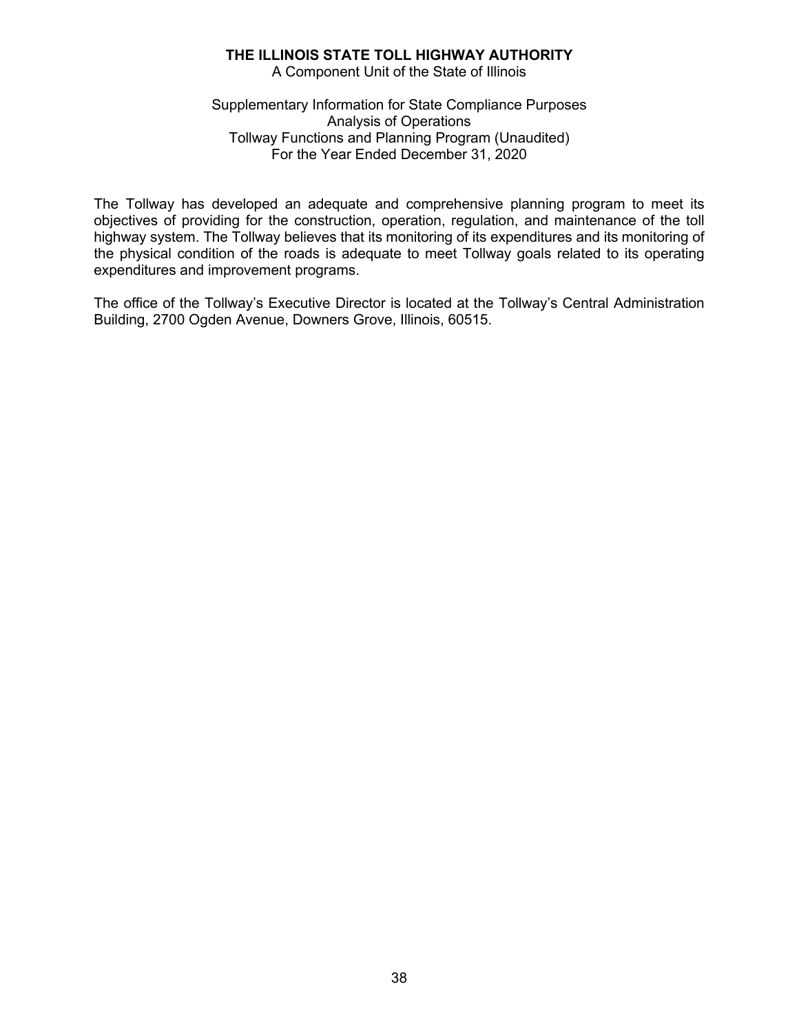**THE ILLINOIS STATE TOLL HIGHWAY AUTHORITY**
A Component Unit of the State of Illinois

Supplementary Information for State Compliance Purposes
Analysis of Operations
Tollway Functions and Planning Program (Unaudited)
For the Year Ended December 31, 2020

The Tollway has developed an adequate and comprehensive planning program to meet its objectives of providing for the construction, operation, regulation, and maintenance of the toll highway system. The Tollway believes that its monitoring of its expenditures and its monitoring of the physical condition of the roads is adequate to meet Tollway goals related to its operating expenditures and improvement programs.

The office of the Tollway's Executive Director is located at the Tollway's Central Administration Building, 2700 Ogden Avenue, Downers Grove, Illinois, 60515.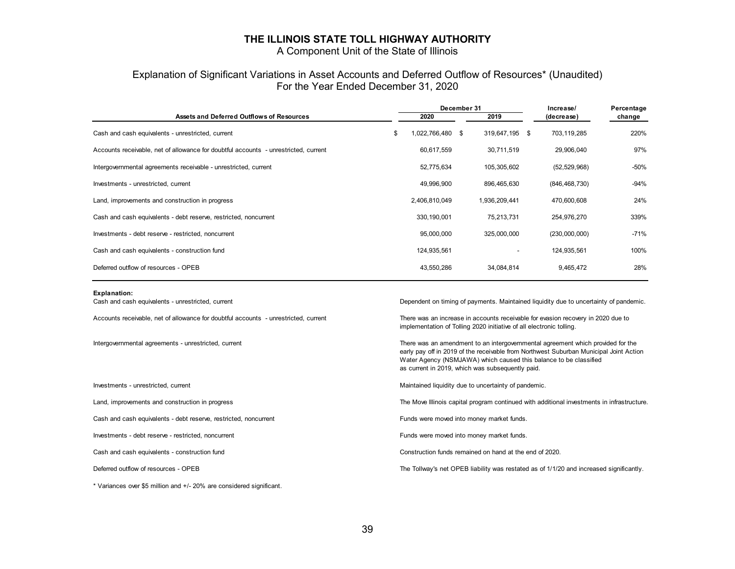# THE ILLINOIS STATE TOLL HIGHWAY AUTHORITY

A Component Unit of the State of Illinois

## Explanation of Significant Variations in Asset Accounts and Deferred Outflow of Resources* (Unaudited)
For the Year Ended December 31, 2020

| Assets and Deferred Outflows of Resources | December 31 2020 | December 31 2019 | Increase/ (decrease) | Percentage change |
|---|---|---|---|---|
| Cash and cash equivalents - unrestricted, current | $ 1,022,766,480 | $ 319,647,195 | $ 703,119,285 | 220% |
| Accounts receivable, net of allowance for doubtful accounts - unrestricted, current | 60,617,559 | 30,711,519 | 29,906,040 | 97% |
| Intergovernmental agreements receivable - unrestricted, current | 52,775,634 | 105,305,602 | (52,529,968) | -50% |
| Investments - unrestricted, current | 49,996,900 | 896,465,630 | (846,468,730) | -94% |
| Land, improvements and construction in progress | 2,406,810,049 | 1,936,209,441 | 470,600,608 | 24% |
| Cash and cash equivalents - debt reserve, restricted, noncurrent | 330,190,001 | 75,213,731 | 254,976,270 | 339% |
| Investments - debt reserve - restricted, noncurrent | 95,000,000 | 325,000,000 | (230,000,000) | -71% |
| Cash and cash equivalents - construction fund | 124,935,561 | - | 124,935,561 | 100% |
| Deferred outflow of resources - OPEB | 43,550,286 | 34,084,814 | 9,465,472 | 28% |

**Explanation:**

| | |
|---|---|
| Cash and cash equivalents - unrestricted, current | Dependent on timing of payments. Maintained liquidity due to uncertainty of pandemic. |
| Accounts receivable, net of allowance for doubtful accounts - unrestricted, current | There was an increase in accounts receivable for evasion recovery in 2020 due to implementation of Tolling 2020 initiative of all electronic tolling. |
| Intergovernmental agreements - unrestricted, current | There was an amendment to an intergovernmental agreement which provided for the early pay off in 2019 of the receivable from Northwest Suburban Municipal Joint Action Water Agency (NSMJAWA) which caused this balance to be classified as current in 2019, which was subsequently paid. |
| Investments - unrestricted, current | Maintained liquidity due to uncertainty of pandemic. |
| Land, improvements and construction in progress | The Move Illinois capital program continued with additional investments in infrastructure. |
| Cash and cash equivalents - debt reserve, restricted, noncurrent | Funds were moved into money market funds. |
| Investments - debt reserve - restricted, noncurrent | Funds were moved into money market funds. |
| Cash and cash equivalents - construction fund | Construction funds remained on hand at the end of 2020. |
| Deferred outflow of resources - OPEB | The Tollway's net OPEB liability was restated as of 1/1/20 and increased significantly. |

* Variances over $5 million and +/- 20% are considered significant.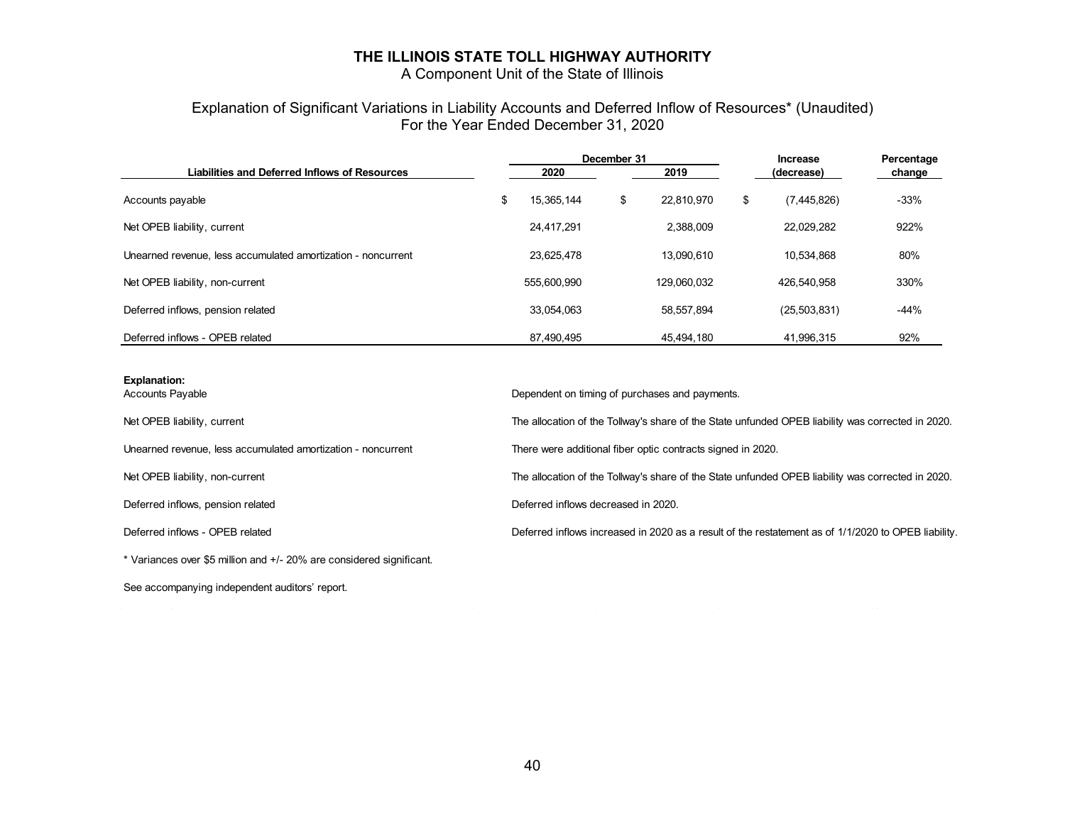# THE ILLINOIS STATE TOLL HIGHWAY AUTHORITY

A Component Unit of the State of Illinois

## Explanation of Significant Variations in Liability Accounts and Deferred Inflow of Resources* (Unaudited)
## For the Year Ended December 31, 2020

| Liabilities and Deferred Inflows of Resources | December 31 2020 | December 31 2019 | Increase (decrease) | Percentage change |
|---|---|---|---|---|
| Accounts payable | $ 15,365,144 | $ 22,810,970 | $ (7,445,826) | -33% |
| Net OPEB liability, current | 24,417,291 | 2,388,009 | 22,029,282 | 922% |
| Unearned revenue, less accumulated amortization - noncurrent | 23,625,478 | 13,090,610 | 10,534,868 | 80% |
| Net OPEB liability, non-current | 555,600,990 | 129,060,032 | 426,540,958 | 330% |
| Deferred inflows, pension related | 33,054,063 | 58,557,894 | (25,503,831) | -44% |
| Deferred inflows - OPEB related | 87,490,495 | 45,494,180 | 41,996,315 | 92% |

**Explanation:**

| | |
|---|---|
| Accounts Payable | Dependent on timing of purchases and payments. |
| Net OPEB liability, current | The allocation of the Tollway's share of the State unfunded OPEB liability was corrected in 2020. |
| Unearned revenue, less accumulated amortization - noncurrent | There were additional fiber optic contracts signed in 2020. |
| Net OPEB liability, non-current | The allocation of the Tollway's share of the State unfunded OPEB liability was corrected in 2020. |
| Deferred inflows, pension related | Deferred inflows decreased in 2020. |
| Deferred inflows - OPEB related | Deferred inflows increased in 2020 as a result of the restatement as of 1/1/2020 to OPEB liability. |

* Variances over $5 million and +/- 20% are considered significant.

See accompanying independent auditors' report.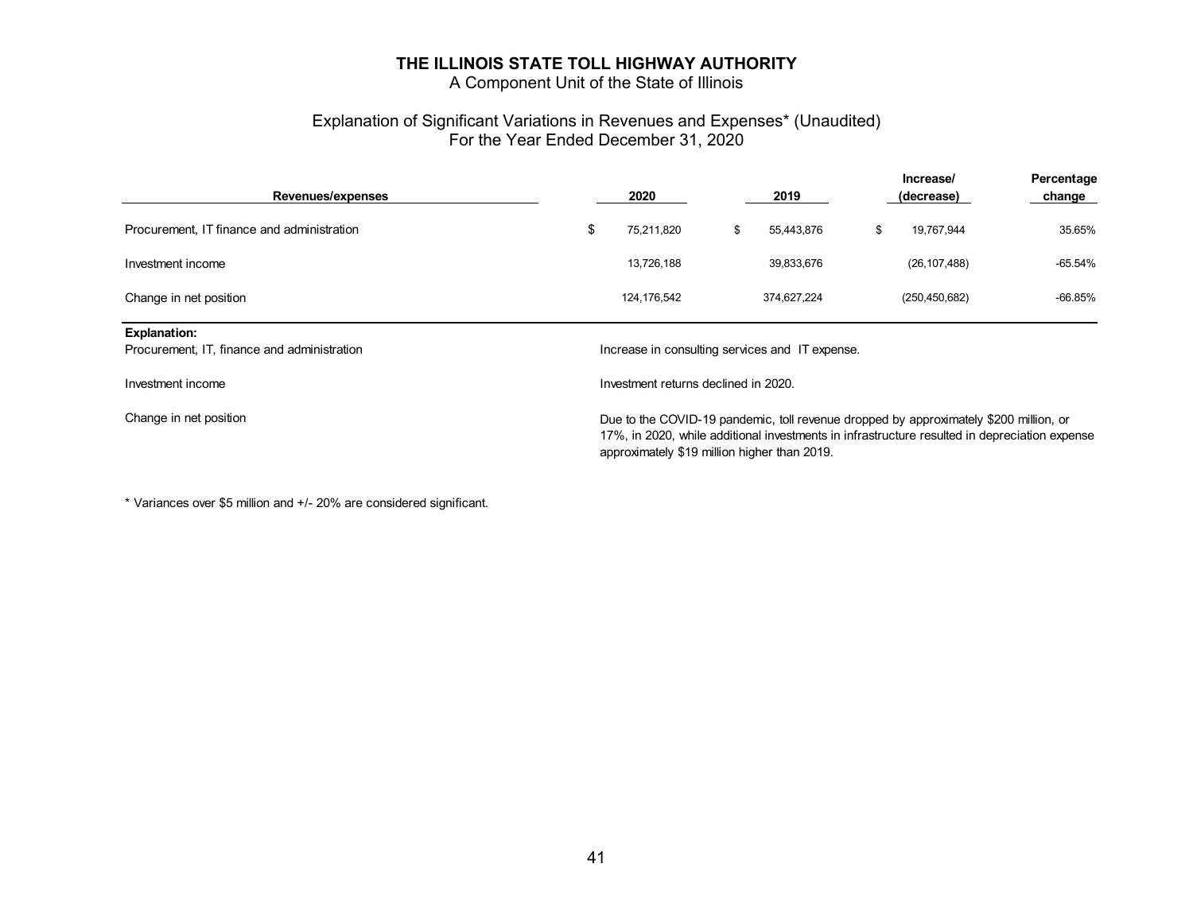# THE ILLINOIS STATE TOLL HIGHWAY AUTHORITY

A Component Unit of the State of Illinois

## Explanation of Significant Variations in Revenues and Expenses* (Unaudited)
For the Year Ended December 31, 2020

| Revenues/expenses | 2020 | 2019 | Increase/ (decrease) | Percentage change |
|---|---|---|---|---|
| Procurement, IT finance and administration | $ 75,211,820 | $ 55,443,876 | $ 19,767,944 | 35.65% |
| Investment income | 13,726,188 | 39,833,676 | (26,107,488) | -65.54% |
| Change in net position | 124,176,542 | 374,627,224 | (250,450,682) | -66.85% |

**Explanation:**

| | |
|---|---|
| Procurement, IT, finance and administration | Increase in consulting services and IT expense. |
| Investment income | Investment returns declined in 2020. |
| Change in net position | Due to the COVID-19 pandemic, toll revenue dropped by approximately $200 million, or 17%, in 2020, while additional investments in infrastructure resulted in depreciation expense approximately $19 million higher than 2019. |

* Variances over $5 million and +/- 20% are considered significant.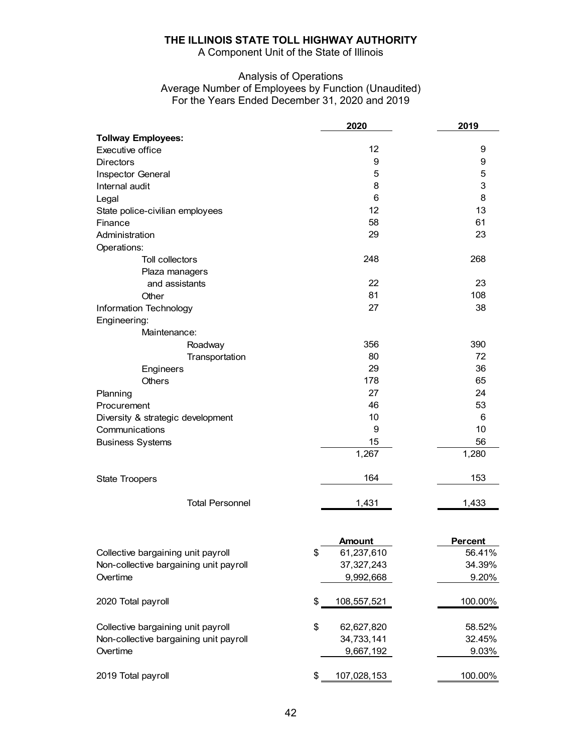# THE ILLINOIS STATE TOLL HIGHWAY AUTHORITY

A Component Unit of the State of Illinois

## Analysis of Operations
### Average Number of Employees by Function (Unaudited)
### For the Years Ended December 31, 2020 and 2019

| | 2020 | 2019 |
|---|---|---|
| **Tollway Employees:** | | |
| Executive office | 12 | 9 |
| Directors | 9 | 9 |
| Inspector General | 5 | 5 |
| Internal audit | 8 | 3 |
| Legal | 6 | 8 |
| State police-civilian employees | 12 | 13 |
| Finance | 58 | 61 |
| Administration | 29 | 23 |
| Operations: | | |
| Toll collectors | 248 | 268 |
| Plaza managers and assistants | 22 | 23 |
| Other | 81 | 108 |
| Information Technology | 27 | 38 |
| Engineering: | | |
| Maintenance: | | |
| Roadway | 356 | 390 |
| Transportation | 80 | 72 |
| Engineers | 29 | 36 |
| Others | 178 | 65 |
| Planning | 27 | 24 |
| Procurement | 46 | 53 |
| Diversity & strategic development | 10 | 6 |
| Communications | 9 | 10 |
| Business Systems | 15 | 56 |
| | 1,267 | 1,280 |
| State Troopers | 164 | 153 |
| Total Personnel | 1,431 | 1,433 |

| | Amount | Percent |
|---|---|---|
| Collective bargaining unit payroll | $ 61,237,610 | 56.41% |
| Non-collective bargaining unit payroll | 37,327,243 | 34.39% |
| Overtime | 9,992,668 | 9.20% |
| 2020 Total payroll | $ 108,557,521 | 100.00% |
| Collective bargaining unit payroll | $ 62,627,820 | 58.52% |
| Non-collective bargaining unit payroll | 34,733,141 | 32.45% |
| Overtime | 9,667,192 | 9.03% |
| 2019 Total payroll | $ 107,028,153 | 100.00% |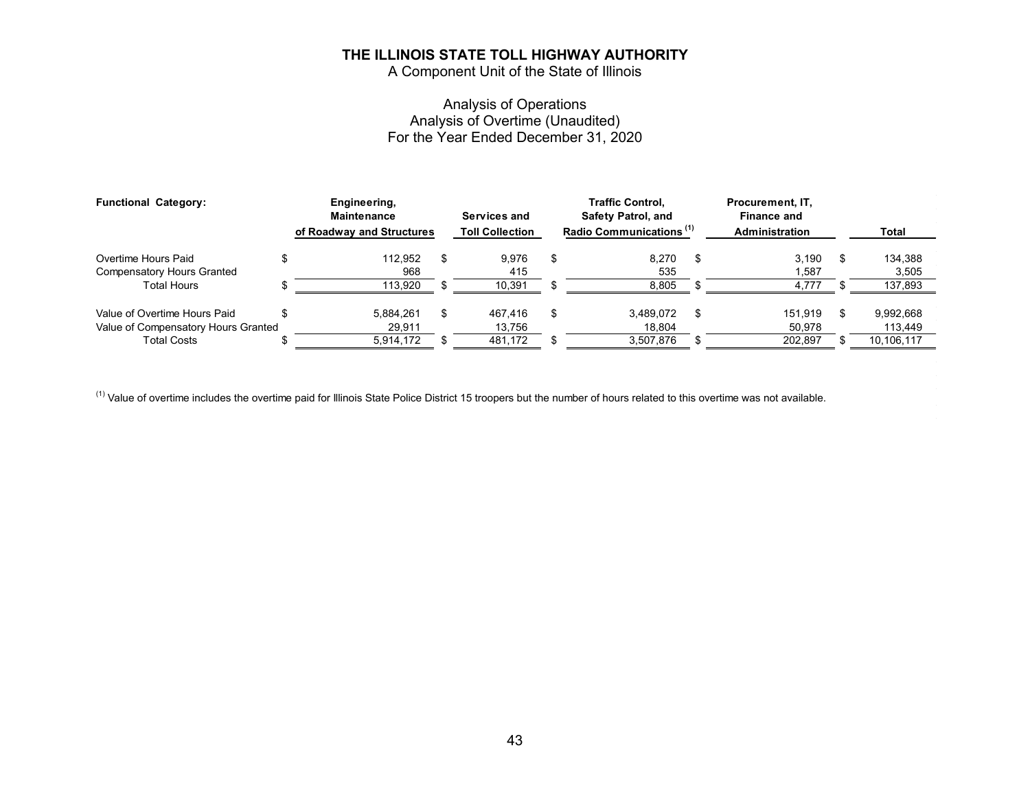# THE ILLINOIS STATE TOLL HIGHWAY AUTHORITY

A Component Unit of the State of Illinois

## Analysis of Operations
### Analysis of Overtime (Unaudited)
### For the Year Ended December 31, 2020

| Functional Category: | Engineering, Maintenance of Roadway and Structures | Services and Toll Collection | Traffic Control, Safety Patrol, and Radio Communications [1] | Procurement, IT, Finance and Administration | Total |
|---|---|---|---|---|---|
| Overtime Hours Paid | $ 112,952 | $ 9,976 | $ 8,270 | $ 3,190 | $ 134,388 |
| Compensatory Hours Granted | 968 | 415 | 535 | 1,587 | 3,505 |
| Total Hours | $ 113,920 | $ 10,391 | $ 8,805 | $ 4,777 | $ 137,893 |
| Value of Overtime Hours Paid | $ 5,884,261 | $ 467,416 | $ 3,489,072 | $ 151,919 | $ 9,992,668 |
| Value of Compensatory Hours Granted | 29,911 | 13,756 | 18,804 | 50,978 | 113,449 |
| Total Costs | $ 5,914,172 | $ 481,172 | $ 3,507,876 | $ 202,897 | $ 10,106,117 |

[1] Value of overtime includes the overtime paid for Illinois State Police District 15 troopers but the number of hours related to this overtime was not available.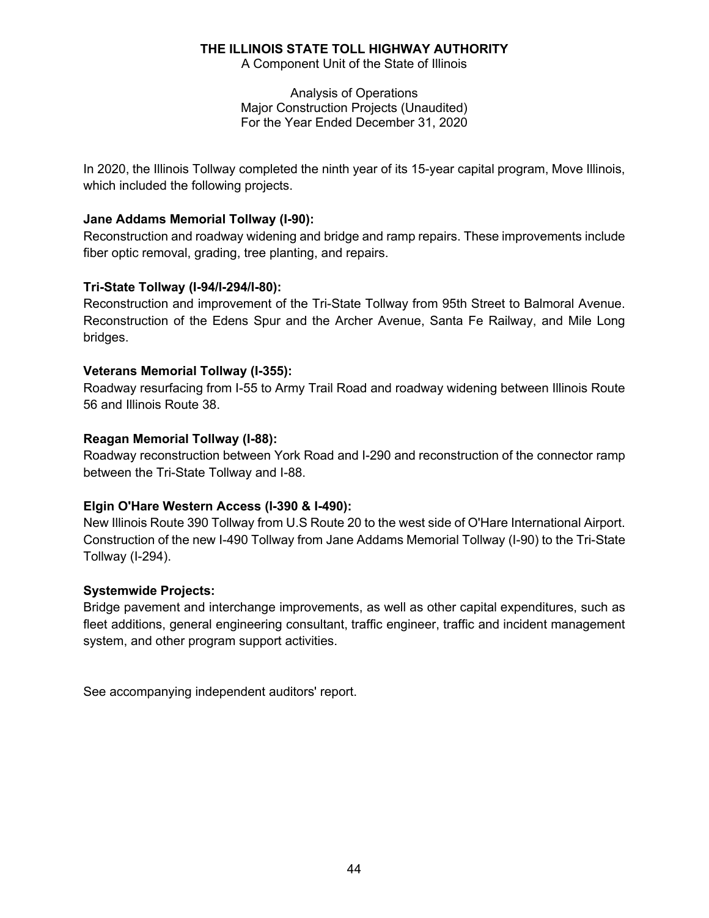# THE ILLINOIS STATE TOLL HIGHWAY AUTHORITY

A Component Unit of the State of Illinois

Analysis of Operations
Major Construction Projects (Unaudited)
For the Year Ended December 31, 2020

In 2020, the Illinois Tollway completed the ninth year of its 15-year capital program, Move Illinois, which included the following projects.

**Jane Addams Memorial Tollway (I-90):**
Reconstruction and roadway widening and bridge and ramp repairs. These improvements include fiber optic removal, grading, tree planting, and repairs.

**Tri-State Tollway (I-94/I-294/I-80):**
Reconstruction and improvement of the Tri-State Tollway from 95th Street to Balmoral Avenue. Reconstruction of the Edens Spur and the Archer Avenue, Santa Fe Railway, and Mile Long bridges.

**Veterans Memorial Tollway (I-355):**
Roadway resurfacing from I-55 to Army Trail Road and roadway widening between Illinois Route 56 and Illinois Route 38.

**Reagan Memorial Tollway (I-88):**
Roadway reconstruction between York Road and I-290 and reconstruction of the connector ramp between the Tri-State Tollway and I-88.

**Elgin O'Hare Western Access (I-390 & I-490):**
New Illinois Route 390 Tollway from U.S Route 20 to the west side of O'Hare International Airport. Construction of the new I-490 Tollway from Jane Addams Memorial Tollway (I-90) to the Tri-State Tollway (I-294).

**Systemwide Projects:**
Bridge pavement and interchange improvements, as well as other capital expenditures, such as fleet additions, general engineering consultant, traffic engineer, traffic and incident management system, and other program support activities.

See accompanying independent auditors' report.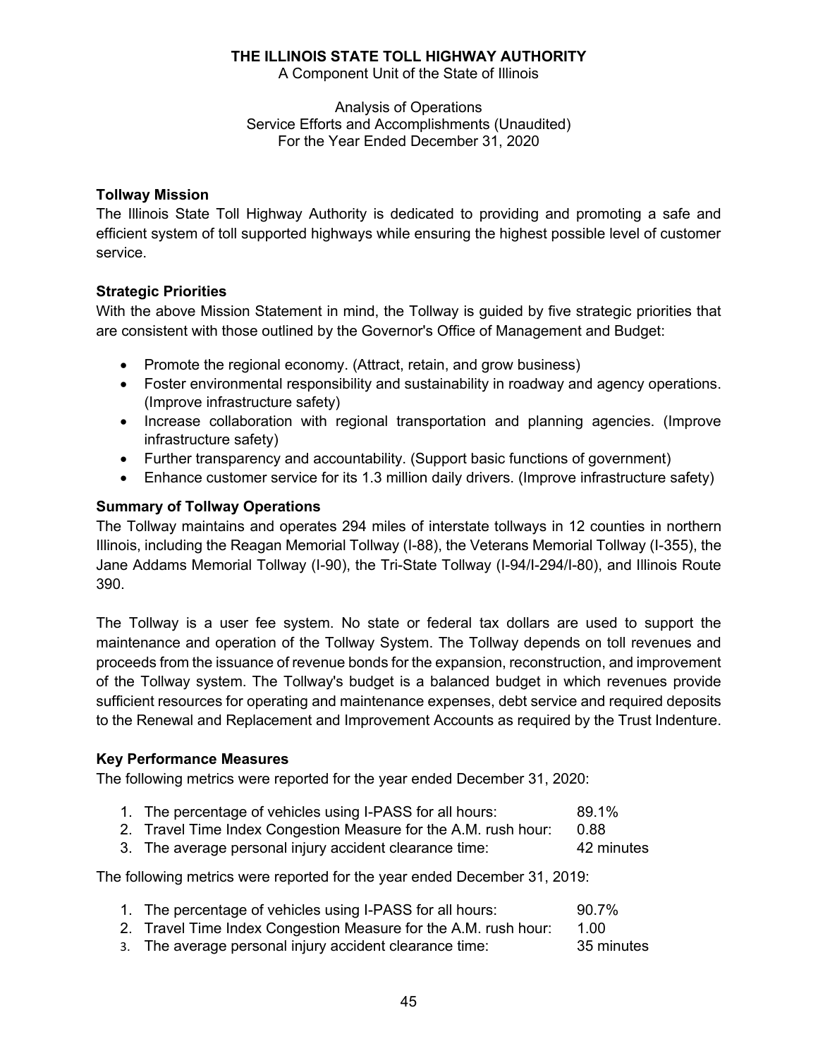# THE ILLINOIS STATE TOLL HIGHWAY AUTHORITY

A Component Unit of the State of Illinois

Analysis of Operations
Service Efforts and Accomplishments (Unaudited)
For the Year Ended December 31, 2020

## Tollway Mission

The Illinois State Toll Highway Authority is dedicated to providing and promoting a safe and efficient system of toll supported highways while ensuring the highest possible level of customer service.

## Strategic Priorities

With the above Mission Statement in mind, the Tollway is guided by five strategic priorities that are consistent with those outlined by the Governor's Office of Management and Budget:

- Promote the regional economy. (Attract, retain, and grow business)
- Foster environmental responsibility and sustainability in roadway and agency operations. (Improve infrastructure safety)
- Increase collaboration with regional transportation and planning agencies. (Improve infrastructure safety)
- Further transparency and accountability. (Support basic functions of government)
- Enhance customer service for its 1.3 million daily drivers. (Improve infrastructure safety)

## Summary of Tollway Operations

The Tollway maintains and operates 294 miles of interstate tollways in 12 counties in northern Illinois, including the Reagan Memorial Tollway (I-88), the Veterans Memorial Tollway (I-355), the Jane Addams Memorial Tollway (I-90), the Tri-State Tollway (I-94/I-294/I-80), and Illinois Route 390.

The Tollway is a user fee system. No state or federal tax dollars are used to support the maintenance and operation of the Tollway System. The Tollway depends on toll revenues and proceeds from the issuance of revenue bonds for the expansion, reconstruction, and improvement of the Tollway system. The Tollway's budget is a balanced budget in which revenues provide sufficient resources for operating and maintenance expenses, debt service and required deposits to the Renewal and Replacement and Improvement Accounts as required by the Trust Indenture.

## Key Performance Measures

The following metrics were reported for the year ended December 31, 2020:

1. The percentage of vehicles using I-PASS for all hours: 89.1%
2. Travel Time Index Congestion Measure for the A.M. rush hour: 0.88
3. The average personal injury accident clearance time: 42 minutes

The following metrics were reported for the year ended December 31, 2019:

1. The percentage of vehicles using I-PASS for all hours: 90.7%
2. Travel Time Index Congestion Measure for the A.M. rush hour: 1.00
3. The average personal injury accident clearance time: 35 minutes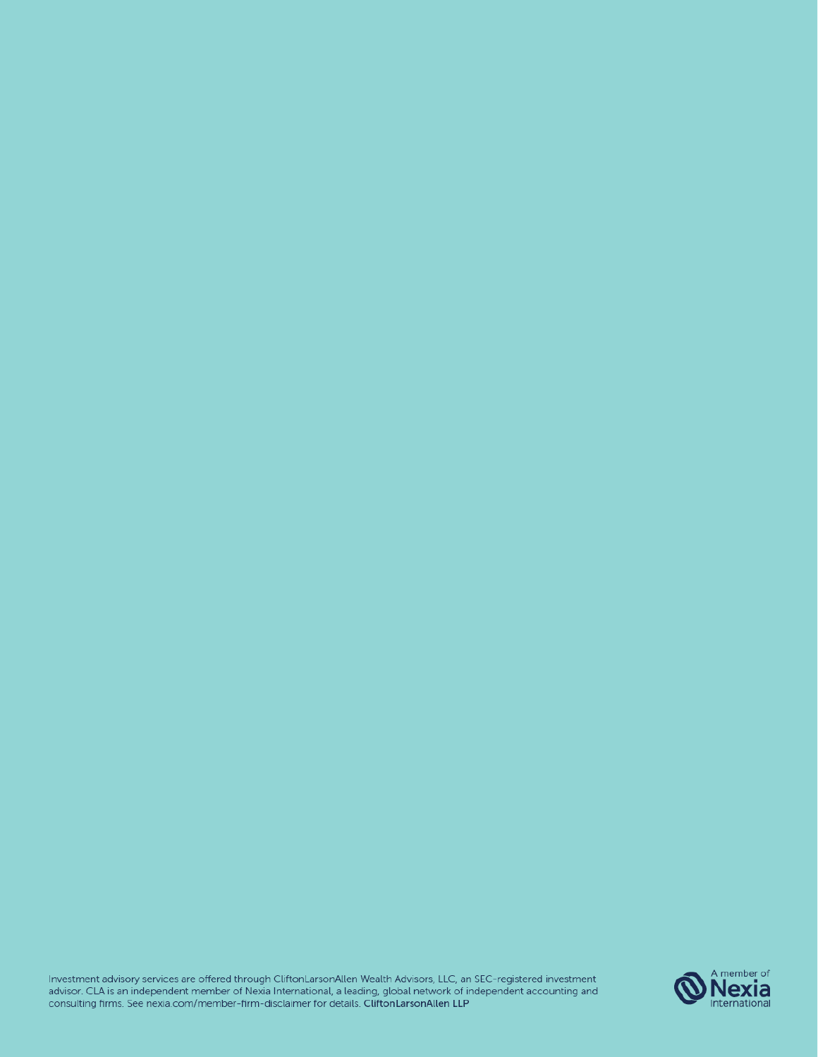Investment advisory services are offered through CliftonLarsonAllen Wealth Advisors, LLC, an SEC-registered investment advisor. CLA is an independent member of Nexia International, a leading, global network of independent accounting and consulting firms. See nexia.com/member-firm-disclaimer for details. **CliftonLarsonAllen LLP**

A member of Nexia International